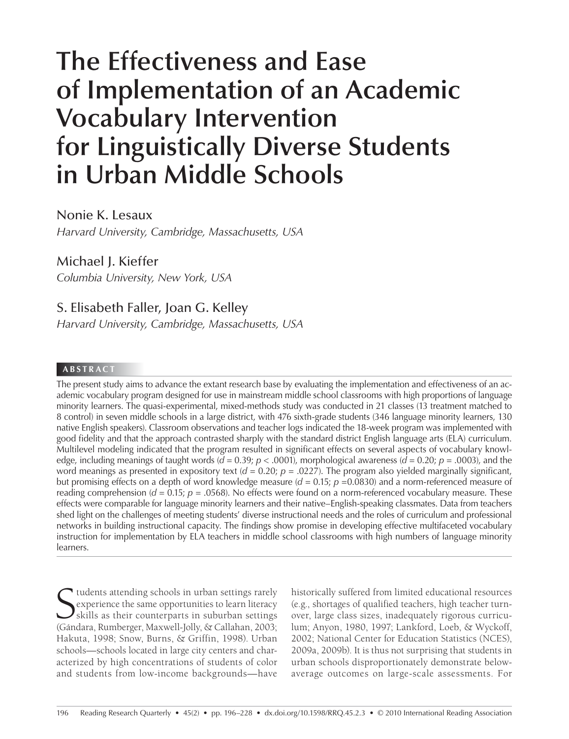# The Effectiveness and Ease of Implementation of an Academic Vocabulary Intervention for Linguistically Diverse Students in Urban Middle Schools

Nonie K. Lesaux
*Harvard University, Cambridge, Massachusetts, USA*

Michael J. Kieffer
*Columbia University, New York, USA*

S. Elisabeth Faller, Joan G. Kelley
*Harvard University, Cambridge, Massachusetts, USA*

## ABSTRACT

The present study aims to advance the extant research base by evaluating the implementation and effectiveness of an academic vocabulary program designed for use in mainstream middle school classrooms with high proportions of language minority learners. The quasi-experimental, mixed-methods study was conducted in 21 classes (13 treatment matched to 8 control) in seven middle schools in a large district, with 476 sixth-grade students (346 language minority learners, 130 native English speakers). Classroom observations and teacher logs indicated the 18-week program was implemented with good fidelity and that the approach contrasted sharply with the standard district English language arts (ELA) curriculum. Multilevel modeling indicated that the program resulted in significant effects on several aspects of vocabulary knowledge, including meanings of taught words ($d = 0.39$; $p < .0001$), morphological awareness ($d = 0.20$; $p = .0003$), and the word meanings as presented in expository text ($d = 0.20$; $p = .0227$). The program also yielded marginally significant, but promising effects on a depth of word knowledge measure ($d = 0.15$; $p = 0.0830$) and a norm-referenced measure of reading comprehension ($d = 0.15$; $p = .0568$). No effects were found on a norm-referenced vocabulary measure. These effects were comparable for language minority learners and their native–English-speaking classmates. Data from teachers shed light on the challenges of meeting students' diverse instructional needs and the roles of curriculum and professional networks in building instructional capacity. The findings show promise in developing effective multifaceted vocabulary instruction for implementation by ELA teachers in middle school classrooms with high numbers of language minority learners.

Students attending schools in urban settings rarely experience the same opportunities to learn literacy skills as their counterparts in suburban settings (Gándara, Rumberger, Maxwell-Jolly, & Callahan, 2003; Hakuta, 1998; Snow, Burns, & Griffin, 1998). Urban schools—schools located in large city centers and characterized by high concentrations of students of color and students from low-income backgrounds—have historically suffered from limited educational resources (e.g., shortages of qualified teachers, high teacher turnover, large class sizes, inadequately rigorous curriculum; Anyon, 1980, 1997; Lankford, Loeb, & Wyckoff, 2002; National Center for Education Statistics (NCES), 2009a, 2009b). It is thus not surprising that students in urban schools disproportionately demonstrate below-average outcomes on large-scale assessments. For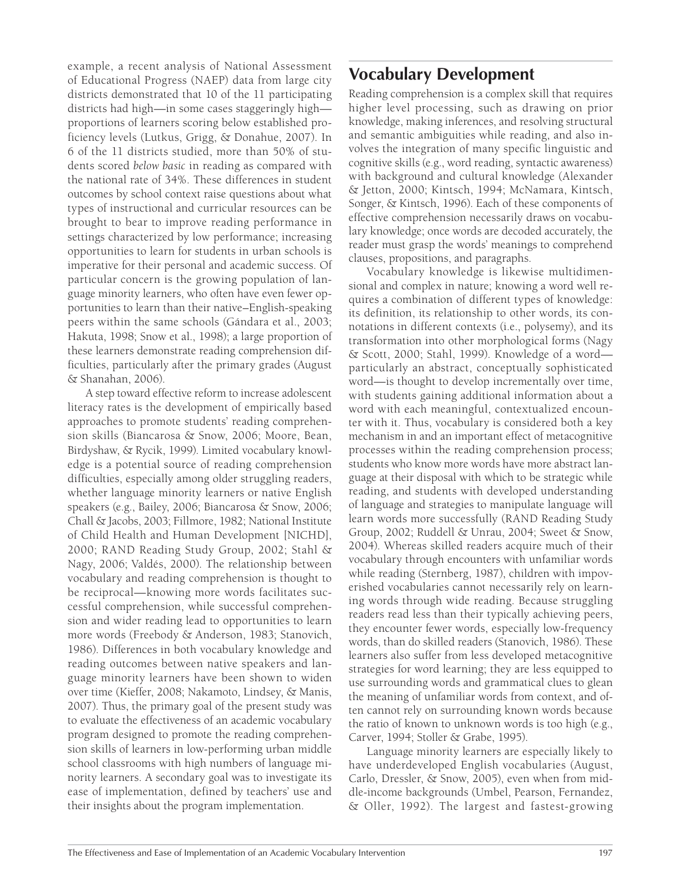example, a recent analysis of National Assessment of Educational Progress (NAEP) data from large city districts demonstrated that 10 of the 11 participating districts had high—in some cases staggeringly high—proportions of learners scoring below established proficiency levels (Lutkus, Grigg, & Donahue, 2007). In 6 of the 11 districts studied, more than 50% of students scored *below basic* in reading as compared with the national rate of 34%. These differences in student outcomes by school context raise questions about what types of instructional and curricular resources can be brought to bear to improve reading performance in settings characterized by low performance; increasing opportunities to learn for students in urban schools is imperative for their personal and academic success. Of particular concern is the growing population of language minority learners, who often have even fewer opportunities to learn than their native–English-speaking peers within the same schools (Gándara et al., 2003; Hakuta, 1998; Snow et al., 1998); a large proportion of these learners demonstrate reading comprehension difficulties, particularly after the primary grades (August & Shanahan, 2006).

A step toward effective reform to increase adolescent literacy rates is the development of empirically based approaches to promote students' reading comprehension skills (Biancarosa & Snow, 2006; Moore, Bean, Birdyshaw, & Rycik, 1999). Limited vocabulary knowledge is a potential source of reading comprehension difficulties, especially among older struggling readers, whether language minority learners or native English speakers (e.g., Bailey, 2006; Biancarosa & Snow, 2006; Chall & Jacobs, 2003; Fillmore, 1982; National Institute of Child Health and Human Development [NICHD], 2000; RAND Reading Study Group, 2002; Stahl & Nagy, 2006; Valdés, 2000). The relationship between vocabulary and reading comprehension is thought to be reciprocal—knowing more words facilitates successful comprehension, while successful comprehension and wider reading lead to opportunities to learn more words (Freebody & Anderson, 1983; Stanovich, 1986). Differences in both vocabulary knowledge and reading outcomes between native speakers and language minority learners have been shown to widen over time (Kieffer, 2008; Nakamoto, Lindsey, & Manis, 2007). Thus, the primary goal of the present study was to evaluate the effectiveness of an academic vocabulary program designed to promote the reading comprehension skills of learners in low-performing urban middle school classrooms with high numbers of language minority learners. A secondary goal was to investigate its ease of implementation, defined by teachers' use and their insights about the program implementation.

## Vocabulary Development

Reading comprehension is a complex skill that requires higher level processing, such as drawing on prior knowledge, making inferences, and resolving structural and semantic ambiguities while reading, and also involves the integration of many specific linguistic and cognitive skills (e.g., word reading, syntactic awareness) with background and cultural knowledge (Alexander & Jetton, 2000; Kintsch, 1994; McNamara, Kintsch, Songer, & Kintsch, 1996). Each of these components of effective comprehension necessarily draws on vocabulary knowledge; once words are decoded accurately, the reader must grasp the words' meanings to comprehend clauses, propositions, and paragraphs.

Vocabulary knowledge is likewise multidimensional and complex in nature; knowing a word well requires a combination of different types of knowledge: its definition, its relationship to other words, its connotations in different contexts (i.e., polysemy), and its transformation into other morphological forms (Nagy & Scott, 2000; Stahl, 1999). Knowledge of a word—particularly an abstract, conceptually sophisticated word—is thought to develop incrementally over time, with students gaining additional information about a word with each meaningful, contextualized encounter with it. Thus, vocabulary is considered both a key mechanism in and an important effect of metacognitive processes within the reading comprehension process; students who know more words have more abstract language at their disposal with which to be strategic while reading, and students with developed understanding of language and strategies to manipulate language will learn words more successfully (RAND Reading Study Group, 2002; Ruddell & Unrau, 2004; Sweet & Snow, 2004). Whereas skilled readers acquire much of their vocabulary through encounters with unfamiliar words while reading (Sternberg, 1987), children with impoverished vocabularies cannot necessarily rely on learning words through wide reading. Because struggling readers read less than their typically achieving peers, they encounter fewer words, especially low-frequency words, than do skilled readers (Stanovich, 1986). These learners also suffer from less developed metacognitive strategies for word learning; they are less equipped to use surrounding words and grammatical clues to glean the meaning of unfamiliar words from context, and often cannot rely on surrounding known words because the ratio of known to unknown words is too high (e.g., Carver, 1994; Stoller & Grabe, 1995).

Language minority learners are especially likely to have underdeveloped English vocabularies (August, Carlo, Dressler, & Snow, 2005), even when from middle-income backgrounds (Umbel, Pearson, Fernandez, & Oller, 1992). The largest and fastest-growing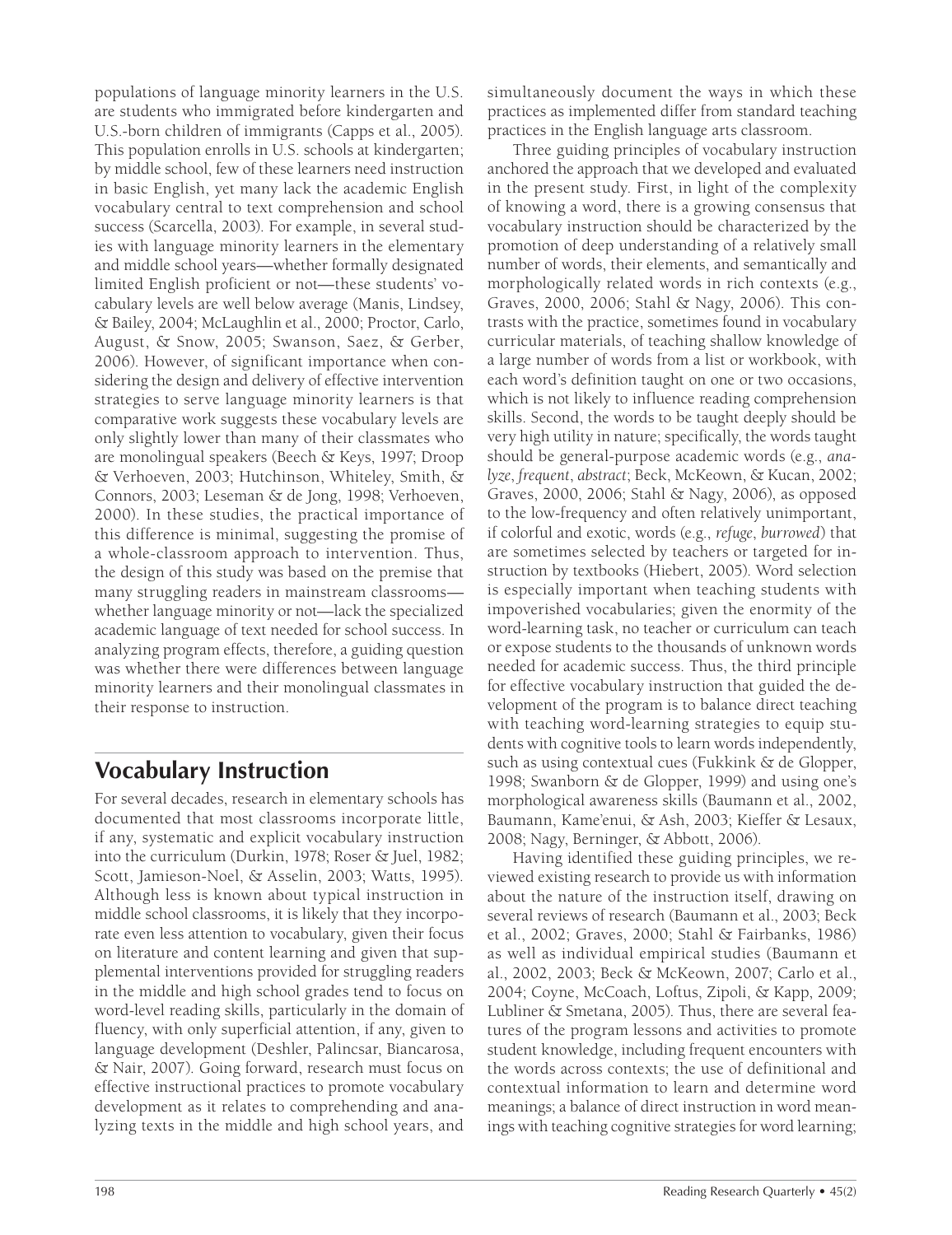populations of language minority learners in the U.S. are students who immigrated before kindergarten and U.S.-born children of immigrants (Capps et al., 2005). This population enrolls in U.S. schools at kindergarten; by middle school, few of these learners need instruction in basic English, yet many lack the academic English vocabulary central to text comprehension and school success (Scarcella, 2003). For example, in several studies with language minority learners in the elementary and middle school years—whether formally designated limited English proficient or not—these students' vocabulary levels are well below average (Manis, Lindsey, & Bailey, 2004; McLaughlin et al., 2000; Proctor, Carlo, August, & Snow, 2005; Swanson, Saez, & Gerber, 2006). However, of significant importance when considering the design and delivery of effective intervention strategies to serve language minority learners is that comparative work suggests these vocabulary levels are only slightly lower than many of their classmates who are monolingual speakers (Beech & Keys, 1997; Droop & Verhoeven, 2003; Hutchinson, Whiteley, Smith, & Connors, 2003; Leseman & de Jong, 1998; Verhoeven, 2000). In these studies, the practical importance of this difference is minimal, suggesting the promise of a whole-classroom approach to intervention. Thus, the design of this study was based on the premise that many struggling readers in mainstream classrooms—whether language minority or not—lack the specialized academic language of text needed for school success. In analyzing program effects, therefore, a guiding question was whether there were differences between language minority learners and their monolingual classmates in their response to instruction.

## Vocabulary Instruction

For several decades, research in elementary schools has documented that most classrooms incorporate little, if any, systematic and explicit vocabulary instruction into the curriculum (Durkin, 1978; Roser & Juel, 1982; Scott, Jamieson-Noel, & Asselin, 2003; Watts, 1995). Although less is known about typical instruction in middle school classrooms, it is likely that they incorporate even less attention to vocabulary, given their focus on literature and content learning and given that supplemental interventions provided for struggling readers in the middle and high school grades tend to focus on word-level reading skills, particularly in the domain of fluency, with only superficial attention, if any, given to language development (Deshler, Palincsar, Biancarosa, & Nair, 2007). Going forward, research must focus on effective instructional practices to promote vocabulary development as it relates to comprehending and analyzing texts in the middle and high school years, and simultaneously document the ways in which these practices as implemented differ from standard teaching practices in the English language arts classroom.

Three guiding principles of vocabulary instruction anchored the approach that we developed and evaluated in the present study. First, in light of the complexity of knowing a word, there is a growing consensus that vocabulary instruction should be characterized by the promotion of deep understanding of a relatively small number of words, their elements, and semantically and morphologically related words in rich contexts (e.g., Graves, 2000, 2006; Stahl & Nagy, 2006). This contrasts with the practice, sometimes found in vocabulary curricular materials, of teaching shallow knowledge of a large number of words from a list or workbook, with each word's definition taught on one or two occasions, which is not likely to influence reading comprehension skills. Second, the words to be taught deeply should be very high utility in nature; specifically, the words taught should be general-purpose academic words (e.g., *analyze*, *frequent*, *abstract*; Beck, McKeown, & Kucan, 2002; Graves, 2000, 2006; Stahl & Nagy, 2006), as opposed to the low-frequency and often relatively unimportant, if colorful and exotic, words (e.g., *refuge*, *burrowed*) that are sometimes selected by teachers or targeted for instruction by textbooks (Hiebert, 2005). Word selection is especially important when teaching students with impoverished vocabularies; given the enormity of the word-learning task, no teacher or curriculum can teach or expose students to the thousands of unknown words needed for academic success. Thus, the third principle for effective vocabulary instruction that guided the development of the program is to balance direct teaching with teaching word-learning strategies to equip students with cognitive tools to learn words independently, such as using contextual cues (Fukkink & de Glopper, 1998; Swanborn & de Glopper, 1999) and using one's morphological awareness skills (Baumann et al., 2002, Baumann, Kame'enui, & Ash, 2003; Kieffer & Lesaux, 2008; Nagy, Berninger, & Abbott, 2006).

Having identified these guiding principles, we reviewed existing research to provide us with information about the nature of the instruction itself, drawing on several reviews of research (Baumann et al., 2003; Beck et al., 2002; Graves, 2000; Stahl & Fairbanks, 1986) as well as individual empirical studies (Baumann et al., 2002, 2003; Beck & McKeown, 2007; Carlo et al., 2004; Coyne, McCoach, Loftus, Zipoli, & Kapp, 2009; Lubliner & Smetana, 2005). Thus, there are several features of the program lessons and activities to promote student knowledge, including frequent encounters with the words across contexts; the use of definitional and contextual information to learn and determine word meanings; a balance of direct instruction in word meanings with teaching cognitive strategies for word learning;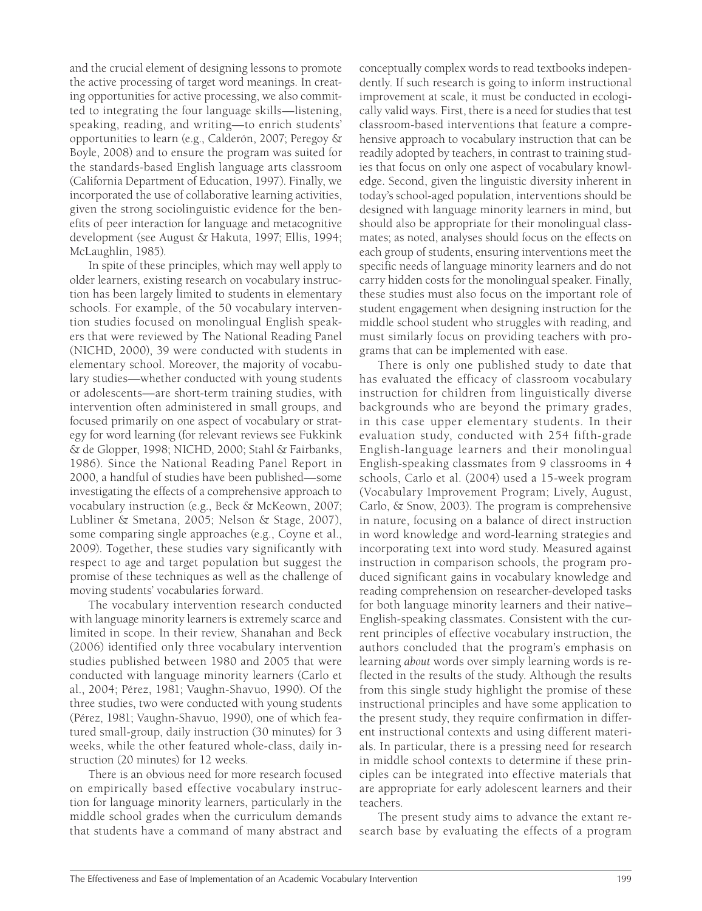and the crucial element of designing lessons to promote the active processing of target word meanings. In creating opportunities for active processing, we also committed to integrating the four language skills—listening, speaking, reading, and writing—to enrich students' opportunities to learn (e.g., Calderón, 2007; Peregoy & Boyle, 2008) and to ensure the program was suited for the standards-based English language arts classroom (California Department of Education, 1997). Finally, we incorporated the use of collaborative learning activities, given the strong sociolinguistic evidence for the benefits of peer interaction for language and metacognitive development (see August & Hakuta, 1997; Ellis, 1994; McLaughlin, 1985).

In spite of these principles, which may well apply to older learners, existing research on vocabulary instruction has been largely limited to students in elementary schools. For example, of the 50 vocabulary intervention studies focused on monolingual English speakers that were reviewed by The National Reading Panel (NICHD, 2000), 39 were conducted with students in elementary school. Moreover, the majority of vocabulary studies—whether conducted with young students or adolescents—are short-term training studies, with intervention often administered in small groups, and focused primarily on one aspect of vocabulary or strategy for word learning (for relevant reviews see Fukkink & de Glopper, 1998; NICHD, 2000; Stahl & Fairbanks, 1986). Since the National Reading Panel Report in 2000, a handful of studies have been published—some investigating the effects of a comprehensive approach to vocabulary instruction (e.g., Beck & McKeown, 2007; Lubliner & Smetana, 2005; Nelson & Stage, 2007), some comparing single approaches (e.g., Coyne et al., 2009). Together, these studies vary significantly with respect to age and target population but suggest the promise of these techniques as well as the challenge of moving students' vocabularies forward.

The vocabulary intervention research conducted with language minority learners is extremely scarce and limited in scope. In their review, Shanahan and Beck (2006) identified only three vocabulary intervention studies published between 1980 and 2005 that were conducted with language minority learners (Carlo et al., 2004; Pérez, 1981; Vaughn-Shavuo, 1990). Of the three studies, two were conducted with young students (Pérez, 1981; Vaughn-Shavuo, 1990), one of which featured small-group, daily instruction (30 minutes) for 3 weeks, while the other featured whole-class, daily instruction (20 minutes) for 12 weeks.

There is an obvious need for more research focused on empirically based effective vocabulary instruction for language minority learners, particularly in the middle school grades when the curriculum demands that students have a command of many abstract and conceptually complex words to read textbooks independently. If such research is going to inform instructional improvement at scale, it must be conducted in ecologically valid ways. First, there is a need for studies that test classroom-based interventions that feature a comprehensive approach to vocabulary instruction that can be readily adopted by teachers, in contrast to training studies that focus on only one aspect of vocabulary knowledge. Second, given the linguistic diversity inherent in today's school-aged population, interventions should be designed with language minority learners in mind, but should also be appropriate for their monolingual classmates; as noted, analyses should focus on the effects on each group of students, ensuring interventions meet the specific needs of language minority learners and do not carry hidden costs for the monolingual speaker. Finally, these studies must also focus on the important role of student engagement when designing instruction for the middle school student who struggles with reading, and must similarly focus on providing teachers with programs that can be implemented with ease.

There is only one published study to date that has evaluated the efficacy of classroom vocabulary instruction for children from linguistically diverse backgrounds who are beyond the primary grades, in this case upper elementary students. In their evaluation study, conducted with 254 fifth-grade English-language learners and their monolingual English-speaking classmates from 9 classrooms in 4 schools, Carlo et al. (2004) used a 15-week program (Vocabulary Improvement Program; Lively, August, Carlo, & Snow, 2003). The program is comprehensive in nature, focusing on a balance of direct instruction in word knowledge and word-learning strategies and incorporating text into word study. Measured against instruction in comparison schools, the program produced significant gains in vocabulary knowledge and reading comprehension on researcher-developed tasks for both language minority learners and their native–English-speaking classmates. Consistent with the current principles of effective vocabulary instruction, the authors concluded that the program's emphasis on learning *about* words over simply learning words is reflected in the results of the study. Although the results from this single study highlight the promise of these instructional principles and have some application to the present study, they require confirmation in different instructional contexts and using different materials. In particular, there is a pressing need for research in middle school contexts to determine if these principles can be integrated into effective materials that are appropriate for early adolescent learners and their teachers.

The present study aims to advance the extant research base by evaluating the effects of a program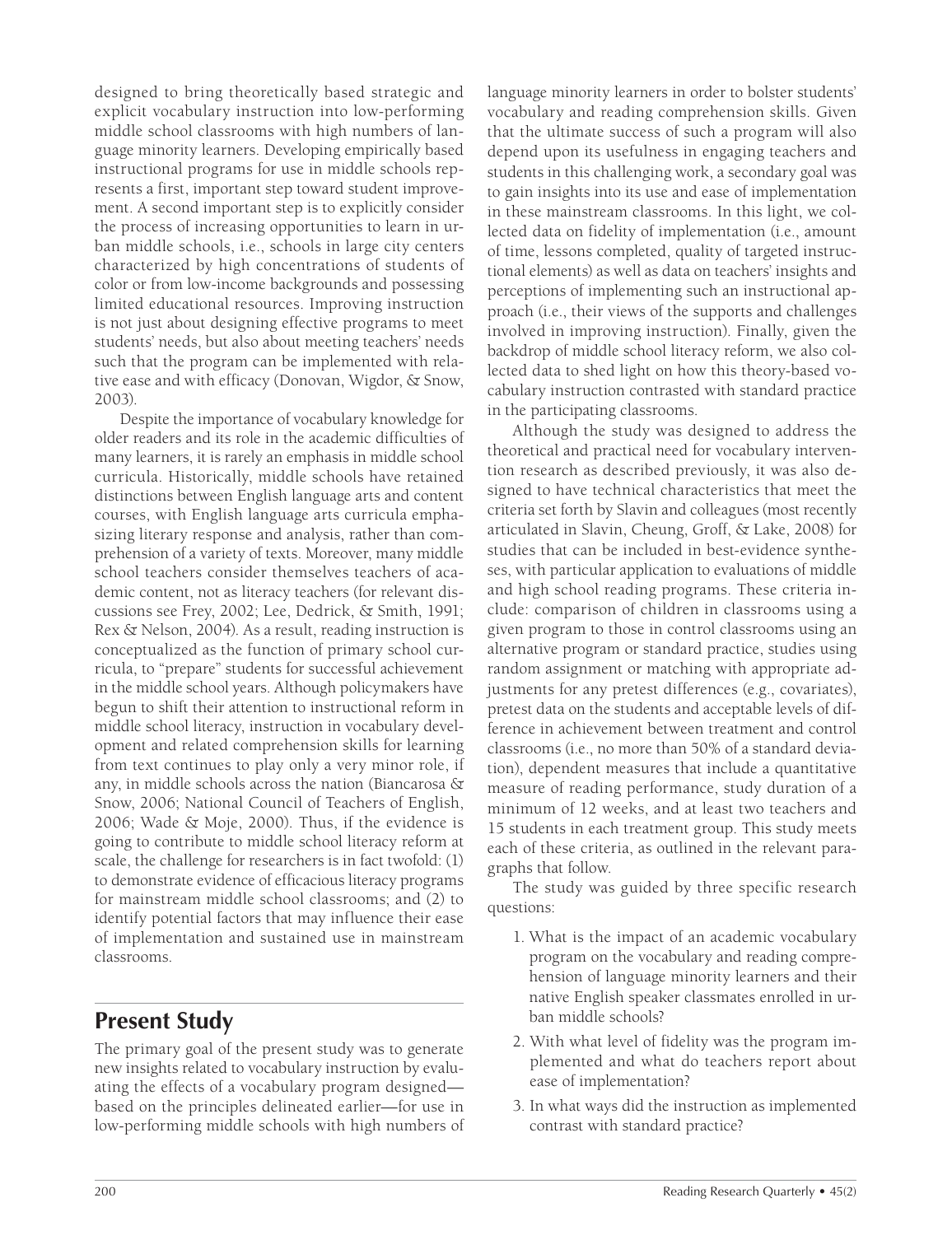designed to bring theoretically based strategic and explicit vocabulary instruction into low-performing middle school classrooms with high numbers of language minority learners. Developing empirically based instructional programs for use in middle schools represents a first, important step toward student improvement. A second important step is to explicitly consider the process of increasing opportunities to learn in urban middle schools, i.e., schools in large city centers characterized by high concentrations of students of color or from low-income backgrounds and possessing limited educational resources. Improving instruction is not just about designing effective programs to meet students' needs, but also about meeting teachers' needs such that the program can be implemented with relative ease and with efficacy (Donovan, Wigdor, & Snow, 2003).

Despite the importance of vocabulary knowledge for older readers and its role in the academic difficulties of many learners, it is rarely an emphasis in middle school curricula. Historically, middle schools have retained distinctions between English language arts and content courses, with English language arts curricula emphasizing literary response and analysis, rather than comprehension of a variety of texts. Moreover, many middle school teachers consider themselves teachers of academic content, not as literacy teachers (for relevant discussions see Frey, 2002; Lee, Dedrick, & Smith, 1991; Rex & Nelson, 2004). As a result, reading instruction is conceptualized as the function of primary school curricula, to "prepare" students for successful achievement in the middle school years. Although policymakers have begun to shift their attention to instructional reform in middle school literacy, instruction in vocabulary development and related comprehension skills for learning from text continues to play only a very minor role, if any, in middle schools across the nation (Biancarosa & Snow, 2006; National Council of Teachers of English, 2006; Wade & Moje, 2000). Thus, if the evidence is going to contribute to middle school literacy reform at scale, the challenge for researchers is in fact twofold: (1) to demonstrate evidence of efficacious literacy programs for mainstream middle school classrooms; and (2) to identify potential factors that may influence their ease of implementation and sustained use in mainstream classrooms.

## Present Study

The primary goal of the present study was to generate new insights related to vocabulary instruction by evaluating the effects of a vocabulary program designed—based on the principles delineated earlier—for use in low-performing middle schools with high numbers of language minority learners in order to bolster students' vocabulary and reading comprehension skills. Given that the ultimate success of such a program will also depend upon its usefulness in engaging teachers and students in this challenging work, a secondary goal was to gain insights into its use and ease of implementation in these mainstream classrooms. In this light, we collected data on fidelity of implementation (i.e., amount of time, lessons completed, quality of targeted instructional elements) as well as data on teachers' insights and perceptions of implementing such an instructional approach (i.e., their views of the supports and challenges involved in improving instruction). Finally, given the backdrop of middle school literacy reform, we also collected data to shed light on how this theory-based vocabulary instruction contrasted with standard practice in the participating classrooms.

Although the study was designed to address the theoretical and practical need for vocabulary intervention research as described previously, it was also designed to have technical characteristics that meet the criteria set forth by Slavin and colleagues (most recently articulated in Slavin, Cheung, Groff, & Lake, 2008) for studies that can be included in best-evidence syntheses, with particular application to evaluations of middle and high school reading programs. These criteria include: comparison of children in classrooms using a given program to those in control classrooms using an alternative program or standard practice, studies using random assignment or matching with appropriate adjustments for any pretest differences (e.g., covariates), pretest data on the students and acceptable levels of difference in achievement between treatment and control classrooms (i.e., no more than 50% of a standard deviation), dependent measures that include a quantitative measure of reading performance, study duration of a minimum of 12 weeks, and at least two teachers and 15 students in each treatment group. This study meets each of these criteria, as outlined in the relevant paragraphs that follow.

The study was guided by three specific research questions:

1. What is the impact of an academic vocabulary program on the vocabulary and reading comprehension of language minority learners and their native English speaker classmates enrolled in urban middle schools?
2. With what level of fidelity was the program implemented and what do teachers report about ease of implementation?
3. In what ways did the instruction as implemented contrast with standard practice?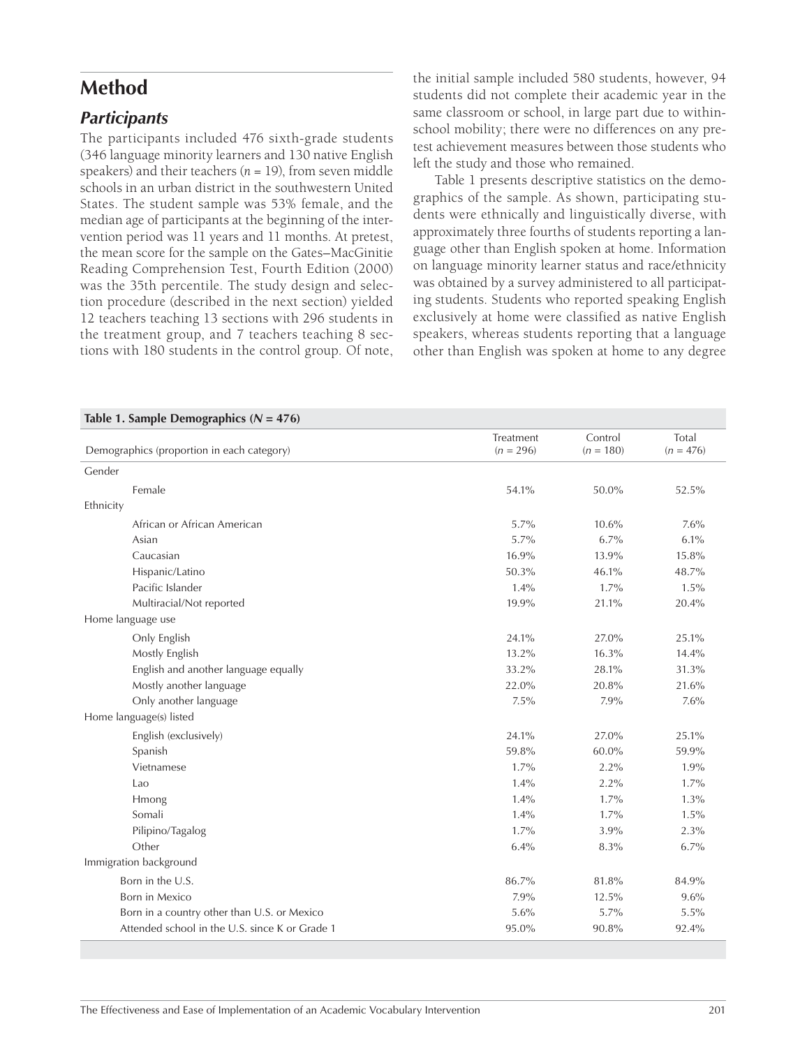## Method

### *Participants*

The participants included 476 sixth-grade students (346 language minority learners and 130 native English speakers) and their teachers ($n$ = 19), from seven middle schools in an urban district in the southwestern United States. The student sample was 53% female, and the median age of participants at the beginning of the intervention period was 11 years and 11 months. At pretest, the mean score for the sample on the Gates–MacGinitie Reading Comprehension Test, Fourth Edition (2000) was the 35th percentile. The study design and selection procedure (described in the next section) yielded 12 teachers teaching 13 sections with 296 students in the treatment group, and 7 teachers teaching 8 sections with 180 students in the control group. Of note, the initial sample included 580 students, however, 94 students did not complete their academic year in the same classroom or school, in large part due to within-school mobility; there were no differences on any pretest achievement measures between those students who left the study and those who remained.

Table 1 presents descriptive statistics on the demographics of the sample. As shown, participating students were ethnically and linguistically diverse, with approximately three fourths of students reporting a language other than English spoken at home. Information on language minority learner status and race/ethnicity was obtained by a survey administered to all participating students. Students who reported speaking English exclusively at home were classified as native English speakers, whereas students reporting that a language other than English was spoken at home to any degree

**Table 1. Sample Demographics ($N$ = 476)**

| Demographics (proportion in each category) | Treatment ($n$ = 296) | Control ($n$ = 180) | Total ($n$ = 476) |
|---|---|---|---|
| Gender | | | |
| Female | 54.1% | 50.0% | 52.5% |
| Ethnicity | | | |
| African or African American | 5.7% | 10.6% | 7.6% |
| Asian | 5.7% | 6.7% | 6.1% |
| Caucasian | 16.9% | 13.9% | 15.8% |
| Hispanic/Latino | 50.3% | 46.1% | 48.7% |
| Pacific Islander | 1.4% | 1.7% | 1.5% |
| Multiracial/Not reported | 19.9% | 21.1% | 20.4% |
| Home language use | | | |
| Only English | 24.1% | 27.0% | 25.1% |
| Mostly English | 13.2% | 16.3% | 14.4% |
| English and another language equally | 33.2% | 28.1% | 31.3% |
| Mostly another language | 22.0% | 20.8% | 21.6% |
| Only another language | 7.5% | 7.9% | 7.6% |
| Home language(s) listed | | | |
| English (exclusively) | 24.1% | 27.0% | 25.1% |
| Spanish | 59.8% | 60.0% | 59.9% |
| Vietnamese | 1.7% | 2.2% | 1.9% |
| Lao | 1.4% | 2.2% | 1.7% |
| Hmong | 1.4% | 1.7% | 1.3% |
| Somali | 1.4% | 1.7% | 1.5% |
| Pilipino/Tagalog | 1.7% | 3.9% | 2.3% |
| Other | 6.4% | 8.3% | 6.7% |
| Immigration background | | | |
| Born in the U.S. | 86.7% | 81.8% | 84.9% |
| Born in Mexico | 7.9% | 12.5% | 9.6% |
| Born in a country other than U.S. or Mexico | 5.6% | 5.7% | 5.5% |
| Attended school in the U.S. since K or Grade 1 | 95.0% | 90.8% | 92.4% |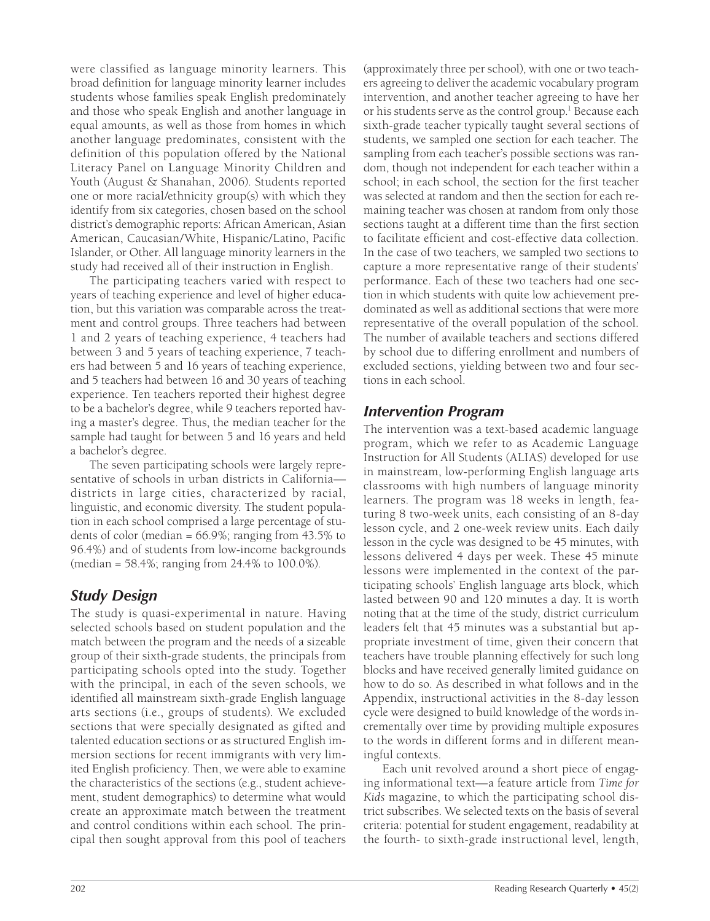were classified as language minority learners. This broad definition for language minority learner includes students whose families speak English predominately and those who speak English and another language in equal amounts, as well as those from homes in which another language predominates, consistent with the definition of this population offered by the National Literacy Panel on Language Minority Children and Youth (August & Shanahan, 2006). Students reported one or more racial/ethnicity group(s) with which they identify from six categories, chosen based on the school district's demographic reports: African American, Asian American, Caucasian/White, Hispanic/Latino, Pacific Islander, or Other. All language minority learners in the study had received all of their instruction in English.

The participating teachers varied with respect to years of teaching experience and level of higher education, but this variation was comparable across the treatment and control groups. Three teachers had between 1 and 2 years of teaching experience, 4 teachers had between 3 and 5 years of teaching experience, 7 teachers had between 5 and 16 years of teaching experience, and 5 teachers had between 16 and 30 years of teaching experience. Ten teachers reported their highest degree to be a bachelor's degree, while 9 teachers reported having a master's degree. Thus, the median teacher for the sample had taught for between 5 and 16 years and held a bachelor's degree.

The seven participating schools were largely representative of schools in urban districts in California—districts in large cities, characterized by racial, linguistic, and economic diversity. The student population in each school comprised a large percentage of students of color (median = 66.9%; ranging from 43.5% to 96.4%) and of students from low-income backgrounds (median = 58.4%; ranging from 24.4% to 100.0%).

## *Study Design*

The study is quasi-experimental in nature. Having selected schools based on student population and the match between the program and the needs of a sizeable group of their sixth-grade students, the principals from participating schools opted into the study. Together with the principal, in each of the seven schools, we identified all mainstream sixth-grade English language arts sections (i.e., groups of students). We excluded sections that were specially designated as gifted and talented education sections or as structured English immersion sections for recent immigrants with very limited English proficiency. Then, we were able to examine the characteristics of the sections (e.g., student achievement, student demographics) to determine what would create an approximate match between the treatment and control conditions within each school. The principal then sought approval from this pool of teachers (approximately three per school), with one or two teachers agreeing to deliver the academic vocabulary program intervention, and another teacher agreeing to have her or his students serve as the control group.[1] Because each sixth-grade teacher typically taught several sections of students, we sampled one section for each teacher. The sampling from each teacher's possible sections was random, though not independent for each teacher within a school; in each school, the section for the first teacher was selected at random and then the section for each remaining teacher was chosen at random from only those sections taught at a different time than the first section to facilitate efficient and cost-effective data collection. In the case of two teachers, we sampled two sections to capture a more representative range of their students' performance. Each of these two teachers had one section in which students with quite low achievement predominated as well as additional sections that were more representative of the overall population of the school. The number of available teachers and sections differed by school due to differing enrollment and numbers of excluded sections, yielding between two and four sections in each school.

## *Intervention Program*

The intervention was a text-based academic language program, which we refer to as Academic Language Instruction for All Students (ALIAS) developed for use in mainstream, low-performing English language arts classrooms with high numbers of language minority learners. The program was 18 weeks in length, featuring 8 two-week units, each consisting of an 8-day lesson cycle, and 2 one-week review units. Each daily lesson in the cycle was designed to be 45 minutes, with lessons delivered 4 days per week. These 45 minute lessons were implemented in the context of the participating schools' English language arts block, which lasted between 90 and 120 minutes a day. It is worth noting that at the time of the study, district curriculum leaders felt that 45 minutes was a substantial but appropriate investment of time, given their concern that teachers have trouble planning effectively for such long blocks and have received generally limited guidance on how to do so. As described in what follows and in the Appendix, instructional activities in the 8-day lesson cycle were designed to build knowledge of the words incrementally over time by providing multiple exposures to the words in different forms and in different meaningful contexts.

Each unit revolved around a short piece of engaging informational text—a feature article from *Time for Kids* magazine, to which the participating school district subscribes. We selected texts on the basis of several criteria: potential for student engagement, readability at the fourth- to sixth-grade instructional level, length,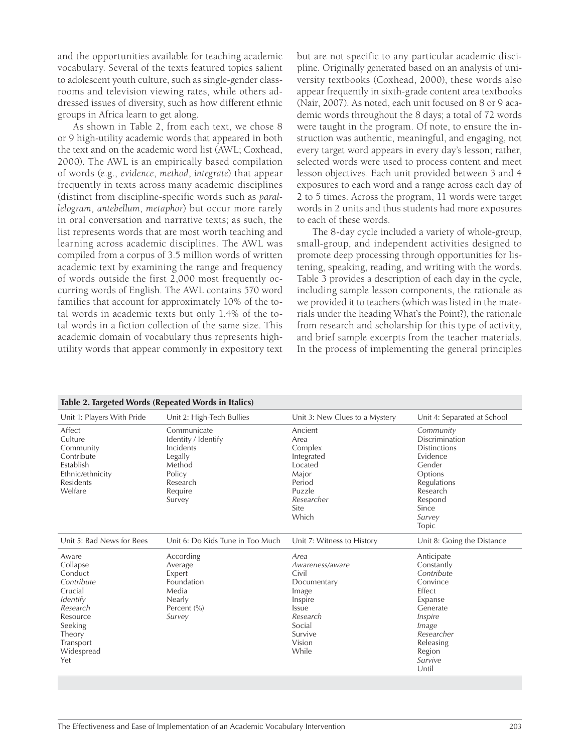and the opportunities available for teaching academic vocabulary. Several of the texts featured topics salient to adolescent youth culture, such as single-gender classrooms and television viewing rates, while others addressed issues of diversity, such as how different ethnic groups in Africa learn to get along.

As shown in Table 2, from each text, we chose 8 or 9 high-utility academic words that appeared in both the text and on the academic word list (AWL; Coxhead, 2000). The AWL is an empirically based compilation of words (e.g., *evidence*, *method*, *integrate*) that appear frequently in texts across many academic disciplines (distinct from discipline-specific words such as *parallelogram*, *antebellum*, *metaphor*) but occur more rarely in oral conversation and narrative texts; as such, the list represents words that are most worth teaching and learning across academic disciplines. The AWL was compiled from a corpus of 3.5 million words of written academic text by examining the range and frequency of words outside the first 2,000 most frequently occurring words of English. The AWL contains 570 word families that account for approximately 10% of the total words in academic texts but only 1.4% of the total words in a fiction collection of the same size. This academic domain of vocabulary thus represents high-utility words that appear commonly in expository text but are not specific to any particular academic discipline. Originally generated based on an analysis of university textbooks (Coxhead, 2000), these words also appear frequently in sixth-grade content area textbooks (Nair, 2007). As noted, each unit focused on 8 or 9 academic words throughout the 8 days; a total of 72 words were taught in the program. Of note, to ensure the instruction was authentic, meaningful, and engaging, not every target word appears in every day's lesson; rather, selected words were used to process content and meet lesson objectives. Each unit provided between 3 and 4 exposures to each word and a range across each day of 2 to 5 times. Across the program, 11 words were target words in 2 units and thus students had more exposures to each of these words.

The 8-day cycle included a variety of whole-group, small-group, and independent activities designed to promote deep processing through opportunities for listening, speaking, reading, and writing with the words. Table 3 provides a description of each day in the cycle, including sample lesson components, the rationale as we provided it to teachers (which was listed in the materials under the heading What's the Point?), the rationale from research and scholarship for this type of activity, and brief sample excerpts from the teacher materials. In the process of implementing the general principles

**Table 2. Targeted Words (Repeated Words in Italics)**

| Unit 1: Players With Pride | Unit 2: High-Tech Bullies | Unit 3: New Clues to a Mystery | Unit 4: Separated at School |
|---|---|---|---|
| Affect<br>Culture<br>Community<br>Contribute<br>Establish<br>Ethnic/ethnicity<br>Residents<br>Welfare | Communicate<br>Identity / Identify<br>Incidents<br>Legally<br>Method<br>Policy<br>Research<br>Require<br>Survey | Ancient<br>Area<br>Complex<br>Integrated<br>Located<br>Major<br>Period<br>Puzzle<br>*Researcher*<br>Site<br>Which | *Community*<br>Discrimination<br>Distinctions<br>Evidence<br>Gender<br>Options<br>Regulations<br>Research<br>Respond<br>Since<br>*Survey*<br>Topic |
| **Unit 5: Bad News for Bees** | **Unit 6: Do Kids Tune in Too Much** | **Unit 7: Witness to History** | **Unit 8: Going the Distance** |
| Aware<br>Collapse<br>Conduct<br>*Contribute*<br>Crucial<br>*Identify*<br>*Research*<br>Resource<br>Seeking<br>Theory<br>Transport<br>Widespread<br>Yet | According<br>Average<br>Expert<br>Foundation<br>Media<br>Nearly<br>Percent (%)<br>*Survey* | *Area*<br>*Awareness/aware*<br>Civil<br>Documentary<br>Image<br>Inspire<br>Issue<br>*Research*<br>Social<br>Survive<br>Vision<br>While | Anticipate<br>Constantly<br>*Contribute*<br>Convince<br>Effect<br>Expanse<br>Generate<br>*Inspire*<br>*Image*<br>*Researcher*<br>Releasing<br>Region<br>*Survive*<br>Until |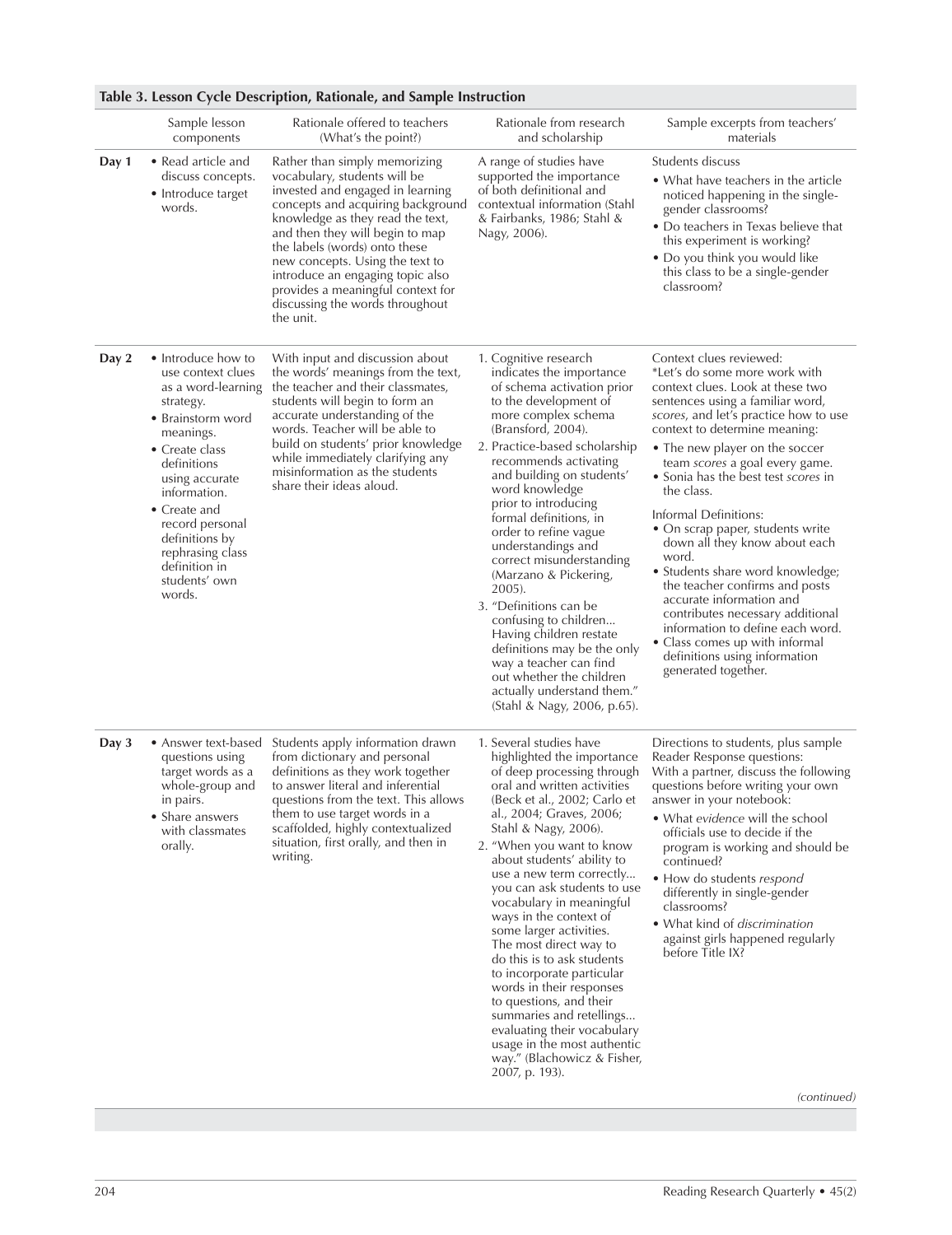**Table 3. Lesson Cycle Description, Rationale, and Sample Instruction**

| | Sample lesson components | Rationale offered to teachers (What's the point?) | Rationale from research and scholarship | Sample excerpts from teachers' materials |
|---|---|---|---|---|
| **Day 1** | • Read article and discuss concepts.<br>• Introduce target words. | Rather than simply memorizing vocabulary, students will be invested and engaged in learning concepts and acquiring background knowledge as they read the text, and then they will begin to map the labels (words) onto these new concepts. Using the text to introduce an engaging topic also provides a meaningful context for discussing the words throughout the unit. | A range of studies have supported the importance of both definitional and contextual information (Stahl & Fairbanks, 1986; Stahl & Nagy, 2006). | Students discuss<br>• What have teachers in the article noticed happening in the single-gender classrooms?<br>• Do teachers in Texas believe that this experiment is working?<br>• Do you think you would like this class to be a single-gender classroom? |
| **Day 2** | • Introduce how to use context clues as a word-learning strategy.<br>• Brainstorm word meanings.<br>• Create class definitions using accurate information.<br>• Create and record personal definitions by rephrasing class definition in students' own words. | With input and discussion about the words' meanings from the text, the teacher and their classmates, students will begin to form an accurate understanding of the words. Teacher will be able to build on students' prior knowledge while immediately clarifying any misinformation as the students share their ideas aloud. | 1. Cognitive research indicates the importance of schema activation prior to the development of more complex schema (Bransford, 2004).<br>2. Practice-based scholarship recommends activating and building on students' word knowledge prior to introducing formal definitions, in order to refine vague understandings and correct misunderstanding (Marzano & Pickering, 2005).<br>3. "Definitions can be confusing to children... Having children restate definitions may be the only way a teacher can find out whether the children actually understand them." (Stahl & Nagy, 2006, p.65). | Context clues reviewed:<br>*Let's do some more work with context clues. Look at these two sentences using a familiar word, *scores*, and let's practice how to use context to determine meaning:<br>• The new player on the soccer team *scores* a goal every game.<br>• Sonia has the best test *scores* in the class.<br>Informal Definitions:<br>• On scrap paper, students write down all they know about each word.<br>• Students share word knowledge; the teacher confirms and posts accurate information and contributes necessary additional information to define each word.<br>• Class comes up with informal definitions using information generated together. |
| **Day 3** | • Answer text-based questions using target words as a whole-group and in pairs.<br>• Share answers with classmates orally. | Students apply information drawn from dictionary and personal definitions as they work together to answer literal and inferential questions from the text. This allows them to use target words in a scaffolded, highly contextualized situation, first orally, and then in writing. | 1. Several studies have highlighted the importance of deep processing through oral and written activities (Beck et al., 2002; Carlo et al., 2004; Graves, 2006; Stahl & Nagy, 2006).<br>2. "When you want to know about students' ability to use a new term correctly... you can ask students to use vocabulary in meaningful ways in the context of some larger activities. The most direct way to do this is to ask students to incorporate particular words in their responses to questions, and their summaries and retellings... evaluating their vocabulary usage in the most authentic way." (Blachowicz & Fisher, 2007, p. 193). | Directions to students, plus sample Reader Response questions:<br>With a partner, discuss the following questions before writing your own answer in your notebook:<br>• What *evidence* will the school officials use to decide if the program is working and should be continued?<br>• How do students *respond* differently in single-gender classrooms?<br>• What kind of *discrimination* against girls happened regularly before Title IX? |

*(continued)*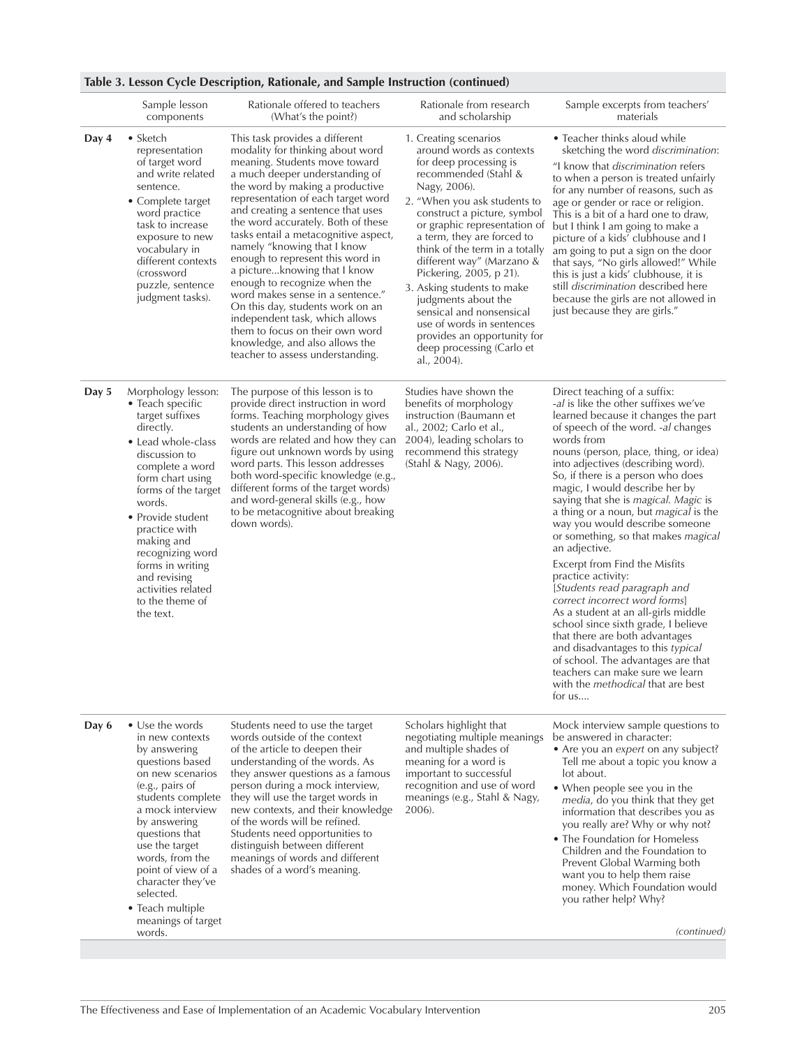**Table 3. Lesson Cycle Description, Rationale, and Sample Instruction (continued)**

| | Sample lesson components | Rationale offered to teachers (What's the point?) | Rationale from research and scholarship | Sample excerpts from teachers' materials |
|---|---|---|---|---|
| **Day 4** | • Sketch representation of target word and write related sentence.<br>• Complete target word practice task to increase exposure to new vocabulary in different contexts (crossword puzzle, sentence judgment tasks). | This task provides a different modality for thinking about word meaning. Students move toward a much deeper understanding of the word by making a productive representation of each target word and creating a sentence that uses the word accurately. Both of these tasks entail a metacognitive aspect, namely "knowing that I know enough to represent this word in a picture...knowing that I know enough to recognize when the word makes sense in a sentence." On this day, students work on an independent task, which allows them to focus on their own word knowledge, and also allows the teacher to assess understanding. | 1. Creating scenarios around words as contexts for deep processing is recommended (Stahl & Nagy, 2006).<br>2. "When you ask students to construct a picture, symbol or graphic representation of a term, they are forced to think of the term in a totally different way" (Marzano & Pickering, 2005, p 21).<br>3. Asking students to make judgments about the sensical and nonsensical use of words in sentences provides an opportunity for deep processing (Carlo et al., 2004). | • Teacher thinks aloud while sketching the word *discrimination*:<br>"I know that *discrimination* refers to when a person is treated unfairly for any number of reasons, such as age or gender or race or religion. This is a bit of a hard one to draw, but I think I am going to make a picture of a kids' clubhouse and I am going to put a sign on the door that says, "No girls allowed!" While this is just a kids' clubhouse, it is still *discrimination* described here because the girls are not allowed in just because they are girls." |
| **Day 5** | Morphology lesson:<br>• Teach specific target suffixes directly.<br>• Lead whole-class discussion to complete a word form chart using forms of the target words.<br>• Provide student practice with making and recognizing word forms in writing and revising activities related to the theme of the text. | The purpose of this lesson is to provide direct instruction in word forms. Teaching morphology gives students an understanding of how words are related and how they can figure out unknown words by using word parts. This lesson addresses both word-specific knowledge (e.g., different forms of the target words) and word-general skills (e.g., how to be metacognitive about breaking down words). | Studies have shown the benefits of morphology instruction (Baumann et al., 2002; Carlo et al., 2004), leading scholars to recommend this strategy (Stahl & Nagy, 2006). | Direct teaching of a suffix:<br>*-al* is like the other suffixes we've learned because it changes the part of speech of the word. *-al* changes words from nouns (person, place, thing, or idea) into adjectives (describing word). So, if there is a person who does magic, I would describe her by saying that she is *magical*. *Magic* is a thing or a noun, but *magical* is the way you would describe someone or something, so that makes *magical* an adjective.<br>Excerpt from Find the Misfits practice activity:<br>[*Students read paragraph and correct incorrect word forms*]<br>As a student at an all-girls middle school since sixth grade, I believe that there are both advantages and disadvantages to this *typical* of school. The advantages are that teachers can make sure we learn with the *methodical* that are best for us.... |
| **Day 6** | • Use the words in new contexts by answering questions based on new scenarios (e.g., pairs of students complete a mock interview by answering questions that use the target words, from the point of view of a character they've selected.<br>• Teach multiple meanings of target words. | Students need to use the target words outside of the context of the article to deepen their understanding of the words. As they answer questions as a famous person during a mock interview, they will use the target words in new contexts, and their knowledge of the words will be refined. Students need opportunities to distinguish between different meanings of words and different shades of a word's meaning. | Scholars highlight that negotiating multiple meanings and multiple shades of meaning for a word is important to successful recognition and use of word meanings (e.g., Stahl & Nagy, 2006). | Mock interview sample questions to be answered in character:<br>• Are you an *expert* on any subject? Tell me about a topic you know a lot about.<br>• When people see you in the *media*, do you think that they get information that describes you as you really are? Why or why not?<br>• The Foundation for Homeless Children and the Foundation to Prevent Global Warming both want you to help them raise money. Which Foundation would you rather help? Why? |

*(continued)*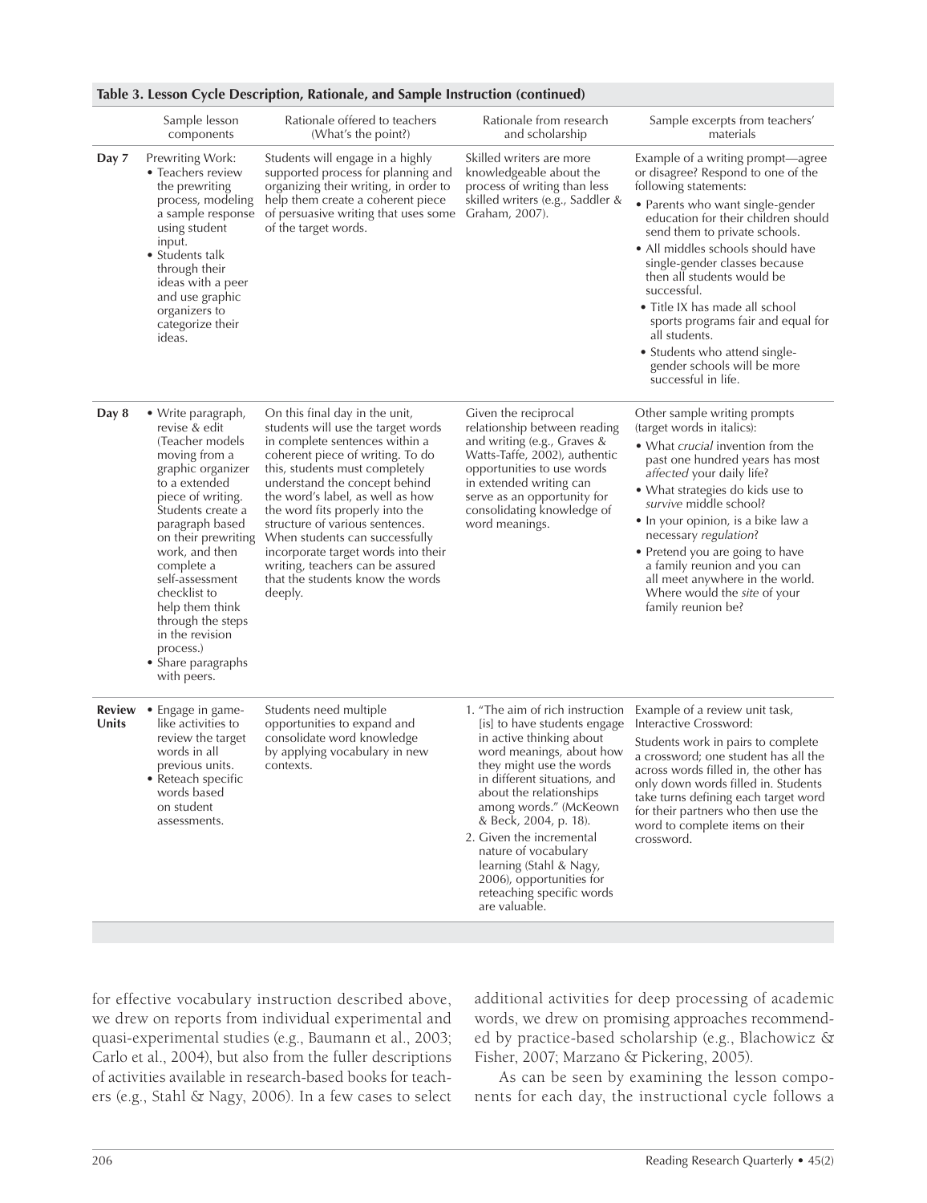**Table 3. Lesson Cycle Description, Rationale, and Sample Instruction (continued)**

| | Sample lesson components | Rationale offered to teachers (What's the point?) | Rationale from research and scholarship | Sample excerpts from teachers' materials |
|---|---|---|---|---|
| **Day 7** | Prewriting Work:<br>• Teachers review the prewriting process, modeling a sample response using student input.<br>• Students talk through their ideas with a peer and use graphic organizers to categorize their ideas. | Students will engage in a highly supported process for planning and organizing their writing, in order to help them create a coherent piece of persuasive writing that uses some of the target words. | Skilled writers are more knowledgeable about the process of writing than less skilled writers (e.g., Saddler & Graham, 2007). | Example of a writing prompt—agree or disagree? Respond to one of the following statements:<br>• Parents who want single-gender education for their children should send them to private schools.<br>• All middles schools should have single-gender classes because then all students would be successful.<br>• Title IX has made all school sports programs fair and equal for all students.<br>• Students who attend single-gender schools will be more successful in life. |
| **Day 8** | • Write paragraph, revise & edit (Teacher models moving from a graphic organizer to a extended piece of writing. Students create a paragraph based on their prewriting work, and then complete a self-assessment checklist to help them think through the steps in the revision process.)<br>• Share paragraphs with peers. | On this final day in the unit, students will use the target words in complete sentences within a coherent piece of writing. To do this, students must completely understand the concept behind the word's label, as well as how the word fits properly into the structure of various sentences. When students can successfully incorporate target words into their writing, teachers can be assured that the students know the words deeply. | Given the reciprocal relationship between reading and writing (e.g., Graves & Watts-Taffe, 2002), authentic opportunities to use words in extended writing can serve as an opportunity for consolidating knowledge of word meanings. | Other sample writing prompts (target words in italics):<br>• What *crucial* invention from the past one hundred years has most *affected* your daily life?<br>• What strategies do kids use to *survive* middle school?<br>• In your opinion, is a bike law a necessary *regulation*?<br>• Pretend you are going to have a family reunion and you can all meet anywhere in the world. Where would the *site* of your family reunion be? |
| **Review Units** | • Engage in game-like activities to review the target words in all previous units.<br>• Reteach specific words based on student assessments. | Students need multiple opportunities to expand and consolidate word knowledge by applying vocabulary in new contexts. | 1. "The aim of rich instruction [is] to have students engage in active thinking about word meanings, about how they might use the words in different situations, and about the relationships among words." (McKeown & Beck, 2004, p. 18).<br>2. Given the incremental nature of vocabulary learning (Stahl & Nagy, 2006), opportunities for reteaching specific words are valuable. | Example of a review unit task, Interactive Crossword:<br>Students work in pairs to complete a crossword; one student has all the across words filled in, the other has only down words filled in. Students take turns defining each target word for their partners who then use the word to complete items on their crossword. |

for effective vocabulary instruction described above, we drew on reports from individual experimental and quasi-experimental studies (e.g., Baumann et al., 2003; Carlo et al., 2004), but also from the fuller descriptions of activities available in research-based books for teachers (e.g., Stahl & Nagy, 2006). In a few cases to select additional activities for deep processing of academic words, we drew on promising approaches recommended by practice-based scholarship (e.g., Blachowicz & Fisher, 2007; Marzano & Pickering, 2005).

As can be seen by examining the lesson components for each day, the instructional cycle follows a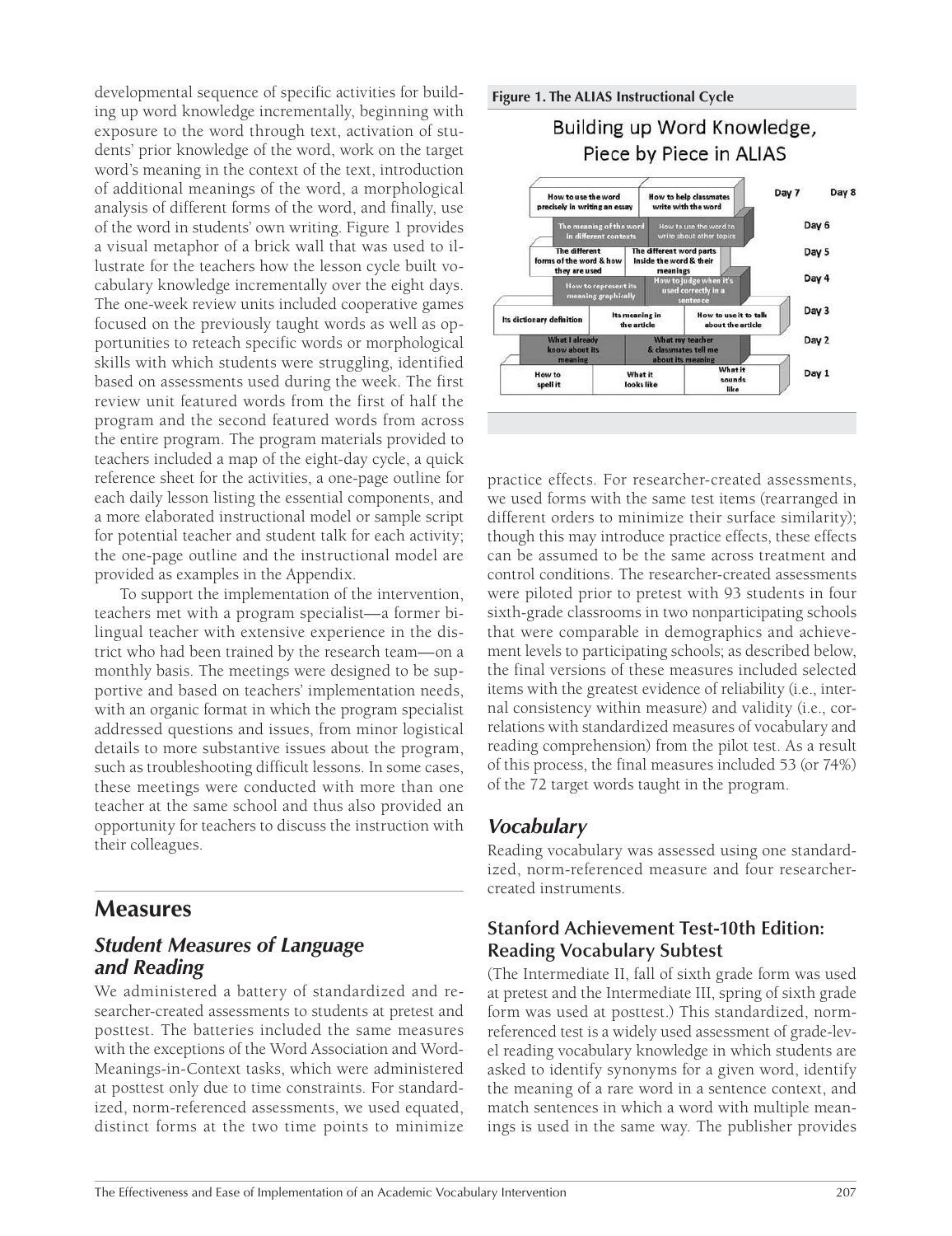developmental sequence of specific activities for building up word knowledge incrementally, beginning with exposure to the word through text, activation of students' prior knowledge of the word, work on the target word's meaning in the context of the text, introduction of additional meanings of the word, a morphological analysis of different forms of the word, and finally, use of the word in students' own writing. Figure 1 provides a visual metaphor of a brick wall that was used to illustrate for the teachers how the lesson cycle built vocabulary knowledge incrementally over the eight days. The one-week review units included cooperative games focused on the previously taught words as well as opportunities to reteach specific words or morphological skills with which students were struggling, identified based on assessments used during the week. The first review unit featured words from the first of half the program and the second featured words from across the entire program. The program materials provided to teachers included a map of the eight-day cycle, a quick reference sheet for the activities, a one-page outline for each daily lesson listing the essential components, and a more elaborated instructional model or sample script for potential teacher and student talk for each activity; the one-page outline and the instructional model are provided as examples in the Appendix.

To support the implementation of the intervention, teachers met with a program specialist—a former bilingual teacher with extensive experience in the district who had been trained by the research team—on a monthly basis. The meetings were designed to be supportive and based on teachers' implementation needs, with an organic format in which the program specialist addressed questions and issues, from minor logistical details to more substantive issues about the program, such as troubleshooting difficult lessons. In some cases, these meetings were conducted with more than one teacher at the same school and thus also provided an opportunity for teachers to discuss the instruction with their colleagues.

**Figure 1. The ALIAS Instructional Cycle**

Building up Word Knowledge, Piece by Piece in ALIAS

Day 8: How to use the word precisely in writing an essay; How to help classmates write with the word
Day 7
Day 6: The meaning of the word in different contexts; How to use the word to write about other topics
Day 5: The different forms of the word & how they are used; The different word parts inside the word & their meanings
Day 4: How to represent its meaning graphically; How to judge when it's used correctly in a sentence
Day 3: Its dictionary definition; Its meaning in the article; How to use it to talk about the article
Day 2: What I already know about its meaning; What my teacher & classmates tell me about its meaning
Day 1: How to spell it; What it looks like; What it sounds like

# Measures

## Student Measures of Language and Reading

We administered a battery of standardized and researcher-created assessments to students at pretest and posttest. The batteries included the same measures with the exceptions of the Word Association and Word-Meanings-in-Context tasks, which were administered at posttest only due to time constraints. For standardized, norm-referenced assessments, we used equated, distinct forms at the two time points to minimize practice effects. For researcher-created assessments, we used forms with the same test items (rearranged in different orders to minimize their surface similarity); though this may introduce practice effects, these effects can be assumed to be the same across treatment and control conditions. The researcher-created assessments were piloted prior to pretest with 93 students in four sixth-grade classrooms in two nonparticipating schools that were comparable in demographics and achievement levels to participating schools; as described below, the final versions of these measures included selected items with the greatest evidence of reliability (i.e., internal consistency within measure) and validity (i.e., correlations with standardized measures of vocabulary and reading comprehension) from the pilot test. As a result of this process, the final measures included 53 (or 74%) of the 72 target words taught in the program.

## Vocabulary

Reading vocabulary was assessed using one standardized, norm-referenced measure and four researcher-created instruments.

### Stanford Achievement Test-10th Edition: Reading Vocabulary Subtest

(The Intermediate II, fall of sixth grade form was used at pretest and the Intermediate III, spring of sixth grade form was used at posttest.) This standardized, norm-referenced test is a widely used assessment of grade-level reading vocabulary knowledge in which students are asked to identify synonyms for a given word, identify the meaning of a rare word in a sentence context, and match sentences in which a word with multiple meanings is used in the same way. The publisher provides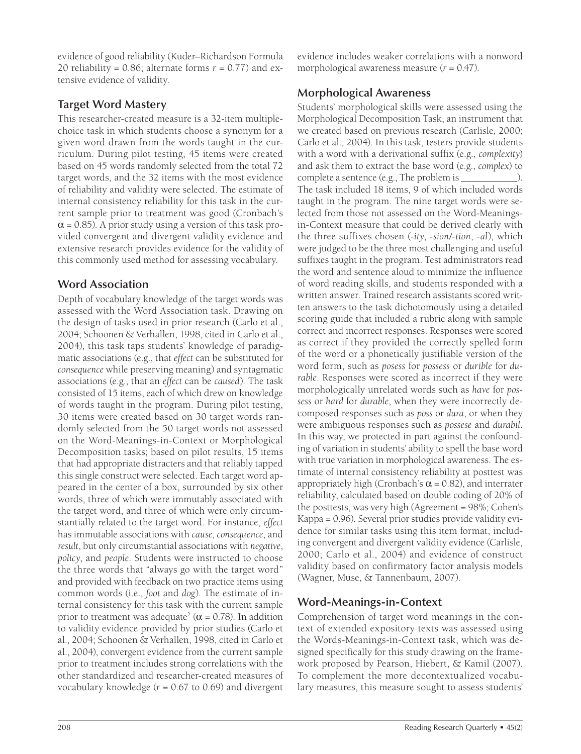evidence of good reliability (Kuder–Richardson Formula 20 reliability = 0.86; alternate forms $r = 0.77$) and extensive evidence of validity.

## Target Word Mastery

This researcher-created measure is a 32-item multiple-choice task in which students choose a synonym for a given word drawn from the words taught in the curriculum. During pilot testing, 45 items were created based on 45 words randomly selected from the total 72 target words, and the 32 items with the most evidence of reliability and validity were selected. The estimate of internal consistency reliability for this task in the current sample prior to treatment was good (Cronbach's $\alpha = 0.85$). A prior study using a version of this task provided convergent and divergent validity evidence and extensive research provides evidence for the validity of this commonly used method for assessing vocabulary.

## Word Association

Depth of vocabulary knowledge of the target words was assessed with the Word Association task. Drawing on the design of tasks used in prior research (Carlo et al., 2004; Schoonen & Verhallen, 1998, cited in Carlo et al., 2004), this task taps students' knowledge of paradigmatic associations (e.g., that *effect* can be substituted for *consequence* while preserving meaning) and syntagmatic associations (e.g., that an *effect* can be *caused*). The task consisted of 15 items, each of which drew on knowledge of words taught in the program. During pilot testing, 30 items were created based on 30 target words randomly selected from the 50 target words not assessed on the Word-Meanings-in-Context or Morphological Decomposition tasks; based on pilot results, 15 items that had appropriate distracters and that reliably tapped this single construct were selected. Each target word appeared in the center of a box, surrounded by six other words, three of which were immutably associated with the target word, and three of which were only circumstantially related to the target word. For instance, *effect* has immutable associations with *cause*, *consequence*, and *result*, but only circumstantial associations with *negative*, *policy*, and *people*. Students were instructed to choose the three words that "always go with the target word" and provided with feedback on two practice items using common words (i.e., *foot* and *dog*). The estimate of internal consistency for this task with the current sample prior to treatment was adequate[2] ($\alpha = 0.78$). In addition to validity evidence provided by prior studies (Carlo et al., 2004; Schoonen & Verhallen, 1998, cited in Carlo et al., 2004), convergent evidence from the current sample prior to treatment includes strong correlations with the other standardized and researcher-created measures of vocabulary knowledge ($r = 0.67$ to $0.69$) and divergent evidence includes weaker correlations with a nonword morphological awareness measure ($r = 0.47$).

## Morphological Awareness

Students' morphological skills were assessed using the Morphological Decomposition Task, an instrument that we created based on previous research (Carlisle, 2000; Carlo et al., 2004). In this task, testers provide students with a word with a derivational suffix (e.g., *complexity*) and ask them to extract the base word (e.g., *complex*) to complete a sentence (e.g., The problem is ___________). The task included 18 items, 9 of which included words taught in the program. The nine target words were selected from those not assessed on the Word-Meanings-in-Context measure that could be derived clearly with the three suffixes chosen (*-ity*, *-sion/-tion*, *-al*), which were judged to be the three most challenging and useful suffixes taught in the program. Test administrators read the word and sentence aloud to minimize the influence of word reading skills, and students responded with a written answer. Trained research assistants scored written answers to the task dichotomously using a detailed scoring guide that included a rubric along with sample correct and incorrect responses. Responses were scored as correct if they provided the correctly spelled form of the word or a phonetically justifiable version of the word form, such as *posess* for *possess* or *durible* for *durable*. Responses were scored as incorrect if they were morphologically unrelated words such as *have* for *possess* or *hard* for *durable*, when they were incorrectly decomposed responses such as *poss* or *dura*, or when they were ambiguous responses such as *possese* and *durabil*. In this way, we protected in part against the confounding of variation in students' ability to spell the base word with true variation in morphological awareness. The estimate of internal consistency reliability at posttest was appropriately high (Cronbach's $\alpha = 0.82$), and interrater reliability, calculated based on double coding of 20% of the posttests, was very high (Agreement = 98%; Cohen's Kappa = 0.96). Several prior studies provide validity evidence for similar tasks using this item format, including convergent and divergent validity evidence (Carlisle, 2000; Carlo et al., 2004) and evidence of construct validity based on confirmatory factor analysis models (Wagner, Muse, & Tannenbaum, 2007).

## Word-Meanings-in-Context

Comprehension of target word meanings in the context of extended expository texts was assessed using the Words-Meanings-in-Context task, which was designed specifically for this study drawing on the framework proposed by Pearson, Hiebert, & Kamil (2007). To complement the more decontextualized vocabulary measures, this measure sought to assess students'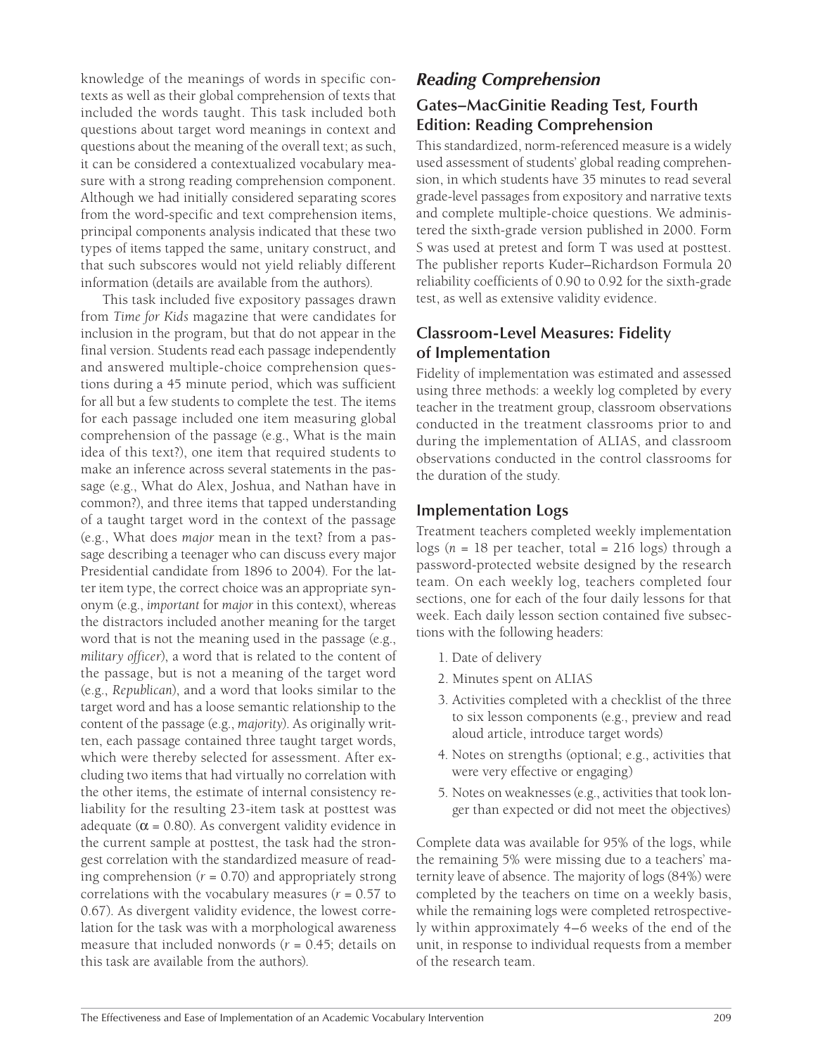knowledge of the meanings of words in specific contexts as well as their global comprehension of texts that included the words taught. This task included both questions about target word meanings in context and questions about the meaning of the overall text; as such, it can be considered a contextualized vocabulary measure with a strong reading comprehension component. Although we had initially considered separating scores from the word-specific and text comprehension items, principal components analysis indicated that these two types of items tapped the same, unitary construct, and that such subscores would not yield reliably different information (details are available from the authors).

This task included five expository passages drawn from *Time for Kids* magazine that were candidates for inclusion in the program, but that do not appear in the final version. Students read each passage independently and answered multiple-choice comprehension questions during a 45 minute period, which was sufficient for all but a few students to complete the test. The items for each passage included one item measuring global comprehension of the passage (e.g., What is the main idea of this text?), one item that required students to make an inference across several statements in the passage (e.g., What do Alex, Joshua, and Nathan have in common?), and three items that tapped understanding of a taught target word in the context of the passage (e.g., What does *major* mean in the text? from a passage describing a teenager who can discuss every major Presidential candidate from 1896 to 2004). For the latter item type, the correct choice was an appropriate synonym (e.g., *important* for *major* in this context), whereas the distractors included another meaning for the target word that is not the meaning used in the passage (e.g., *military officer*), a word that is related to the content of the passage, but is not a meaning of the target word (e.g., *Republican*), and a word that looks similar to the target word and has a loose semantic relationship to the content of the passage (e.g., *majority*). As originally written, each passage contained three taught target words, which were thereby selected for assessment. After excluding two items that had virtually no correlation with the other items, the estimate of internal consistency reliability for the resulting 23-item task at posttest was adequate ($\alpha = 0.80$). As convergent validity evidence in the current sample at posttest, the task had the strongest correlation with the standardized measure of reading comprehension ($r = 0.70$) and appropriately strong correlations with the vocabulary measures ($r = 0.57$ to 0.67). As divergent validity evidence, the lowest correlation for the task was with a morphological awareness measure that included nonwords ($r = 0.45$; details on this task are available from the authors).

## *Reading Comprehension*

### Gates–MacGinitie Reading Test, Fourth Edition: Reading Comprehension

This standardized, norm-referenced measure is a widely used assessment of students' global reading comprehension, in which students have 35 minutes to read several grade-level passages from expository and narrative texts and complete multiple-choice questions. We administered the sixth-grade version published in 2000. Form S was used at pretest and form T was used at posttest. The publisher reports Kuder–Richardson Formula 20 reliability coefficients of 0.90 to 0.92 for the sixth-grade test, as well as extensive validity evidence.

### Classroom-Level Measures: Fidelity of Implementation

Fidelity of implementation was estimated and assessed using three methods: a weekly log completed by every teacher in the treatment group, classroom observations conducted in the treatment classrooms prior to and during the implementation of ALIAS, and classroom observations conducted in the control classrooms for the duration of the study.

### Implementation Logs

Treatment teachers completed weekly implementation logs ($n$ = 18 per teacher, total = 216 logs) through a password-protected website designed by the research team. On each weekly log, teachers completed four sections, one for each of the four daily lessons for that week. Each daily lesson section contained five subsections with the following headers:

1. Date of delivery
2. Minutes spent on ALIAS
3. Activities completed with a checklist of the three to six lesson components (e.g., preview and read aloud article, introduce target words)
4. Notes on strengths (optional; e.g., activities that were very effective or engaging)
5. Notes on weaknesses (e.g., activities that took longer than expected or did not meet the objectives)

Complete data was available for 95% of the logs, while the remaining 5% were missing due to a teachers' maternity leave of absence. The majority of logs (84%) were completed by the teachers on time on a weekly basis, while the remaining logs were completed retrospectively within approximately 4–6 weeks of the end of the unit, in response to individual requests from a member of the research team.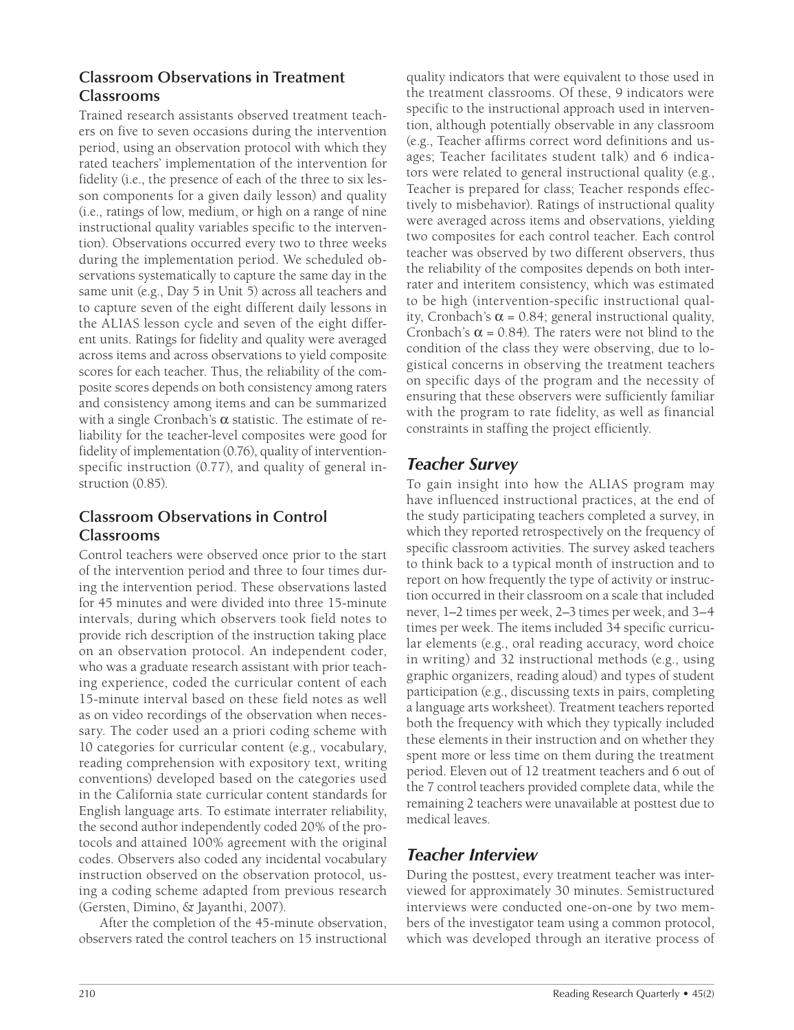### Classroom Observations in Treatment Classrooms

Trained research assistants observed treatment teachers on five to seven occasions during the intervention period, using an observation protocol with which they rated teachers' implementation of the intervention for fidelity (i.e., the presence of each of the three to six lesson components for a given daily lesson) and quality (i.e., ratings of low, medium, or high on a range of nine instructional quality variables specific to the intervention). Observations occurred every two to three weeks during the implementation period. We scheduled observations systematically to capture the same day in the same unit (e.g., Day 5 in Unit 5) across all teachers and to capture seven of the eight different daily lessons in the ALIAS lesson cycle and seven of the eight different units. Ratings for fidelity and quality were averaged across items and across observations to yield composite scores for each teacher. Thus, the reliability of the composite scores depends on both consistency among raters and consistency among items and can be summarized with a single Cronbach's $\alpha$ statistic. The estimate of reliability for the teacher-level composites were good for fidelity of implementation (0.76), quality of intervention-specific instruction (0.77), and quality of general instruction (0.85).

### Classroom Observations in Control Classrooms

Control teachers were observed once prior to the start of the intervention period and three to four times during the intervention period. These observations lasted for 45 minutes and were divided into three 15-minute intervals, during which observers took field notes to provide rich description of the instruction taking place on an observation protocol. An independent coder, who was a graduate research assistant with prior teaching experience, coded the curricular content of each 15-minute interval based on these field notes as well as on video recordings of the observation when necessary. The coder used an a priori coding scheme with 10 categories for curricular content (e.g., vocabulary, reading comprehension with expository text, writing conventions) developed based on the categories used in the California state curricular content standards for English language arts. To estimate interrater reliability, the second author independently coded 20% of the protocols and attained 100% agreement with the original codes. Observers also coded any incidental vocabulary instruction observed on the observation protocol, using a coding scheme adapted from previous research (Gersten, Dimino, & Jayanthi, 2007).

After the completion of the 45-minute observation, observers rated the control teachers on 15 instructional quality indicators that were equivalent to those used in the treatment classrooms. Of these, 9 indicators were specific to the instructional approach used in intervention, although potentially observable in any classroom (e.g., Teacher affirms correct word definitions and usages; Teacher facilitates student talk) and 6 indicators were related to general instructional quality (e.g., Teacher is prepared for class; Teacher responds effectively to misbehavior). Ratings of instructional quality were averaged across items and observations, yielding two composites for each control teacher. Each control teacher was observed by two different observers, thus the reliability of the composites depends on both interrater and interitem consistency, which was estimated to be high (intervention-specific instructional quality, Cronbach's $\alpha$ = 0.84; general instructional quality, Cronbach's $\alpha$ = 0.84). The raters were not blind to the condition of the class they were observing, due to logistical concerns in observing the treatment teachers on specific days of the program and the necessity of ensuring that these observers were sufficiently familiar with the program to rate fidelity, as well as financial constraints in staffing the project efficiently.

## *Teacher Survey*

To gain insight into how the ALIAS program may have influenced instructional practices, at the end of the study participating teachers completed a survey, in which they reported retrospectively on the frequency of specific classroom activities. The survey asked teachers to think back to a typical month of instruction and to report on how frequently the type of activity or instruction occurred in their classroom on a scale that included never, 1–2 times per week, 2–3 times per week, and 3–4 times per week. The items included 34 specific curricular elements (e.g., oral reading accuracy, word choice in writing) and 32 instructional methods (e.g., using graphic organizers, reading aloud) and types of student participation (e.g., discussing texts in pairs, completing a language arts worksheet). Treatment teachers reported both the frequency with which they typically included these elements in their instruction and on whether they spent more or less time on them during the treatment period. Eleven out of 12 treatment teachers and 6 out of the 7 control teachers provided complete data, while the remaining 2 teachers were unavailable at posttest due to medical leaves.

## *Teacher Interview*

During the posttest, every treatment teacher was interviewed for approximately 30 minutes. Semistructured interviews were conducted one-on-one by two members of the investigator team using a common protocol, which was developed through an iterative process of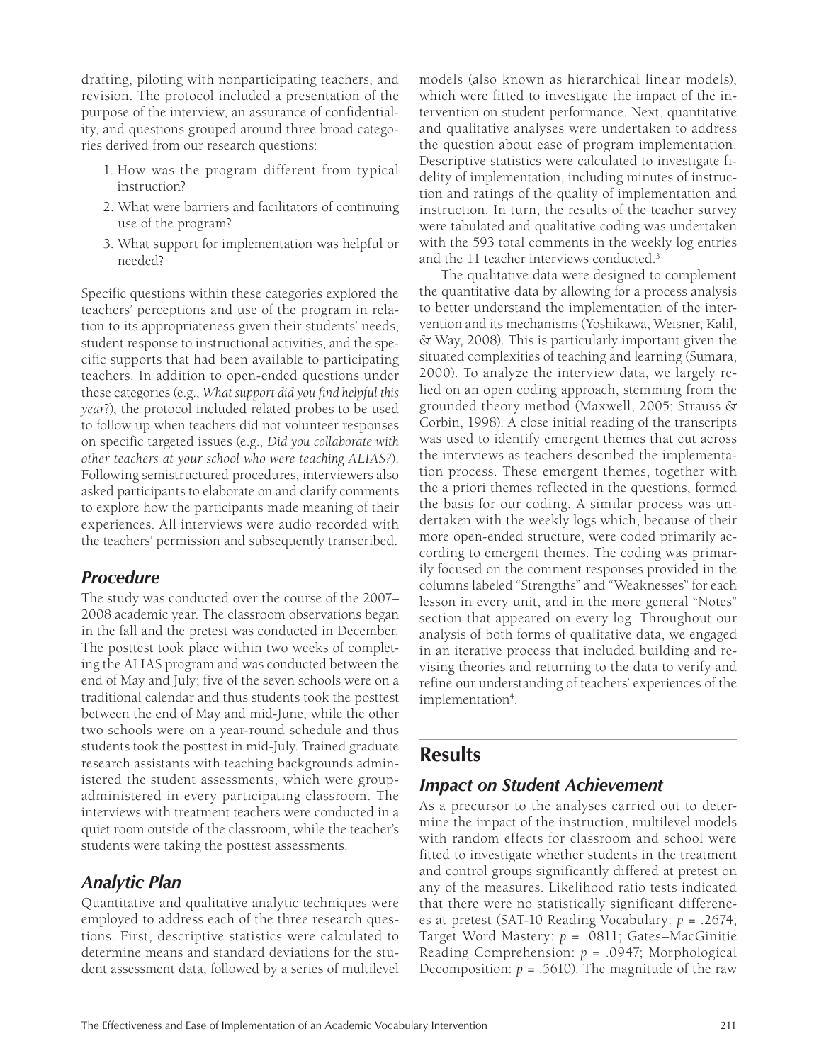drafting, piloting with nonparticipating teachers, and revision. The protocol included a presentation of the purpose of the interview, an assurance of confidentiality, and questions grouped around three broad categories derived from our research questions:

1. How was the program different from typical instruction?
2. What were barriers and facilitators of continuing use of the program?
3. What support for implementation was helpful or needed?

Specific questions within these categories explored the teachers' perceptions and use of the program in relation to its appropriateness given their students' needs, student response to instructional activities, and the specific supports that had been available to participating teachers. In addition to open-ended questions under these categories (e.g., *What support did you find helpful this year?*), the protocol included related probes to be used to follow up when teachers did not volunteer responses on specific targeted issues (e.g., *Did you collaborate with other teachers at your school who were teaching ALIAS?*). Following semistructured procedures, interviewers also asked participants to elaborate on and clarify comments to explore how the participants made meaning of their experiences. All interviews were audio recorded with the teachers' permission and subsequently transcribed.

### Procedure

The study was conducted over the course of the 2007–2008 academic year. The classroom observations began in the fall and the pretest was conducted in December. The posttest took place within two weeks of completing the ALIAS program and was conducted between the end of May and July; five of the seven schools were on a traditional calendar and thus students took the posttest between the end of May and mid-June, while the other two schools were on a year-round schedule and thus students took the posttest in mid-July. Trained graduate research assistants with teaching backgrounds administered the student assessments, which were group-administered in every participating classroom. The interviews with treatment teachers were conducted in a quiet room outside of the classroom, while the teacher's students were taking the posttest assessments.

### Analytic Plan

Quantitative and qualitative analytic techniques were employed to address each of the three research questions. First, descriptive statistics were calculated to determine means and standard deviations for the student assessment data, followed by a series of multilevel models (also known as hierarchical linear models), which were fitted to investigate the impact of the intervention on student performance. Next, quantitative and qualitative analyses were undertaken to address the question about ease of program implementation. Descriptive statistics were calculated to investigate fidelity of implementation, including minutes of instruction and ratings of the quality of implementation and instruction. In turn, the results of the teacher survey were tabulated and qualitative coding was undertaken with the 593 total comments in the weekly log entries and the 11 teacher interviews conducted.[3]

The qualitative data were designed to complement the quantitative data by allowing for a process analysis to better understand the implementation of the intervention and its mechanisms (Yoshikawa, Weisner, Kalil, & Way, 2008). This is particularly important given the situated complexities of teaching and learning (Sumara, 2000). To analyze the interview data, we largely relied on an open coding approach, stemming from the grounded theory method (Maxwell, 2005; Strauss & Corbin, 1998). A close initial reading of the transcripts was used to identify emergent themes that cut across the interviews as teachers described the implementation process. These emergent themes, together with the a priori themes reflected in the questions, formed the basis for our coding. A similar process was undertaken with the weekly logs which, because of their more open-ended structure, were coded primarily according to emergent themes. The coding was primarily focused on the comment responses provided in the columns labeled "Strengths" and "Weaknesses" for each lesson in every unit, and in the more general "Notes" section that appeared on every log. Throughout our analysis of both forms of qualitative data, we engaged in an iterative process that included building and revising theories and returning to the data to verify and refine our understanding of teachers' experiences of the implementation[4].

## Results

### Impact on Student Achievement

As a precursor to the analyses carried out to determine the impact of the instruction, multilevel models with random effects for classroom and school were fitted to investigate whether students in the treatment and control groups significantly differed at pretest on any of the measures. Likelihood ratio tests indicated that there were no statistically significant differences at pretest (SAT-10 Reading Vocabulary: $p = .2674$; Target Word Mastery: $p = .0811$; Gates–MacGinitie Reading Comprehension: $p = .0947$; Morphological Decomposition: $p = .5610$). The magnitude of the raw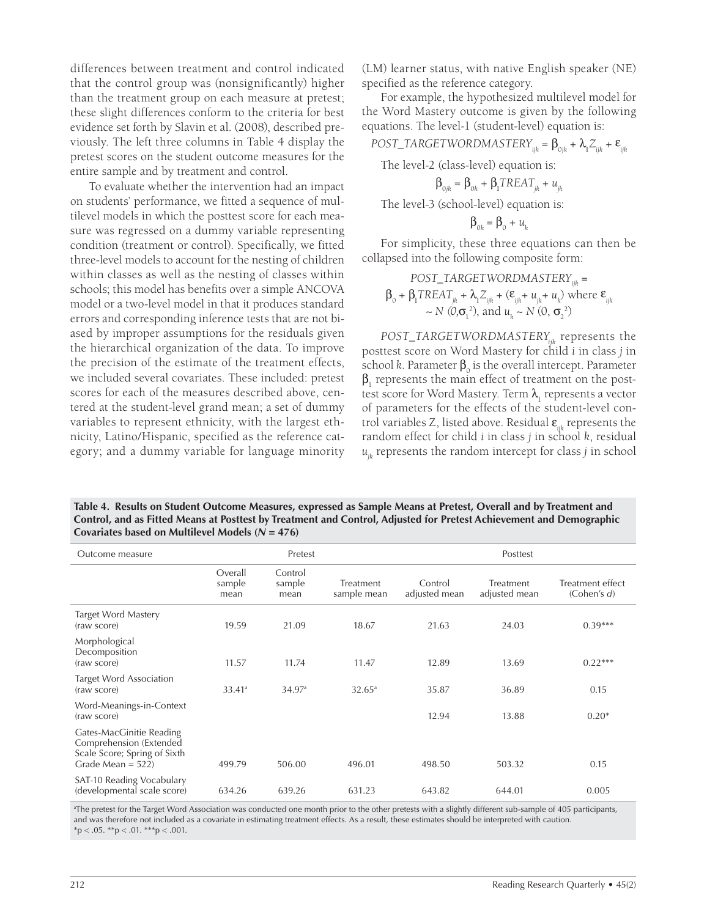differences between treatment and control indicated that the control group was (nonsignificantly) higher than the treatment group on each measure at pretest; these slight differences conform to the criteria for best evidence set forth by Slavin et al. (2008), described previously. The left three columns in Table 4 display the pretest scores on the student outcome measures for the entire sample and by treatment and control.

To evaluate whether the intervention had an impact on students' performance, we fitted a sequence of multilevel models in which the posttest score for each measure was regressed on a dummy variable representing condition (treatment or control). Specifically, we fitted three-level models to account for the nesting of children within classes as well as the nesting of classes within schools; this model has benefits over a simple ANCOVA model or a two-level model in that it produces standard errors and corresponding inference tests that are not biased by improper assumptions for the residuals given the hierarchical organization of the data. To improve the precision of the estimate of the treatment effects, we included several covariates. These included: pretest scores for each of the measures described above, centered at the student-level grand mean; a set of dummy variables to represent ethnicity, with the largest ethnicity, Latino/Hispanic, specified as the reference category; and a dummy variable for language minority (LM) learner status, with native English speaker (NE) specified as the reference category.

For example, the hypothesized multilevel model for the Word Mastery outcome is given by the following equations. The level-1 (student-level) equation is:

$$POST\_TARGETWORDMASTERY_{ijk} = \beta_{0jk} + \lambda_1 Z_{ijk} + \varepsilon_{ijk}$$

The level-2 (class-level) equation is:

$$\beta_{0jk} = \beta_{0k} + \beta_1 TREAT_{jk} + u_{jk}$$

The level-3 (school-level) equation is:

$$\beta_{0k} = \beta_0 + u_k$$

For simplicity, these three equations can then be collapsed into the following composite form:

$$POST\_TARGETWORDMASTERY_{ijk} = \beta_0 + \beta_1 TREAT_{jk} + \lambda_1 Z_{ijk} + (\varepsilon_{ijk} + u_{jk} + u_k) \text{ where } \varepsilon_{ijk} \sim N(0, \sigma_1^2) \text{, and } u_k \sim N(0, \sigma_2^2)$$

$POST\_TARGETWORDMASTERY_{ijk}$ represents the posttest score on Word Mastery for child $i$ in class $j$ in school $k$. Parameter $\beta_0$ is the overall intercept. Parameter $\beta_1$ represents the main effect of treatment on the posttest score for Word Mastery. Term $\lambda_1$ represents a vector of parameters for the effects of the student-level control variables Z, listed above. Residual $\varepsilon_{ijk}$ represents the random effect for child $i$ in class $j$ in school $k$, residual $u_{jk}$ represents the random intercept for class $j$ in school

**Table 4. Results on Student Outcome Measures, expressed as Sample Means at Pretest, Overall and by Treatment and Control, and as Fitted Means at Posttest by Treatment and Control, Adjusted for Pretest Achievement and Demographic Covariates based on Multilevel Models (*N* = 476)**

| Outcome measure | Pretest | | | Posttest | | |
|---|---|---|---|---|---|---|
| | Overall sample mean | Control sample mean | Treatment sample mean | Control adjusted mean | Treatment adjusted mean | Treatment effect (Cohen's *d*) |
| Target Word Mastery (raw score) | 19.59 | 21.09 | 18.67 | 21.63 | 24.03 | 0.39*** |
| Morphological Decomposition (raw score) | 11.57 | 11.74 | 11.47 | 12.89 | 13.69 | 0.22*** |
| Target Word Association (raw score) | 33.41[a] | 34.97[a] | 32.65[a] | 35.87 | 36.89 | 0.15 |
| Word-Meanings-in-Context (raw score) | | | | 12.94 | 13.88 | 0.20* |
| Gates-MacGinitie Reading Comprehension (Extended Scale Score; Spring of Sixth Grade Mean = 522) | 499.79 | 506.00 | 496.01 | 498.50 | 503.32 | 0.15 |
| SAT-10 Reading Vocabulary (developmental scale score) | 634.26 | 639.26 | 631.23 | 643.82 | 644.01 | 0.005 |

[a]The pretest for the Target Word Association was conducted one month prior to the other pretests with a slightly different sub-sample of 405 participants, and was therefore not included as a covariate in estimating treatment effects. As a result, these estimates should be interpreted with caution.
*p < .05. **p < .01. ***p < .001.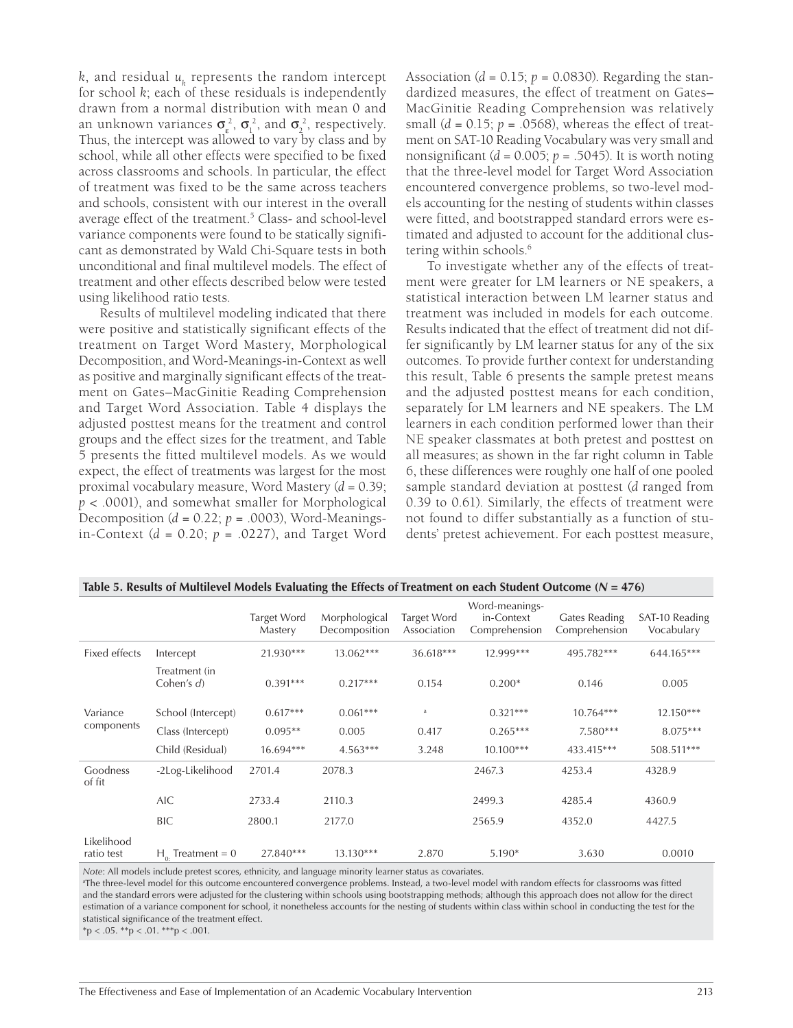$k$, and residual $u_k$ represents the random intercept for school $k$; each of these residuals is independently drawn from a normal distribution with mean 0 and an unknown variances $\sigma_\varepsilon^2$, $\sigma_1^2$, and $\sigma_2^2$, respectively. Thus, the intercept was allowed to vary by class and by school, while all other effects were specified to be fixed across classrooms and schools. In particular, the effect of treatment was fixed to be the same across teachers and schools, consistent with our interest in the overall average effect of the treatment.[5] Class- and school-level variance components were found to be statically significant as demonstrated by Wald Chi-Square tests in both unconditional and final multilevel models. The effect of treatment and other effects described below were tested using likelihood ratio tests.

Results of multilevel modeling indicated that there were positive and statistically significant effects of the treatment on Target Word Mastery, Morphological Decomposition, and Word-Meanings-in-Context as well as positive and marginally significant effects of the treatment on Gates–MacGinitie Reading Comprehension and Target Word Association. Table 4 displays the adjusted posttest means for the treatment and control groups and the effect sizes for the treatment, and Table 5 presents the fitted multilevel models. As we would expect, the effect of treatments was largest for the most proximal vocabulary measure, Word Mastery ($d$ = 0.39; $p$ < .0001), and somewhat smaller for Morphological Decomposition ($d$ = 0.22; $p$ = .0003), Word-Meanings-in-Context ($d$ = 0.20; $p$ = .0227), and Target Word Association ($d$ = 0.15; $p$ = 0.0830). Regarding the standardized measures, the effect of treatment on Gates–MacGinitie Reading Comprehension was relatively small ($d$ = 0.15; $p$ = .0568), whereas the effect of treatment on SAT-10 Reading Vocabulary was very small and nonsignificant ($d$ = 0.005; $p$ = .5045). It is worth noting that the three-level model for Target Word Association encountered convergence problems, so two-level models accounting for the nesting of students within classes were fitted, and bootstrapped standard errors were estimated and adjusted to account for the additional clustering within schools.[6]

To investigate whether any of the effects of treatment were greater for LM learners or NE speakers, a statistical interaction between LM learner status and treatment was included in models for each outcome. Results indicated that the effect of treatment did not differ significantly by LM learner status for any of the six outcomes. To provide further context for understanding this result, Table 6 presents the sample pretest means and the adjusted posttest means for each condition, separately for LM learners and NE speakers. The LM learners in each condition performed lower than their NE speaker classmates at both pretest and posttest on all measures; as shown in the far right column in Table 6, these differences were roughly one half of one pooled sample standard deviation at posttest ($d$ ranged from 0.39 to 0.61). Similarly, the effects of treatment were not found to differ substantially as a function of students' pretest achievement. For each posttest measure,

**Table 5. Results of Multilevel Models Evaluating the Effects of Treatment on each Student Outcome ($N$ = 476)**

| | | Target Word Mastery | Morphological Decomposition | Target Word Association | Word-meanings-in-Context Comprehension | Gates Reading Comprehension | SAT-10 Reading Vocabulary |
|---|---|---|---|---|---|---|---|
| Fixed effects | Intercept | 21.930*** | 13.062*** | 36.618*** | 12.999*** | 495.782*** | 644.165*** |
| | Treatment (in Cohen's $d$) | 0.391*** | 0.217*** | 0.154 | 0.200* | 0.146 | 0.005 |
| Variance components | School (Intercept) | 0.617*** | 0.061*** | [a] | 0.321*** | 10.764*** | 12.150*** |
| | Class (Intercept) | 0.095** | 0.005 | 0.417 | 0.265*** | 7.580*** | 8.075*** |
| | Child (Residual) | 16.694*** | 4.563*** | 3.248 | 10.100*** | 433.415*** | 508.511*** |
| Goodness of fit | -2Log-Likelihood | 2701.4 | 2078.3 | | 2467.3 | 4253.4 | 4328.9 |
| | AIC | 2733.4 | 2110.3 | | 2499.3 | 4285.4 | 4360.9 |
| | BIC | 2800.1 | 2177.0 | | 2565.9 | 4352.0 | 4427.5 |
| Likelihood ratio test | $H_0$: Treatment = 0 | 27.840*** | 13.130*** | 2.870 | 5.190* | 3.630 | 0.0010 |

*Note*: All models include pretest scores, ethnicity, and language minority learner status as covariates.
[a]The three-level model for this outcome encountered convergence problems. Instead, a two-level model with random effects for classrooms was fitted and the standard errors were adjusted for the clustering within schools using bootstrapping methods; although this approach does not allow for the direct estimation of a variance component for school, it nonetheless accounts for the nesting of students within class within school in conducting the test for the statistical significance of the treatment effect.
*p < .05. **p < .01. ***p < .001.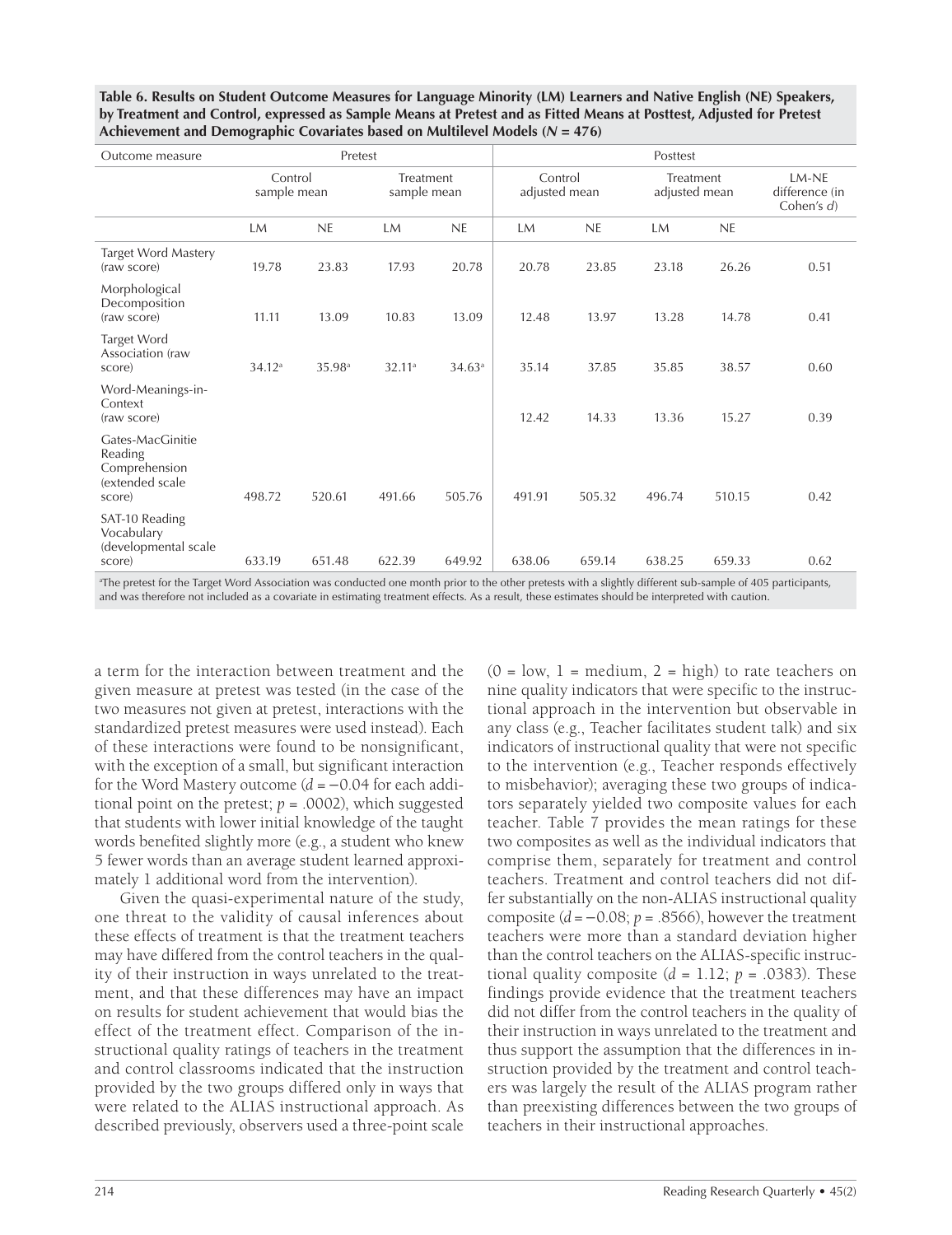**Table 6. Results on Student Outcome Measures for Language Minority (LM) Learners and Native English (NE) Speakers, by Treatment and Control, expressed as Sample Means at Pretest and as Fitted Means at Posttest, Adjusted for Pretest Achievement and Demographic Covariates based on Multilevel Models (*N* = 476)**

| Outcome measure | Pretest | | | | Posttest | | | | |
|---|---|---|---|---|---|---|---|---|---|
| | Control sample mean | | Treatment sample mean | | Control adjusted mean | | Treatment adjusted mean | | LM-NE difference (in Cohen's *d*) |
| | LM | NE | LM | NE | LM | NE | LM | NE | |
| Target Word Mastery (raw score) | 19.78 | 23.83 | 17.93 | 20.78 | 20.78 | 23.85 | 23.18 | 26.26 | 0.51 |
| Morphological Decomposition (raw score) | 11.11 | 13.09 | 10.83 | 13.09 | 12.48 | 13.97 | 13.28 | 14.78 | 0.41 |
| Target Word Association (raw score) | 34.12[a] | 35.98[a] | 32.11[a] | 34.63[a] | 35.14 | 37.85 | 35.85 | 38.57 | 0.60 |
| Word-Meanings-in-Context (raw score) | | | | | 12.42 | 14.33 | 13.36 | 15.27 | 0.39 |
| Gates-MacGinitie Reading Comprehension (extended scale score) | 498.72 | 520.61 | 491.66 | 505.76 | 491.91 | 505.32 | 496.74 | 510.15 | 0.42 |
| SAT-10 Reading Vocabulary (developmental scale score) | 633.19 | 651.48 | 622.39 | 649.92 | 638.06 | 659.14 | 638.25 | 659.33 | 0.62 |

[a]The pretest for the Target Word Association was conducted one month prior to the other pretests with a slightly different sub-sample of 405 participants, and was therefore not included as a covariate in estimating treatment effects. As a result, these estimates should be interpreted with caution.

a term for the interaction between treatment and the given measure at pretest was tested (in the case of the two measures not given at pretest, interactions with the standardized pretest measures were used instead). Each of these interactions were found to be nonsignificant, with the exception of a small, but significant interaction for the Word Mastery outcome ($d = -0.04$ for each additional point on the pretest; $p = .0002$), which suggested that students with lower initial knowledge of the taught words benefited slightly more (e.g., a student who knew 5 fewer words than an average student learned approximately 1 additional word from the intervention).

Given the quasi-experimental nature of the study, one threat to the validity of causal inferences about these effects of treatment is that the treatment teachers may have differed from the control teachers in the quality of their instruction in ways unrelated to the treatment, and that these differences may have an impact on results for student achievement that would bias the effect of the treatment effect. Comparison of the instructional quality ratings of teachers in the treatment and control classrooms indicated that the instruction provided by the two groups differed only in ways that were related to the ALIAS instructional approach. As described previously, observers used a three-point scale (0 = low, 1 = medium, 2 = high) to rate teachers on nine quality indicators that were specific to the instructional approach in the intervention but observable in any class (e.g., Teacher facilitates student talk) and six indicators of instructional quality that were not specific to the intervention (e.g., Teacher responds effectively to misbehavior); averaging these two groups of indicators separately yielded two composite values for each teacher. Table 7 provides the mean ratings for these two composites as well as the individual indicators that comprise them, separately for treatment and control teachers. Treatment and control teachers did not differ substantially on the non-ALIAS instructional quality composite ($d = -0.08$; $p = .8566$), however the treatment teachers were more than a standard deviation higher than the control teachers on the ALIAS-specific instructional quality composite ($d = 1.12$; $p = .0383$). These findings provide evidence that the treatment teachers did not differ from the control teachers in the quality of their instruction in ways unrelated to the treatment and thus support the assumption that the differences in instruction provided by the treatment and control teachers was largely the result of the ALIAS program rather than preexisting differences between the two groups of teachers in their instructional approaches.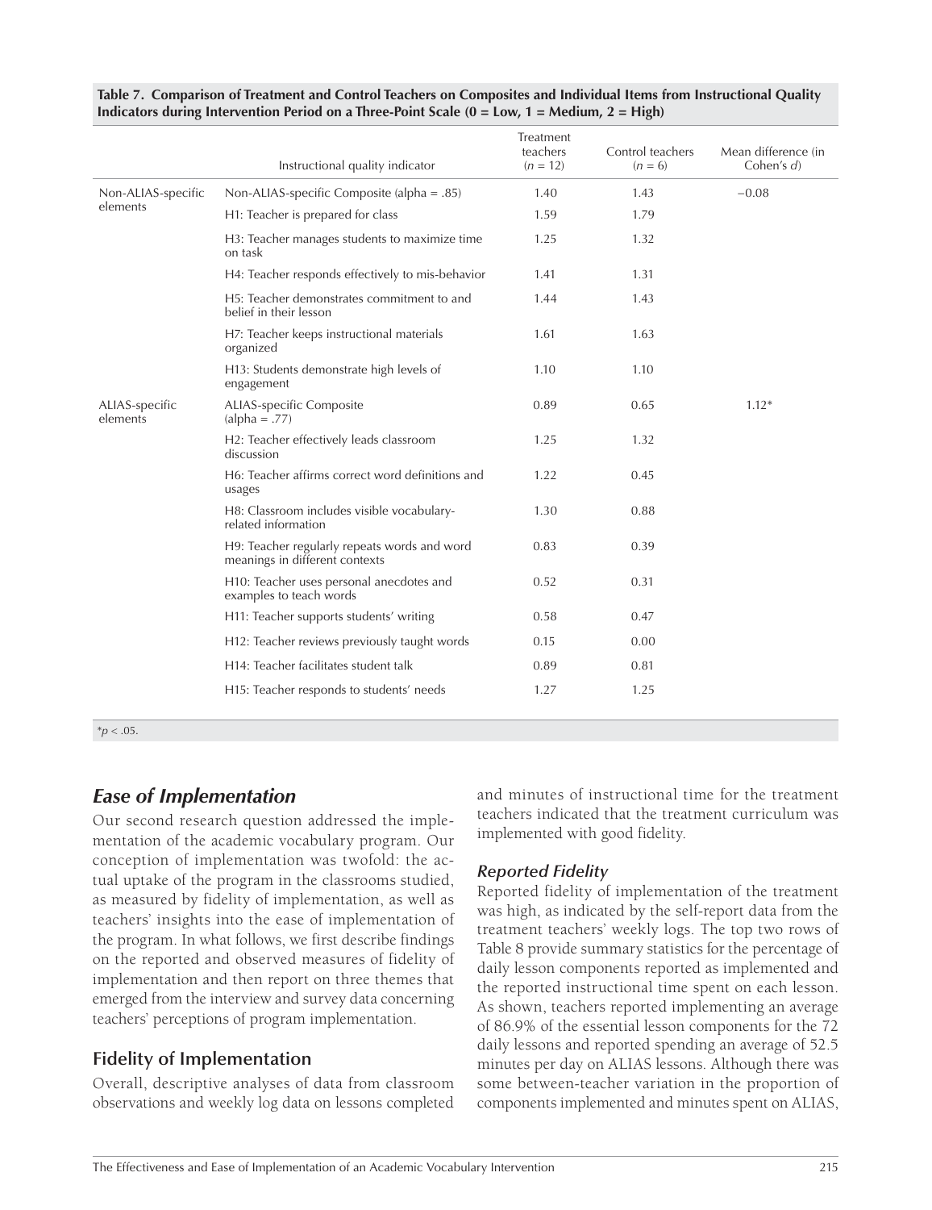**Table 7. Comparison of Treatment and Control Teachers on Composites and Individual Items from Instructional Quality Indicators during Intervention Period on a Three-Point Scale (0 = Low, 1 = Medium, 2 = High)**

| | Instructional quality indicator | Treatment teachers ($n$ = 12) | Control teachers ($n$ = 6) | Mean difference (in Cohen's $d$) |
|---|---|---|---|---|
| Non-ALIAS-specific elements | Non-ALIAS-specific Composite (alpha = .85) | 1.40 | 1.43 | −0.08 |
| | H1: Teacher is prepared for class | 1.59 | 1.79 | |
| | H3: Teacher manages students to maximize time on task | 1.25 | 1.32 | |
| | H4: Teacher responds effectively to mis-behavior | 1.41 | 1.31 | |
| | H5: Teacher demonstrates commitment to and belief in their lesson | 1.44 | 1.43 | |
| | H7: Teacher keeps instructional materials organized | 1.61 | 1.63 | |
| | H13: Students demonstrate high levels of engagement | 1.10 | 1.10 | |
| ALIAS-specific elements | ALIAS-specific Composite (alpha = .77) | 0.89 | 0.65 | 1.12* |
| | H2: Teacher effectively leads classroom discussion | 1.25 | 1.32 | |
| | H6: Teacher affirms correct word definitions and usages | 1.22 | 0.45 | |
| | H8: Classroom includes visible vocabulary-related information | 1.30 | 0.88 | |
| | H9: Teacher regularly repeats words and word meanings in different contexts | 0.83 | 0.39 | |
| | H10: Teacher uses personal anecdotes and examples to teach words | 0.52 | 0.31 | |
| | H11: Teacher supports students' writing | 0.58 | 0.47 | |
| | H12: Teacher reviews previously taught words | 0.15 | 0.00 | |
| | H14: Teacher facilitates student talk | 0.89 | 0.81 | |
| | H15: Teacher responds to students' needs | 1.27 | 1.25 | |

*$p < .05$.

## Ease of Implementation

Our second research question addressed the implementation of the academic vocabulary program. Our conception of implementation was twofold: the actual uptake of the program in the classrooms studied, as measured by fidelity of implementation, as well as teachers' insights into the ease of implementation of the program. In what follows, we first describe findings on the reported and observed measures of fidelity of implementation and then report on three themes that emerged from the interview and survey data concerning teachers' perceptions of program implementation.

### Fidelity of Implementation

Overall, descriptive analyses of data from classroom observations and weekly log data on lessons completed and minutes of instructional time for the treatment teachers indicated that the treatment curriculum was implemented with good fidelity.

#### *Reported Fidelity*

Reported fidelity of implementation of the treatment was high, as indicated by the self-report data from the treatment teachers' weekly logs. The top two rows of Table 8 provide summary statistics for the percentage of daily lesson components reported as implemented and the reported instructional time spent on each lesson. As shown, teachers reported implementing an average of 86.9% of the essential lesson components for the 72 daily lessons and reported spending an average of 52.5 minutes per day on ALIAS lessons. Although there was some between-teacher variation in the proportion of components implemented and minutes spent on ALIAS,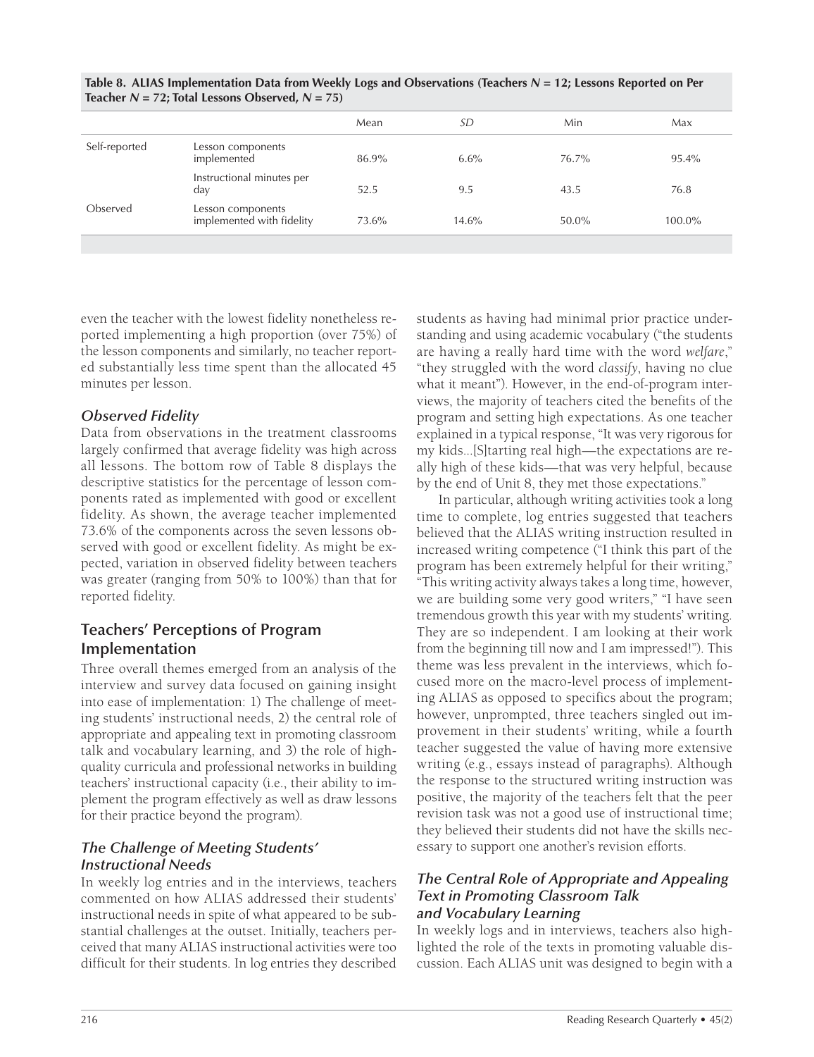**Table 8. ALIAS Implementation Data from Weekly Logs and Observations (Teachers $N$ = 12; Lessons Reported on Per Teacher $N$ = 72; Total Lessons Observed, $N$ = 75)**

| | | Mean | SD | Min | Max |
|---|---|---|---|---|---|
| Self-reported | Lesson components implemented | 86.9% | 6.6% | 76.7% | 95.4% |
| | Instructional minutes per day | 52.5 | 9.5 | 43.5 | 76.8 |
| Observed | Lesson components implemented with fidelity | 73.6% | 14.6% | 50.0% | 100.0% |

even the teacher with the lowest fidelity nonetheless reported implementing a high proportion (over 75%) of the lesson components and similarly, no teacher reported substantially less time spent than the allocated 45 minutes per lesson.

### *Observed Fidelity*

Data from observations in the treatment classrooms largely confirmed that average fidelity was high across all lessons. The bottom row of Table 8 displays the descriptive statistics for the percentage of lesson components rated as implemented with good or excellent fidelity. As shown, the average teacher implemented 73.6% of the components across the seven lessons observed with good or excellent fidelity. As might be expected, variation in observed fidelity between teachers was greater (ranging from 50% to 100%) than that for reported fidelity.

## Teachers' Perceptions of Program Implementation

Three overall themes emerged from an analysis of the interview and survey data focused on gaining insight into ease of implementation: 1) The challenge of meeting students' instructional needs, 2) the central role of appropriate and appealing text in promoting classroom talk and vocabulary learning, and 3) the role of high-quality curricula and professional networks in building teachers' instructional capacity (i.e., their ability to implement the program effectively as well as draw lessons for their practice beyond the program).

### *The Challenge of Meeting Students' Instructional Needs*

In weekly log entries and in the interviews, teachers commented on how ALIAS addressed their students' instructional needs in spite of what appeared to be substantial challenges at the outset. Initially, teachers perceived that many ALIAS instructional activities were too difficult for their students. In log entries they described students as having had minimal prior practice understanding and using academic vocabulary ("the students are having a really hard time with the word *welfare*," "they struggled with the word *classify*, having no clue what it meant"). However, in the end-of-program interviews, the majority of teachers cited the benefits of the program and setting high expectations. As one teacher explained in a typical response, "It was very rigorous for my kids...[S]tarting real high—the expectations are really high of these kids—that was very helpful, because by the end of Unit 8, they met those expectations."

In particular, although writing activities took a long time to complete, log entries suggested that teachers believed that the ALIAS writing instruction resulted in increased writing competence ("I think this part of the program has been extremely helpful for their writing," "This writing activity always takes a long time, however, we are building some very good writers," "I have seen tremendous growth this year with my students' writing. They are so independent. I am looking at their work from the beginning till now and I am impressed!"). This theme was less prevalent in the interviews, which focused more on the macro-level process of implementing ALIAS as opposed to specifics about the program; however, unprompted, three teachers singled out improvement in their students' writing, while a fourth teacher suggested the value of having more extensive writing (e.g., essays instead of paragraphs). Although the response to the structured writing instruction was positive, the majority of the teachers felt that the peer revision task was not a good use of instructional time; they believed their students did not have the skills necessary to support one another's revision efforts.

### *The Central Role of Appropriate and Appealing Text in Promoting Classroom Talk and Vocabulary Learning*

In weekly logs and in interviews, teachers also highlighted the role of the texts in promoting valuable discussion. Each ALIAS unit was designed to begin with a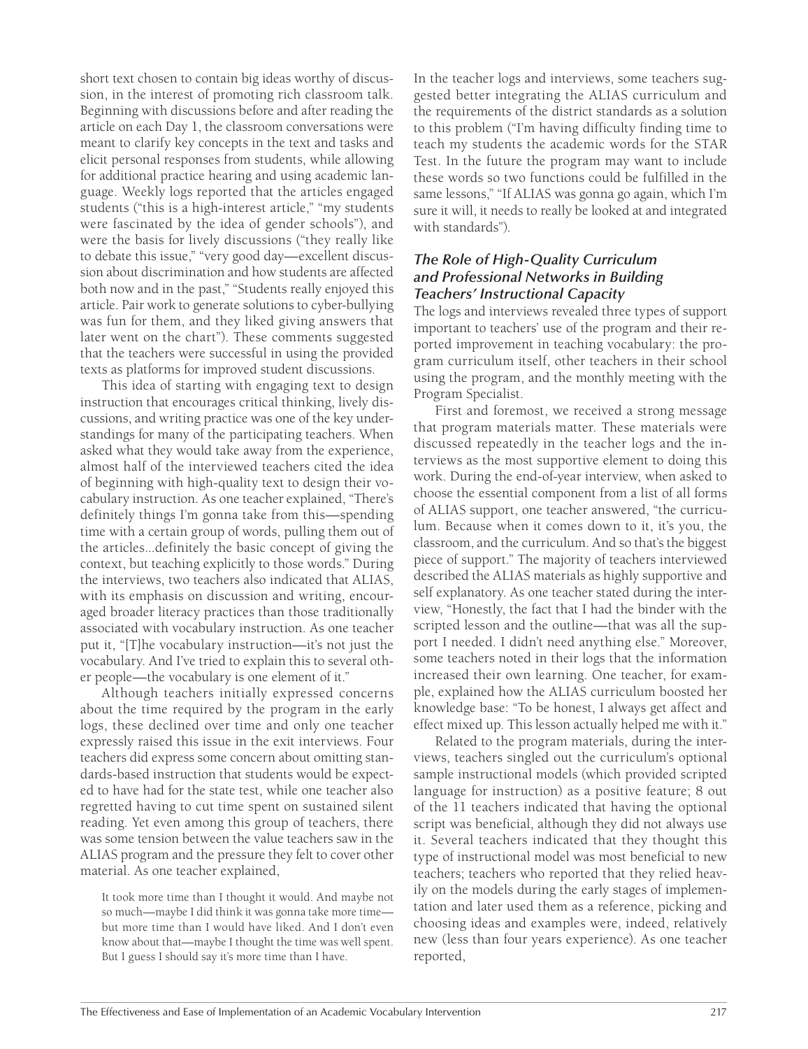short text chosen to contain big ideas worthy of discussion, in the interest of promoting rich classroom talk. Beginning with discussions before and after reading the article on each Day 1, the classroom conversations were meant to clarify key concepts in the text and tasks and elicit personal responses from students, while allowing for additional practice hearing and using academic language. Weekly logs reported that the articles engaged students ("this is a high-interest article," "my students were fascinated by the idea of gender schools"), and were the basis for lively discussions ("they really like to debate this issue," "very good day—excellent discussion about discrimination and how students are affected both now and in the past," "Students really enjoyed this article. Pair work to generate solutions to cyber-bullying was fun for them, and they liked giving answers that later went on the chart"). These comments suggested that the teachers were successful in using the provided texts as platforms for improved student discussions.

This idea of starting with engaging text to design instruction that encourages critical thinking, lively discussions, and writing practice was one of the key understandings for many of the participating teachers. When asked what they would take away from the experience, almost half of the interviewed teachers cited the idea of beginning with high-quality text to design their vocabulary instruction. As one teacher explained, "There's definitely things I'm gonna take from this—spending time with a certain group of words, pulling them out of the articles...definitely the basic concept of giving the context, but teaching explicitly to those words." During the interviews, two teachers also indicated that ALIAS, with its emphasis on discussion and writing, encouraged broader literacy practices than those traditionally associated with vocabulary instruction. As one teacher put it, "[T]he vocabulary instruction—it's not just the vocabulary. And I've tried to explain this to several other people—the vocabulary is one element of it."

Although teachers initially expressed concerns about the time required by the program in the early logs, these declined over time and only one teacher expressly raised this issue in the exit interviews. Four teachers did express some concern about omitting standards-based instruction that students would be expected to have had for the state test, while one teacher also regretted having to cut time spent on sustained silent reading. Yet even among this group of teachers, there was some tension between the value teachers saw in the ALIAS program and the pressure they felt to cover other material. As one teacher explained,

> It took more time than I thought it would. And maybe not so much—maybe I did think it was gonna take more time—but more time than I would have liked. And I don't even know about that—maybe I thought the time was well spent. But I guess I should say it's more time than I have.

In the teacher logs and interviews, some teachers suggested better integrating the ALIAS curriculum and the requirements of the district standards as a solution to this problem ("I'm having difficulty finding time to teach my students the academic words for the STAR Test. In the future the program may want to include these words so two functions could be fulfilled in the same lessons," "If ALIAS was gonna go again, which I'm sure it will, it needs to really be looked at and integrated with standards").

### *The Role of High-Quality Curriculum and Professional Networks in Building Teachers' Instructional Capacity*

The logs and interviews revealed three types of support important to teachers' use of the program and their reported improvement in teaching vocabulary: the program curriculum itself, other teachers in their school using the program, and the monthly meeting with the Program Specialist.

First and foremost, we received a strong message that program materials matter. These materials were discussed repeatedly in the teacher logs and the interviews as the most supportive element to doing this work. During the end-of-year interview, when asked to choose the essential component from a list of all forms of ALIAS support, one teacher answered, "the curriculum. Because when it comes down to it, it's you, the classroom, and the curriculum. And so that's the biggest piece of support." The majority of teachers interviewed described the ALIAS materials as highly supportive and self explanatory. As one teacher stated during the interview, "Honestly, the fact that I had the binder with the scripted lesson and the outline—that was all the support I needed. I didn't need anything else." Moreover, some teachers noted in their logs that the information increased their own learning. One teacher, for example, explained how the ALIAS curriculum boosted her knowledge base: "To be honest, I always get affect and effect mixed up. This lesson actually helped me with it."

Related to the program materials, during the interviews, teachers singled out the curriculum's optional sample instructional models (which provided scripted language for instruction) as a positive feature; 8 out of the 11 teachers indicated that having the optional script was beneficial, although they did not always use it. Several teachers indicated that they thought this type of instructional model was most beneficial to new teachers; teachers who reported that they relied heavily on the models during the early stages of implementation and later used them as a reference, picking and choosing ideas and examples were, indeed, relatively new (less than four years experience). As one teacher reported,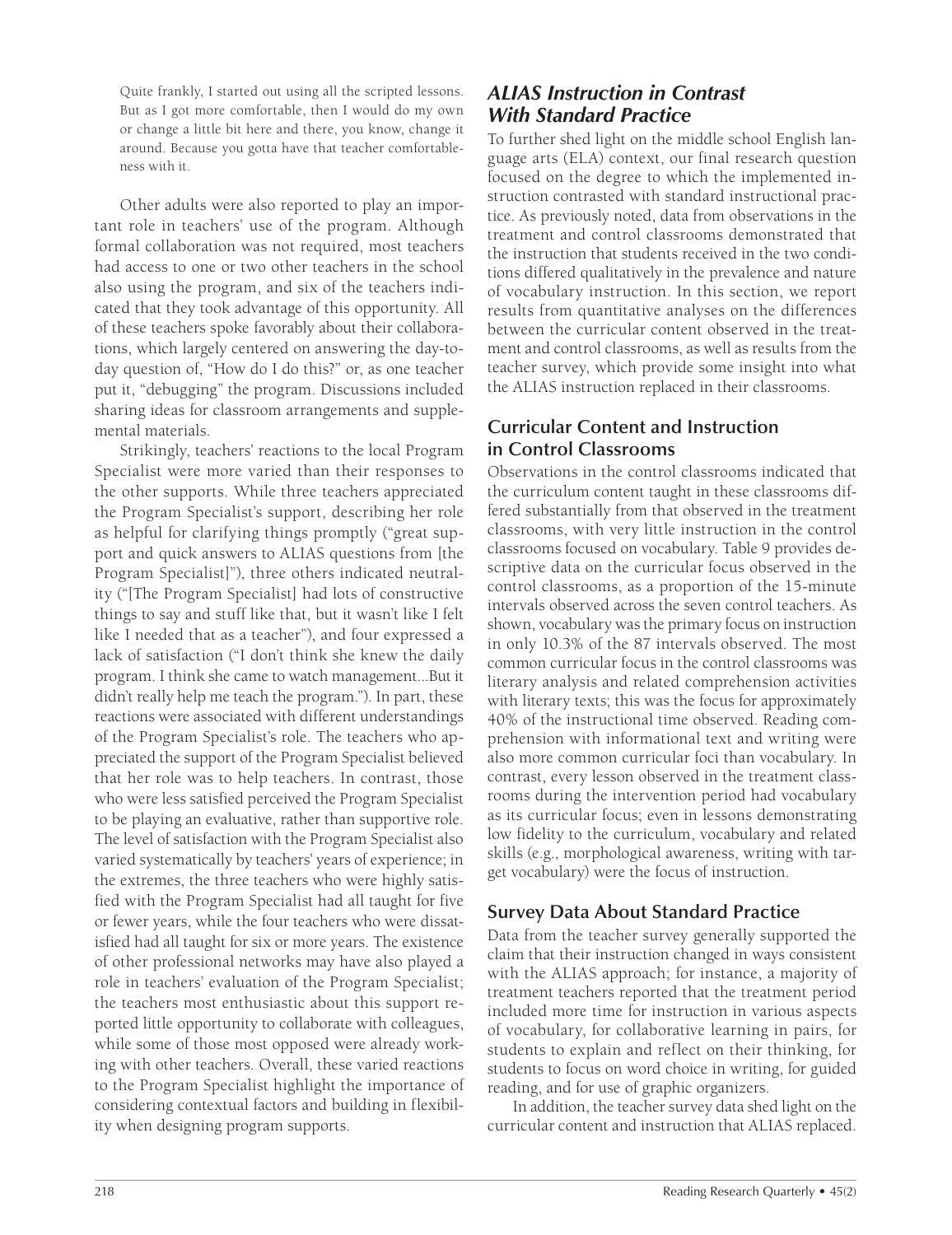> Quite frankly, I started out using all the scripted lessons. But as I got more comfortable, then I would do my own or change a little bit here and there, you know, change it around. Because you gotta have that teacher comfortableness with it.

Other adults were also reported to play an important role in teachers' use of the program. Although formal collaboration was not required, most teachers had access to one or two other teachers in the school also using the program, and six of the teachers indicated that they took advantage of this opportunity. All of these teachers spoke favorably about their collaborations, which largely centered on answering the day-to-day question of, "How do I do this?" or, as one teacher put it, "debugging" the program. Discussions included sharing ideas for classroom arrangements and supplemental materials.

Strikingly, teachers' reactions to the local Program Specialist were more varied than their responses to the other supports. While three teachers appreciated the Program Specialist's support, describing her role as helpful for clarifying things promptly ("great support and quick answers to ALIAS questions from [the Program Specialist]"), three others indicated neutrality ("[The Program Specialist] had lots of constructive things to say and stuff like that, but it wasn't like I felt like I needed that as a teacher"), and four expressed a lack of satisfaction ("I don't think she knew the daily program. I think she came to watch management...But it didn't really help me teach the program."). In part, these reactions were associated with different understandings of the Program Specialist's role. The teachers who appreciated the support of the Program Specialist believed that her role was to help teachers. In contrast, those who were less satisfied perceived the Program Specialist to be playing an evaluative, rather than supportive role. The level of satisfaction with the Program Specialist also varied systematically by teachers' years of experience; in the extremes, the three teachers who were highly satisfied with the Program Specialist had all taught for five or fewer years, while the four teachers who were dissatisfied had all taught for six or more years. The existence of other professional networks may have also played a role in teachers' evaluation of the Program Specialist; the teachers most enthusiastic about this support reported little opportunity to collaborate with colleagues, while some of those most opposed were already working with other teachers. Overall, these varied reactions to the Program Specialist highlight the importance of considering contextual factors and building in flexibility when designing program supports.

## *ALIAS Instruction in Contrast With Standard Practice*

To further shed light on the middle school English language arts (ELA) context, our final research question focused on the degree to which the implemented instruction contrasted with standard instructional practice. As previously noted, data from observations in the treatment and control classrooms demonstrated that the instruction that students received in the two conditions differed qualitatively in the prevalence and nature of vocabulary instruction. In this section, we report results from quantitative analyses on the differences between the curricular content observed in the treatment and control classrooms, as well as results from the teacher survey, which provide some insight into what the ALIAS instruction replaced in their classrooms.

### Curricular Content and Instruction in Control Classrooms

Observations in the control classrooms indicated that the curriculum content taught in these classrooms differed substantially from that observed in the treatment classrooms, with very little instruction in the control classrooms focused on vocabulary. Table 9 provides descriptive data on the curricular focus observed in the control classrooms, as a proportion of the 15-minute intervals observed across the seven control teachers. As shown, vocabulary was the primary focus on instruction in only 10.3% of the 87 intervals observed. The most common curricular focus in the control classrooms was literary analysis and related comprehension activities with literary texts; this was the focus for approximately 40% of the instructional time observed. Reading comprehension with informational text and writing were also more common curricular foci than vocabulary. In contrast, every lesson observed in the treatment classrooms during the intervention period had vocabulary as its curricular focus; even in lessons demonstrating low fidelity to the curriculum, vocabulary and related skills (e.g., morphological awareness, writing with target vocabulary) were the focus of instruction.

### Survey Data About Standard Practice

Data from the teacher survey generally supported the claim that their instruction changed in ways consistent with the ALIAS approach; for instance, a majority of treatment teachers reported that the treatment period included more time for instruction in various aspects of vocabulary, for collaborative learning in pairs, for students to explain and reflect on their thinking, for students to focus on word choice in writing, for guided reading, and for use of graphic organizers.

In addition, the teacher survey data shed light on the curricular content and instruction that ALIAS replaced.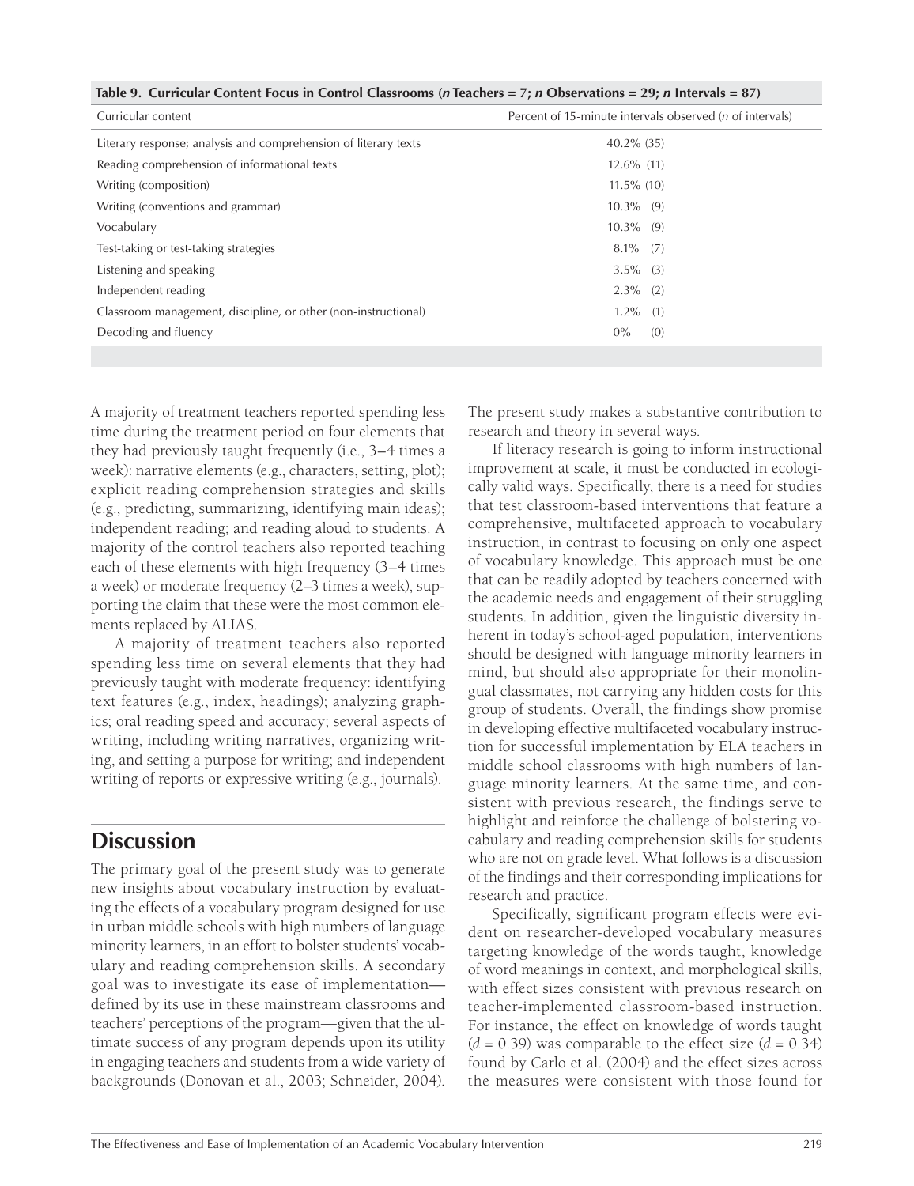**Table 9. Curricular Content Focus in Control Classrooms (*n* Teachers = 7; *n* Observations = 29; *n* Intervals = 87)**

| Curricular content | Percent of 15-minute intervals observed (*n* of intervals) |
|---|---|
| Literary response; analysis and comprehension of literary texts | 40.2% (35) |
| Reading comprehension of informational texts | 12.6% (11) |
| Writing (composition) | 11.5% (10) |
| Writing (conventions and grammar) | 10.3% (9) |
| Vocabulary | 10.3% (9) |
| Test-taking or test-taking strategies | 8.1% (7) |
| Listening and speaking | 3.5% (3) |
| Independent reading | 2.3% (2) |
| Classroom management, discipline, or other (non-instructional) | 1.2% (1) |
| Decoding and fluency | 0% (0) |

A majority of treatment teachers reported spending less time during the treatment period on four elements that they had previously taught frequently (i.e., 3–4 times a week): narrative elements (e.g., characters, setting, plot); explicit reading comprehension strategies and skills (e.g., predicting, summarizing, identifying main ideas); independent reading; and reading aloud to students. A majority of the control teachers also reported teaching each of these elements with high frequency (3–4 times a week) or moderate frequency (2–3 times a week), supporting the claim that these were the most common elements replaced by ALIAS.

A majority of treatment teachers also reported spending less time on several elements that they had previously taught with moderate frequency: identifying text features (e.g., index, headings); analyzing graphics; oral reading speed and accuracy; several aspects of writing, including writing narratives, organizing writing, and setting a purpose for writing; and independent writing of reports or expressive writing (e.g., journals).

## Discussion

The primary goal of the present study was to generate new insights about vocabulary instruction by evaluating the effects of a vocabulary program designed for use in urban middle schools with high numbers of language minority learners, in an effort to bolster students' vocabulary and reading comprehension skills. A secondary goal was to investigate its ease of implementation—defined by its use in these mainstream classrooms and teachers' perceptions of the program—given that the ultimate success of any program depends upon its utility in engaging teachers and students from a wide variety of backgrounds (Donovan et al., 2003; Schneider, 2004). The present study makes a substantive contribution to research and theory in several ways.

If literacy research is going to inform instructional improvement at scale, it must be conducted in ecologically valid ways. Specifically, there is a need for studies that test classroom-based interventions that feature a comprehensive, multifaceted approach to vocabulary instruction, in contrast to focusing on only one aspect of vocabulary knowledge. This approach must be one that can be readily adopted by teachers concerned with the academic needs and engagement of their struggling students. In addition, given the linguistic diversity inherent in today's school-aged population, interventions should be designed with language minority learners in mind, but should also appropriate for their monolingual classmates, not carrying any hidden costs for this group of students. Overall, the findings show promise in developing effective multifaceted vocabulary instruction for successful implementation by ELA teachers in middle school classrooms with high numbers of language minority learners. At the same time, and consistent with previous research, the findings serve to highlight and reinforce the challenge of bolstering vocabulary and reading comprehension skills for students who are not on grade level. What follows is a discussion of the findings and their corresponding implications for research and practice.

Specifically, significant program effects were evident on researcher-developed vocabulary measures targeting knowledge of the words taught, knowledge of word meanings in context, and morphological skills, with effect sizes consistent with previous research on teacher-implemented classroom-based instruction. For instance, the effect on knowledge of words taught ($d$ = 0.39) was comparable to the effect size ($d$ = 0.34) found by Carlo et al. (2004) and the effect sizes across the measures were consistent with those found for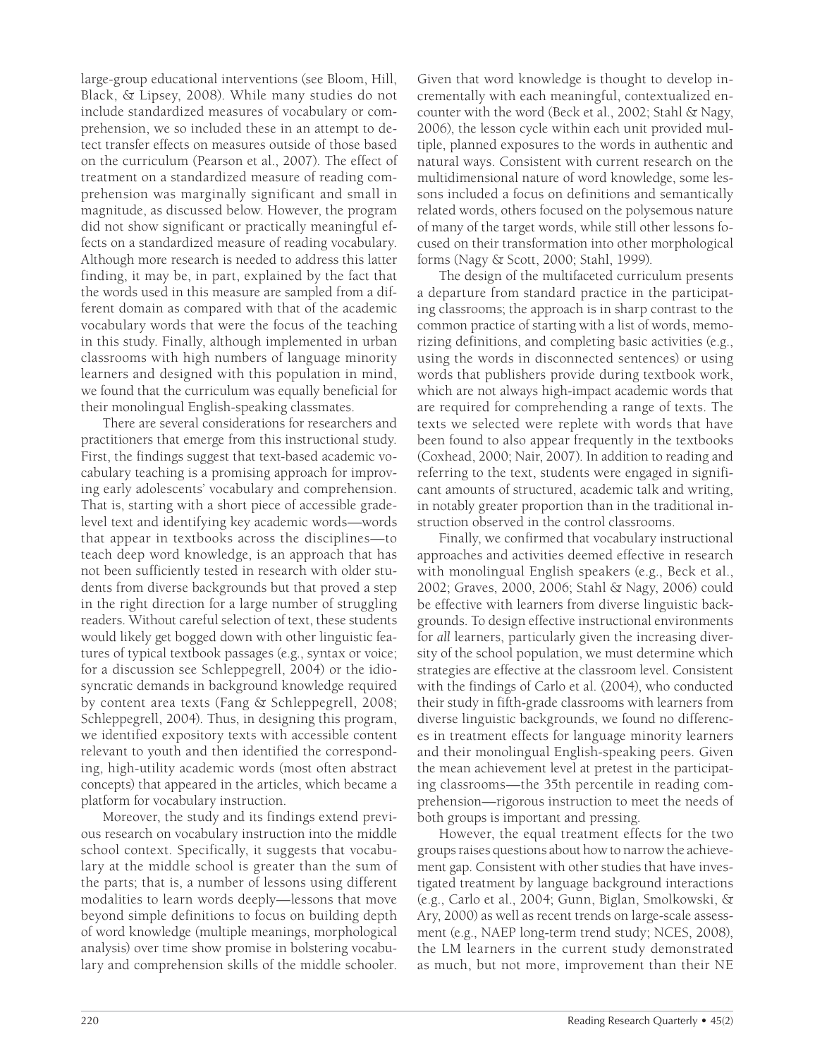large-group educational interventions (see Bloom, Hill, Black, & Lipsey, 2008). While many studies do not include standardized measures of vocabulary or comprehension, we so included these in an attempt to detect transfer effects on measures outside of those based on the curriculum (Pearson et al., 2007). The effect of treatment on a standardized measure of reading comprehension was marginally significant and small in magnitude, as discussed below. However, the program did not show significant or practically meaningful effects on a standardized measure of reading vocabulary. Although more research is needed to address this latter finding, it may be, in part, explained by the fact that the words used in this measure are sampled from a different domain as compared with that of the academic vocabulary words that were the focus of the teaching in this study. Finally, although implemented in urban classrooms with high numbers of language minority learners and designed with this population in mind, we found that the curriculum was equally beneficial for their monolingual English-speaking classmates.

There are several considerations for researchers and practitioners that emerge from this instructional study. First, the findings suggest that text-based academic vocabulary teaching is a promising approach for improving early adolescents' vocabulary and comprehension. That is, starting with a short piece of accessible grade-level text and identifying key academic words—words that appear in textbooks across the disciplines—to teach deep word knowledge, is an approach that has not been sufficiently tested in research with older students from diverse backgrounds but that proved a step in the right direction for a large number of struggling readers. Without careful selection of text, these students would likely get bogged down with other linguistic features of typical textbook passages (e.g., syntax or voice; for a discussion see Schleppegrell, 2004) or the idiosyncratic demands in background knowledge required by content area texts (Fang & Schleppegrell, 2008; Schleppegrell, 2004). Thus, in designing this program, we identified expository texts with accessible content relevant to youth and then identified the corresponding, high-utility academic words (most often abstract concepts) that appeared in the articles, which became a platform for vocabulary instruction.

Moreover, the study and its findings extend previous research on vocabulary instruction into the middle school context. Specifically, it suggests that vocabulary at the middle school is greater than the sum of the parts; that is, a number of lessons using different modalities to learn words deeply—lessons that move beyond simple definitions to focus on building depth of word knowledge (multiple meanings, morphological analysis) over time show promise in bolstering vocabulary and comprehension skills of the middle schooler. Given that word knowledge is thought to develop incrementally with each meaningful, contextualized encounter with the word (Beck et al., 2002; Stahl & Nagy, 2006), the lesson cycle within each unit provided multiple, planned exposures to the words in authentic and natural ways. Consistent with current research on the multidimensional nature of word knowledge, some lessons included a focus on definitions and semantically related words, others focused on the polysemous nature of many of the target words, while still other lessons focused on their transformation into other morphological forms (Nagy & Scott, 2000; Stahl, 1999).

The design of the multifaceted curriculum presents a departure from standard practice in the participating classrooms; the approach is in sharp contrast to the common practice of starting with a list of words, memorizing definitions, and completing basic activities (e.g., using the words in disconnected sentences) or using words that publishers provide during textbook work, which are not always high-impact academic words that are required for comprehending a range of texts. The texts we selected were replete with words that have been found to also appear frequently in the textbooks (Coxhead, 2000; Nair, 2007). In addition to reading and referring to the text, students were engaged in significant amounts of structured, academic talk and writing, in notably greater proportion than in the traditional instruction observed in the control classrooms.

Finally, we confirmed that vocabulary instructional approaches and activities deemed effective in research with monolingual English speakers (e.g., Beck et al., 2002; Graves, 2000, 2006; Stahl & Nagy, 2006) could be effective with learners from diverse linguistic backgrounds. To design effective instructional environments for *all* learners, particularly given the increasing diversity of the school population, we must determine which strategies are effective at the classroom level. Consistent with the findings of Carlo et al. (2004), who conducted their study in fifth-grade classrooms with learners from diverse linguistic backgrounds, we found no differences in treatment effects for language minority learners and their monolingual English-speaking peers. Given the mean achievement level at pretest in the participating classrooms—the 35th percentile in reading comprehension—rigorous instruction to meet the needs of both groups is important and pressing.

However, the equal treatment effects for the two groups raises questions about how to narrow the achievement gap. Consistent with other studies that have investigated treatment by language background interactions (e.g., Carlo et al., 2004; Gunn, Biglan, Smolkowski, & Ary, 2000) as well as recent trends on large-scale assessment (e.g., NAEP long-term trend study; NCES, 2008), the LM learners in the current study demonstrated as much, but not more, improvement than their NE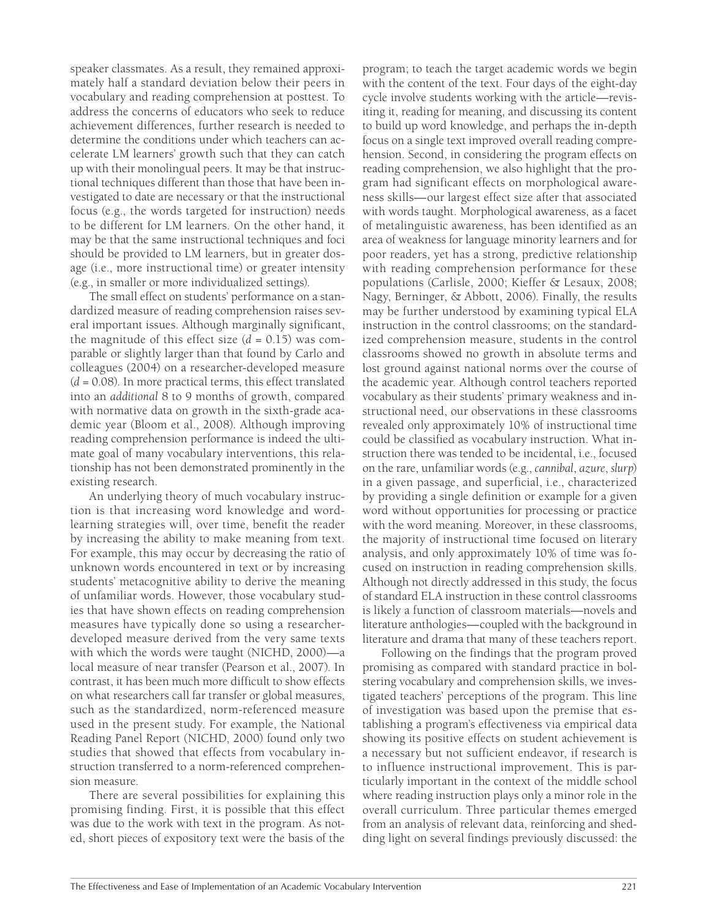speaker classmates. As a result, they remained approximately half a standard deviation below their peers in vocabulary and reading comprehension at posttest. To address the concerns of educators who seek to reduce achievement differences, further research is needed to determine the conditions under which teachers can accelerate LM learners' growth such that they can catch up with their monolingual peers. It may be that instructional techniques different than those that have been investigated to date are necessary or that the instructional focus (e.g., the words targeted for instruction) needs to be different for LM learners. On the other hand, it may be that the same instructional techniques and foci should be provided to LM learners, but in greater dosage (i.e., more instructional time) or greater intensity (e.g., in smaller or more individualized settings).

The small effect on students' performance on a standardized measure of reading comprehension raises several important issues. Although marginally significant, the magnitude of this effect size ($d$ = 0.15) was comparable or slightly larger than that found by Carlo and colleagues (2004) on a researcher-developed measure ($d$ = 0.08). In more practical terms, this effect translated into an *additional* 8 to 9 months of growth, compared with normative data on growth in the sixth-grade academic year (Bloom et al., 2008). Although improving reading comprehension performance is indeed the ultimate goal of many vocabulary interventions, this relationship has not been demonstrated prominently in the existing research.

An underlying theory of much vocabulary instruction is that increasing word knowledge and word-learning strategies will, over time, benefit the reader by increasing the ability to make meaning from text. For example, this may occur by decreasing the ratio of unknown words encountered in text or by increasing students' metacognitive ability to derive the meaning of unfamiliar words. However, those vocabulary studies that have shown effects on reading comprehension measures have typically done so using a researcher-developed measure derived from the very same texts with which the words were taught (NICHD, 2000)—a local measure of near transfer (Pearson et al., 2007). In contrast, it has been much more difficult to show effects on what researchers call far transfer or global measures, such as the standardized, norm-referenced measure used in the present study. For example, the National Reading Panel Report (NICHD, 2000) found only two studies that showed that effects from vocabulary instruction transferred to a norm-referenced comprehension measure.

There are several possibilities for explaining this promising finding. First, it is possible that this effect was due to the work with text in the program. As noted, short pieces of expository text were the basis of the program; to teach the target academic words we begin with the content of the text. Four days of the eight-day cycle involve students working with the article—revisiting it, reading for meaning, and discussing its content to build up word knowledge, and perhaps the in-depth focus on a single text improved overall reading comprehension. Second, in considering the program effects on reading comprehension, we also highlight that the program had significant effects on morphological awareness skills—our largest effect size after that associated with words taught. Morphological awareness, as a facet of metalinguistic awareness, has been identified as an area of weakness for language minority learners and for poor readers, yet has a strong, predictive relationship with reading comprehension performance for these populations (Carlisle, 2000; Kieffer & Lesaux, 2008; Nagy, Berninger, & Abbott, 2006). Finally, the results may be further understood by examining typical ELA instruction in the control classrooms; on the standardized comprehension measure, students in the control classrooms showed no growth in absolute terms and lost ground against national norms over the course of the academic year. Although control teachers reported vocabulary as their students' primary weakness and instructional need, our observations in these classrooms revealed only approximately 10% of instructional time could be classified as vocabulary instruction. What instruction there was tended to be incidental, i.e., focused on the rare, unfamiliar words (e.g., *cannibal*, *azure*, *slurp*) in a given passage, and superficial, i.e., characterized by providing a single definition or example for a given word without opportunities for processing or practice with the word meaning. Moreover, in these classrooms, the majority of instructional time focused on literary analysis, and only approximately 10% of time was focused on instruction in reading comprehension skills. Although not directly addressed in this study, the focus of standard ELA instruction in these control classrooms is likely a function of classroom materials—novels and literature anthologies—coupled with the background in literature and drama that many of these teachers report.

Following on the findings that the program proved promising as compared with standard practice in bolstering vocabulary and comprehension skills, we investigated teachers' perceptions of the program. This line of investigation was based upon the premise that establishing a program's effectiveness via empirical data showing its positive effects on student achievement is a necessary but not sufficient endeavor, if research is to influence instructional improvement. This is particularly important in the context of the middle school where reading instruction plays only a minor role in the overall curriculum. Three particular themes emerged from an analysis of relevant data, reinforcing and shedding light on several findings previously discussed: the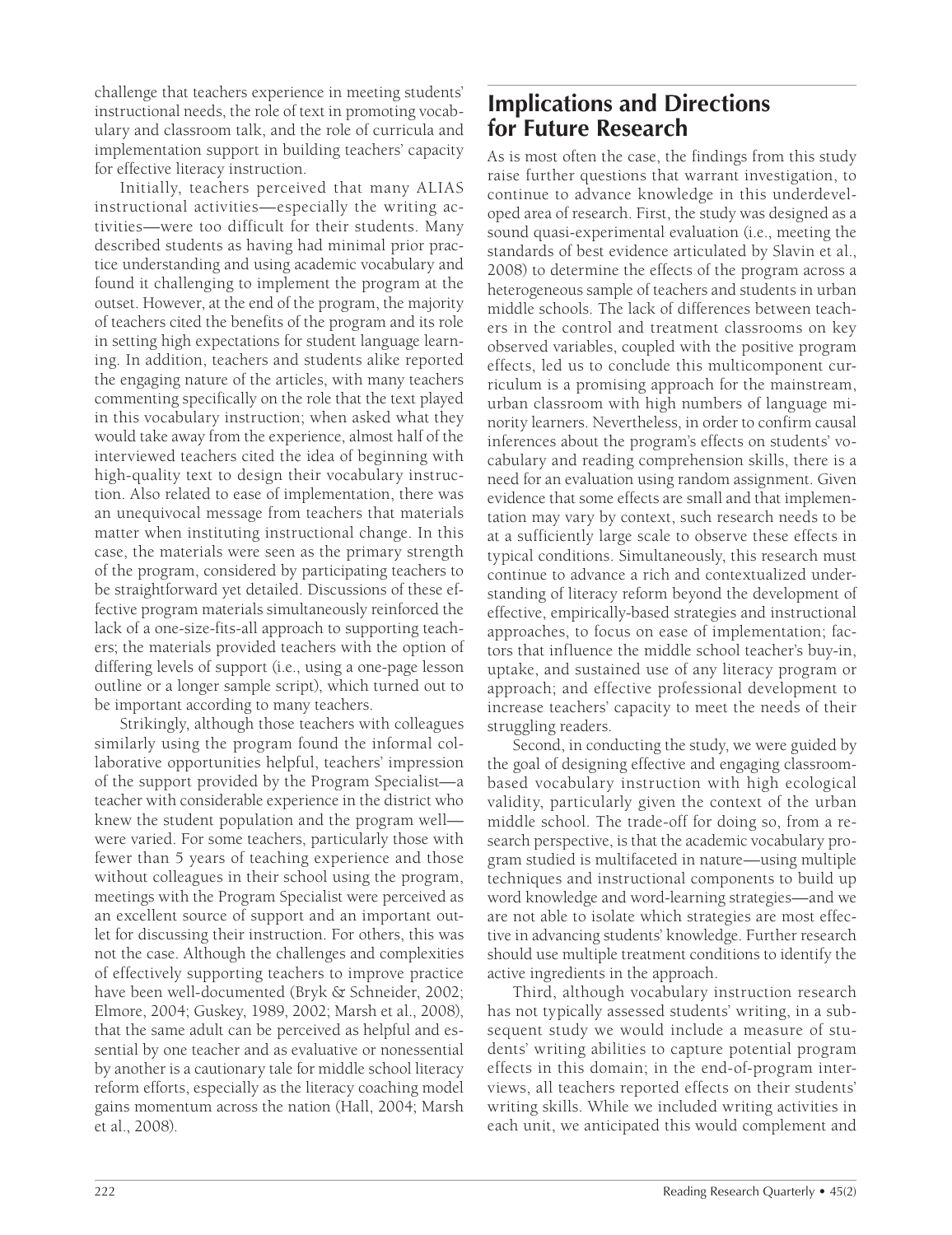challenge that teachers experience in meeting students' instructional needs, the role of text in promoting vocabulary and classroom talk, and the role of curricula and implementation support in building teachers' capacity for effective literacy instruction.

Initially, teachers perceived that many ALIAS instructional activities—especially the writing activities—were too difficult for their students. Many described students as having had minimal prior practice understanding and using academic vocabulary and found it challenging to implement the program at the outset. However, at the end of the program, the majority of teachers cited the benefits of the program and its role in setting high expectations for student language learning. In addition, teachers and students alike reported the engaging nature of the articles, with many teachers commenting specifically on the role that the text played in this vocabulary instruction; when asked what they would take away from the experience, almost half of the interviewed teachers cited the idea of beginning with high-quality text to design their vocabulary instruction. Also related to ease of implementation, there was an unequivocal message from teachers that materials matter when instituting instructional change. In this case, the materials were seen as the primary strength of the program, considered by participating teachers to be straightforward yet detailed. Discussions of these effective program materials simultaneously reinforced the lack of a one-size-fits-all approach to supporting teachers; the materials provided teachers with the option of differing levels of support (i.e., using a one-page lesson outline or a longer sample script), which turned out to be important according to many teachers.

Strikingly, although those teachers with colleagues similarly using the program found the informal collaborative opportunities helpful, teachers' impression of the support provided by the Program Specialist—a teacher with considerable experience in the district who knew the student population and the program well—were varied. For some teachers, particularly those with fewer than 5 years of teaching experience and those without colleagues in their school using the program, meetings with the Program Specialist were perceived as an excellent source of support and an important outlet for discussing their instruction. For others, this was not the case. Although the challenges and complexities of effectively supporting teachers to improve practice have been well-documented (Bryk & Schneider, 2002; Elmore, 2004; Guskey, 1989, 2002; Marsh et al., 2008), that the same adult can be perceived as helpful and essential by one teacher and as evaluative or nonessential by another is a cautionary tale for middle school literacy reform efforts, especially as the literacy coaching model gains momentum across the nation (Hall, 2004; Marsh et al., 2008).

## Implications and Directions for Future Research

As is most often the case, the findings from this study raise further questions that warrant investigation, to continue to advance knowledge in this underdeveloped area of research. First, the study was designed as a sound quasi-experimental evaluation (i.e., meeting the standards of best evidence articulated by Slavin et al., 2008) to determine the effects of the program across a heterogeneous sample of teachers and students in urban middle schools. The lack of differences between teachers in the control and treatment classrooms on key observed variables, coupled with the positive program effects, led us to conclude this multicomponent curriculum is a promising approach for the mainstream, urban classroom with high numbers of language minority learners. Nevertheless, in order to confirm causal inferences about the program's effects on students' vocabulary and reading comprehension skills, there is a need for an evaluation using random assignment. Given evidence that some effects are small and that implementation may vary by context, such research needs to be at a sufficiently large scale to observe these effects in typical conditions. Simultaneously, this research must continue to advance a rich and contextualized understanding of literacy reform beyond the development of effective, empirically-based strategies and instructional approaches, to focus on ease of implementation; factors that influence the middle school teacher's buy-in, uptake, and sustained use of any literacy program or approach; and effective professional development to increase teachers' capacity to meet the needs of their struggling readers.

Second, in conducting the study, we were guided by the goal of designing effective and engaging classroom-based vocabulary instruction with high ecological validity, particularly given the context of the urban middle school. The trade-off for doing so, from a research perspective, is that the academic vocabulary program studied is multifaceted in nature—using multiple techniques and instructional components to build up word knowledge and word-learning strategies—and we are not able to isolate which strategies are most effective in advancing students' knowledge. Further research should use multiple treatment conditions to identify the active ingredients in the approach.

Third, although vocabulary instruction research has not typically assessed students' writing, in a subsequent study we would include a measure of students' writing abilities to capture potential program effects in this domain; in the end-of-program interviews, all teachers reported effects on their students' writing skills. While we included writing activities in each unit, we anticipated this would complement and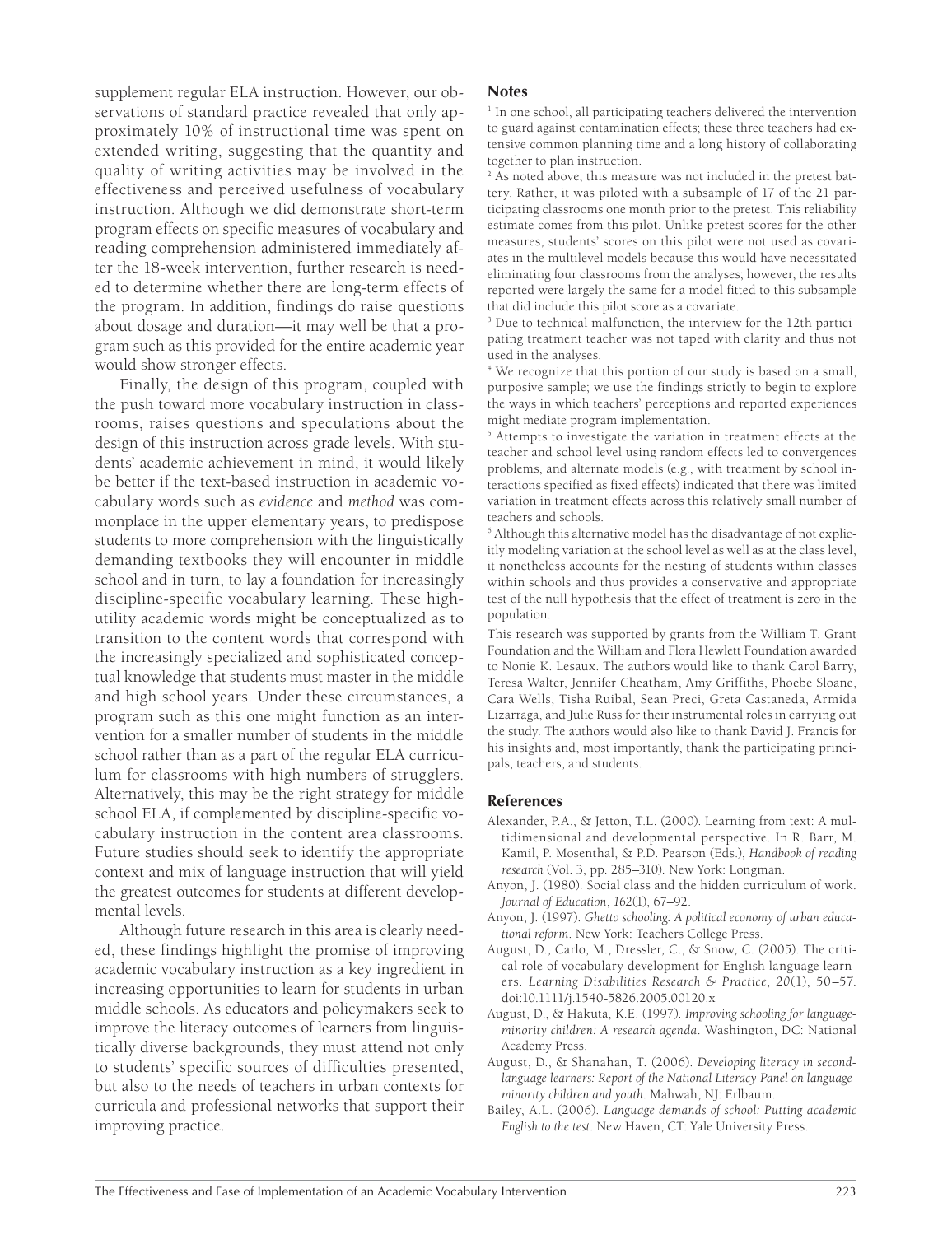supplement regular ELA instruction. However, our observations of standard practice revealed that only approximately 10% of instructional time was spent on extended writing, suggesting that the quantity and quality of writing activities may be involved in the effectiveness and perceived usefulness of vocabulary instruction. Although we did demonstrate short-term program effects on specific measures of vocabulary and reading comprehension administered immediately after the 18-week intervention, further research is needed to determine whether there are long-term effects of the program. In addition, findings do raise questions about dosage and duration—it may well be that a program such as this provided for the entire academic year would show stronger effects.

Finally, the design of this program, coupled with the push toward more vocabulary instruction in classrooms, raises questions and speculations about the design of this instruction across grade levels. With students' academic achievement in mind, it would likely be better if the text-based instruction in academic vocabulary words such as *evidence* and *method* was commonplace in the upper elementary years, to predispose students to more comprehension with the linguistically demanding textbooks they will encounter in middle school and in turn, to lay a foundation for increasingly discipline-specific vocabulary learning. These high-utility academic words might be conceptualized as to transition to the content words that correspond with the increasingly specialized and sophisticated conceptual knowledge that students must master in the middle and high school years. Under these circumstances, a program such as this one might function as an intervention for a smaller number of students in the middle school rather than as a part of the regular ELA curriculum for classrooms with high numbers of strugglers. Alternatively, this may be the right strategy for middle school ELA, if complemented by discipline-specific vocabulary instruction in the content area classrooms. Future studies should seek to identify the appropriate context and mix of language instruction that will yield the greatest outcomes for students at different developmental levels.

Although future research in this area is clearly needed, these findings highlight the promise of improving academic vocabulary instruction as a key ingredient in increasing opportunities to learn for students in urban middle schools. As educators and policymakers seek to improve the literacy outcomes of learners from linguistically diverse backgrounds, they must attend not only to students' specific sources of difficulties presented, but also to the needs of teachers in urban contexts for curricula and professional networks that support their improving practice.

## Notes

[1] In one school, all participating teachers delivered the intervention to guard against contamination effects; these three teachers had extensive common planning time and a long history of collaborating together to plan instruction.

[2] As noted above, this measure was not included in the pretest battery. Rather, it was piloted with a subsample of 17 of the 21 participating classrooms one month prior to the pretest. This reliability estimate comes from this pilot. Unlike pretest scores for the other measures, students' scores on this pilot were not used as covariates in the multilevel models because this would have necessitated eliminating four classrooms from the analyses; however, the results reported were largely the same for a model fitted to this subsample that did include this pilot score as a covariate.

[3] Due to technical malfunction, the interview for the 12th participating treatment teacher was not taped with clarity and thus not used in the analyses.

[4] We recognize that this portion of our study is based on a small, purposive sample; we use the findings strictly to begin to explore the ways in which teachers' perceptions and reported experiences might mediate program implementation.

[5] Attempts to investigate the variation in treatment effects at the teacher and school level using random effects led to convergences problems, and alternate models (e.g., with treatment by school interactions specified as fixed effects) indicated that there was limited variation in treatment effects across this relatively small number of teachers and schools.

[6] Although this alternative model has the disadvantage of not explicitly modeling variation at the school level as well as at the class level, it nonetheless accounts for the nesting of students within classes within schools and thus provides a conservative and appropriate test of the null hypothesis that the effect of treatment is zero in the population.

This research was supported by grants from the William T. Grant Foundation and the William and Flora Hewlett Foundation awarded to Nonie K. Lesaux. The authors would like to thank Carol Barry, Teresa Walter, Jennifer Cheatham, Amy Griffiths, Phoebe Sloane, Cara Wells, Tisha Ruibal, Sean Preci, Greta Castaneda, Armida Lizarraga, and Julie Russ for their instrumental roles in carrying out the study. The authors would also like to thank David J. Francis for his insights and, most importantly, thank the participating principals, teachers, and students.

## References

Alexander, P.A., & Jetton, T.L. (2000). Learning from text: A multidimensional and developmental perspective. In R. Barr, M. Kamil, P. Mosenthal, & P.D. Pearson (Eds.), *Handbook of reading research* (Vol. 3, pp. 285–310). New York: Longman.

Anyon, J. (1980). Social class and the hidden curriculum of work. *Journal of Education*, *162*(1), 67–92.

Anyon, J. (1997). *Ghetto schooling: A political economy of urban educational reform*. New York: Teachers College Press.

August, D., Carlo, M., Dressler, C., & Snow, C. (2005). The critical role of vocabulary development for English language learners. *Learning Disabilities Research & Practice*, *20*(1), 50–57. doi:10.1111/j.1540-5826.2005.00120.x

August, D., & Hakuta, K.E. (1997). *Improving schooling for language-minority children: A research agenda*. Washington, DC: National Academy Press.

August, D., & Shanahan, T. (2006). *Developing literacy in second-language learners: Report of the National Literacy Panel on language-minority children and youth*. Mahwah, NJ: Erlbaum.

Bailey, A.L. (2006). *Language demands of school: Putting academic English to the test*. New Haven, CT: Yale University Press.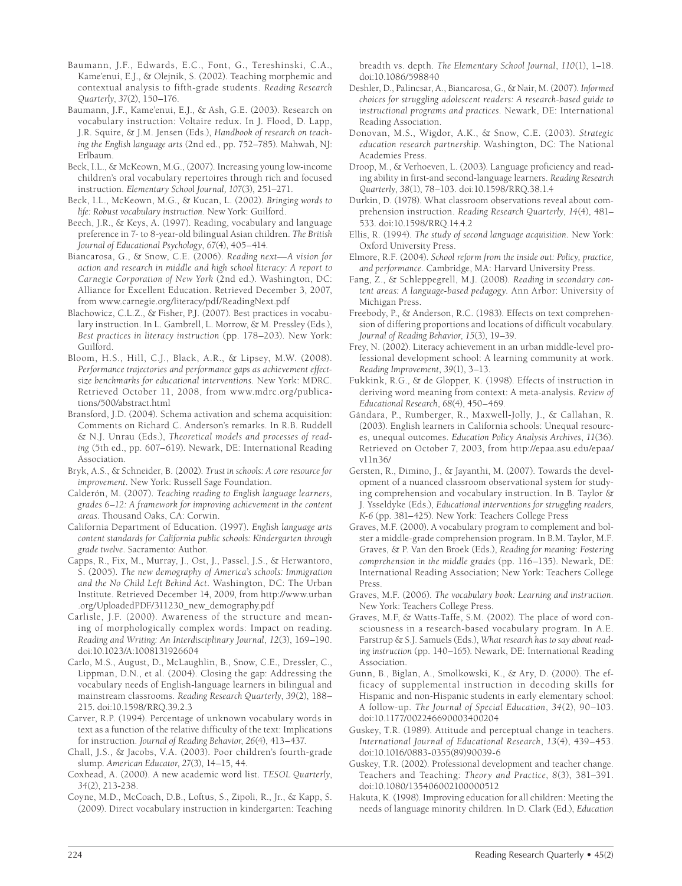Baumann, J.F., Edwards, E.C., Font, G., Tereshinski, C.A., Kame'enui, E.J., & Olejnik, S. (2002). Teaching morphemic and contextual analysis to fifth-grade students. *Reading Research Quarterly*, *37*(2), 150–176.

Baumann, J.F., Kame'enui, E.J., & Ash, G.E. (2003). Research on vocabulary instruction: Voltaire redux. In J. Flood, D. Lapp, J.R. Squire, & J.M. Jensen (Eds.), *Handbook of research on teaching the English language arts* (2nd ed., pp. 752–785). Mahwah, NJ: Erlbaum.

Beck, I.L., & McKeown, M.G., (2007). Increasing young low-income children's oral vocabulary repertoires through rich and focused instruction. *Elementary School Journal, 107*(3), 251–271.

Beck, I.L., McKeown, M.G., & Kucan, L. (2002). *Bringing words to life: Robust vocabulary instruction*. New York: Guilford.

Beech, J.R., & Keys, A. (1997). Reading, vocabulary and language preference in 7- to 8-year-old bilingual Asian children. *The British Journal of Educational Psychology*, *67*(4), 405–414.

Biancarosa, G., & Snow, C.E. (2006). *Reading next—A vision for action and research in middle and high school literacy: A report to Carnegie Corporation of New York* (2nd ed.). Washington, DC: Alliance for Excellent Education. Retrieved December 3, 2007, from www.carnegie.org/literacy/pdf/ReadingNext.pdf

Blachowicz, C.L.Z., & Fisher, P.J. (2007). Best practices in vocabulary instruction. In L. Gambrell, L. Morrow, & M. Pressley (Eds.), *Best practices in literacy instruction* (pp. 178–203). New York: Guilford.

Bloom, H.S., Hill, C.J., Black, A.R., & Lipsey, M.W. (2008). *Performance trajectories and performance gaps as achievement effect-size benchmarks for educational interventions*. New York: MDRC. Retrieved October 11, 2008, from www.mdrc.org/publications/500/abstract.html

Bransford, J.D. (2004). Schema activation and schema acquisition: Comments on Richard C. Anderson's remarks. In R.B. Ruddell & N.J. Unrau (Eds.), *Theoretical models and processes of reading* (5th ed., pp. 607–619). Newark, DE: International Reading Association.

Bryk, A.S., & Schneider, B. (2002). *Trust in schools: A core resource for improvement*. New York: Russell Sage Foundation.

Calderón, M. (2007). *Teaching reading to English language learners, grades 6–12: A framework for improving achievement in the content areas*. Thousand Oaks, CA: Corwin.

California Department of Education. (1997). *English language arts content standards for California public schools: Kindergarten through grade twelve*. Sacramento: Author.

Capps, R., Fix, M., Murray, J., Ost, J., Passel, J.S., & Herwantoro, S. (2005). *The new demography of America's schools: Immigration and the No Child Left Behind Act*. Washington, DC: The Urban Institute. Retrieved December 14, 2009, from http://www.urban.org/UploadedPDF/311230_new_demography.pdf

Carlisle, J.F. (2000). Awareness of the structure and meaning of morphologically complex words: Impact on reading. *Reading and Writing: An Interdisciplinary Journal*, *12*(3), 169–190. doi:10.1023/A:1008131926604

Carlo, M.S., August, D., McLaughlin, B., Snow, C.E., Dressler, C., Lippman, D.N., et al. (2004). Closing the gap: Addressing the vocabulary needs of English-language learners in bilingual and mainstream classrooms. *Reading Research Quarterly*, *39*(2), 188–215. doi:10.1598/RRQ.39.2.3

Carver, R.P. (1994). Percentage of unknown vocabulary words in text as a function of the relative difficulty of the text: Implications for instruction. *Journal of Reading Behavior*, *26*(4), 413–437.

Chall, J.S., & Jacobs, V.A. (2003). Poor children's fourth-grade slump. *American Educator*, *27*(3), 14–15, 44.

Coxhead, A. (2000). A new academic word list. *TESOL Quarterly*, *34*(2), 213-238.

Coyne, M.D., McCoach, D.B., Loftus, S., Zipoli, R., Jr., & Kapp, S. (2009). Direct vocabulary instruction in kindergarten: Teaching breadth vs. depth. *The Elementary School Journal*, *110*(1), 1–18. doi:10.1086/598840

Deshler, D., Palincsar, A., Biancarosa, G., & Nair, M. (2007). *Informed choices for struggling adolescent readers: A research-based guide to instructional programs and practices*. Newark, DE: International Reading Association.

Donovan, M.S., Wigdor, A.K., & Snow, C.E. (2003). *Strategic education research partnership*. Washington, DC: The National Academies Press.

Droop, M., & Verhoeven, L. (2003). Language proficiency and reading ability in first-and second-language learners. *Reading Research Quarterly*, *38*(1), 78–103. doi:10.1598/RRQ.38.1.4

Durkin, D. (1978). What classroom observations reveal about comprehension instruction. *Reading Research Quarterly*, *14*(4), 481–533. doi:10.1598/RRQ.14.4.2

Ellis, R. (1994). *The study of second language acquisition*. New York: Oxford University Press.

Elmore, R.F. (2004). *School reform from the inside out: Policy, practice, and performance*. Cambridge, MA: Harvard University Press.

Fang, Z., & Schleppegrell, M.J. (2008). *Reading in secondary content areas: A language-based pedagogy*. Ann Arbor: University of Michigan Press.

Freebody, P., & Anderson, R.C. (1983). Effects on text comprehension of differing proportions and locations of difficult vocabulary. *Journal of Reading Behavior*, *15*(3), 19–39.

Frey, N. (2002). Literacy achievement in an urban middle-level professional development school: A learning community at work. *Reading Improvement*, *39*(1), 3–13.

Fukkink, R.G., & de Glopper, K. (1998). Effects of instruction in deriving word meaning from context: A meta-analysis. *Review of Educational Research*, *68*(4), 450–469.

Gándara, P., Rumberger, R., Maxwell-Jolly, J., & Callahan, R. (2003). English learners in California schools: Unequal resources, unequal outcomes. *Education Policy Analysis Archives*, *11*(36). Retrieved on October 7, 2003, from http://epaa.asu.edu/epaa/v11n36/

Gersten, R., Dimino, J., & Jayanthi, M. (2007). Towards the development of a nuanced classroom observational system for studying comprehension and vocabulary instruction. In B. Taylor & J. Ysseldyke (Eds.), *Educational interventions for struggling readers, K-6* (pp. 381–425). New York: Teachers College Press

Graves, M.F. (2000). A vocabulary program to complement and bolster a middle-grade comprehension program. In B.M. Taylor, M.F. Graves, & P. Van den Broek (Eds.), *Reading for meaning: Fostering comprehension in the middle grades* (pp. 116–135). Newark, DE: International Reading Association; New York: Teachers College Press.

Graves, M.F. (2006). *The vocabulary book: Learning and instruction*. New York: Teachers College Press.

Graves, M.F, & Watts-Taffe, S.M. (2002). The place of word consciousness in a research-based vocabulary program. In A.E. Farstrup & S.J. Samuels (Eds.), *What research has to say about reading instruction* (pp. 140–165). Newark, DE: International Reading Association.

Gunn, B., Biglan, A., Smolkowski, K., & Ary, D. (2000). The efficacy of supplemental instruction in decoding skills for Hispanic and non-Hispanic students in early elementary school: A follow-up. *The Journal of Special Education*, *34*(2), 90–103. doi:10.1177/002246690003400204

Guskey, T.R. (1989). Attitude and perceptual change in teachers. *International Journal of Educational Research*, *13*(4), 439–453. doi:10.1016/0883-0355(89)90039-6

Guskey, T.R. (2002). Professional development and teacher change. *Teachers and Teaching: Theory and Practice*, *8*(3), 381–391. doi:10.1080/135406002100000512

Hakuta, K. (1998). Improving education for all children: Meeting the needs of language minority children. In D. Clark (Ed.), *Education*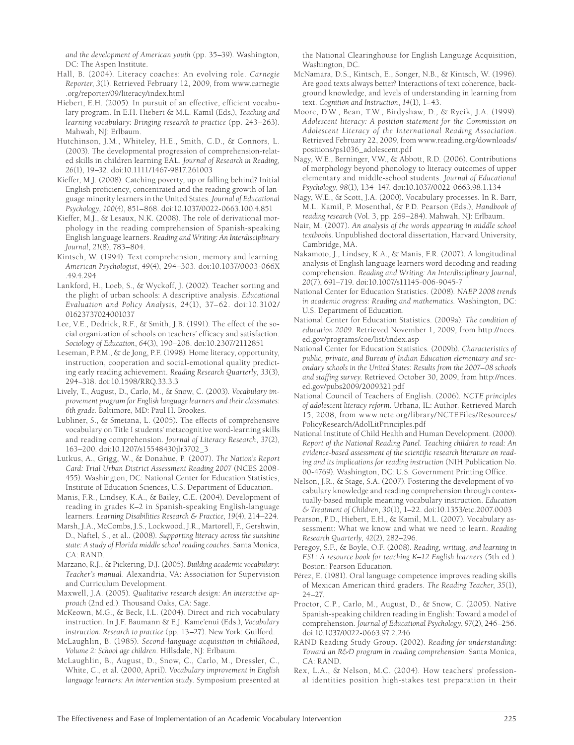*and the development of American youth* (pp. 35–39). Washington, DC: The Aspen Institute.

Hall, B. (2004). Literacy coaches: An evolving role. *Carnegie Reporter, 3*(1). Retrieved February 12, 2009, from www.carnegie.org/reporter/09/literacy/index.html

Hiebert, E.H. (2005). In pursuit of an effective, efficient vocabulary program. In E.H. Hiebert & M.L. Kamil (Eds.), *Teaching and learning vocabulary: Bringing research to practice* (pp. 243–263). Mahwah, NJ: Erlbaum.

Hutchinson, J.M., Whiteley, H.E., Smith, C.D., & Connors, L. (2003). The developmental progression of comprehension-related skills in children learning EAL. *Journal of Research in Reading, 26*(1), 19–32. doi:10.1111/1467-9817.261003

Kieffer, M.J. (2008). Catching poverty, up or falling behind? Initial English proficiency, concentrated and the reading growth of language minority learners in the United States. *Journal of Educational Psychology, 100*(4), 851–868. doi:10.1037/0022-0663.100.4.851

Kieffer, M.J., & Lesaux, N.K. (2008). The role of derivational morphology in the reading comprehension of Spanish-speaking English language learners. *Reading and Writing: An Interdisciplinary Journal, 21*(8), 783–804.

Kintsch, W. (1994). Text comprehension, memory and learning. *American Psychologist, 49*(4), 294–303. doi:10.1037/0003-066X.49.4.294

Lankford, H., Loeb, S., & Wyckoff, J. (2002). Teacher sorting and the plight of urban schools: A descriptive analysis. *Educational Evaluation and Policy Analysis, 24*(1), 37–62. doi:10.3102/01623737024001037

Lee, V.E., Dedrick, R.F., & Smith, J.B. (1991). The effect of the social organization of schools on teachers' efficacy and satisfaction. *Sociology of Education, 64*(3), 190–208. doi:10.2307/2112851

Leseman, P.P.M., & de Jong, P.F. (1998). Home literacy, opportunity, instruction, cooperation and social-emotional quality predicting early reading achievement. *Reading Research Quarterly, 33*(3), 294–318. doi:10.1598/RRQ.33.3.3

Lively, T., August, D., Carlo, M., & Snow, C. (2003). *Vocabulary improvement program for English language learners and their classmates: 6th grade.* Baltimore, MD: Paul H. Brookes.

Lubliner, S., & Smetana, L. (2005). The effects of comprehensive vocabulary on Title I students' metacognitive word-learning skills and reading comprehension. *Journal of Literacy Research, 37*(2), 163–200. doi:10.1207/s15548430jlr3702_3

Lutkus, A., Grigg, W., & Donahue, P. (2007). *The Nation's Report Card: Trial Urban District Assessment Reading 2007* (NCES 2008-455). Washington, DC: National Center for Education Statistics, Institute of Education Sciences, U.S. Department of Education.

Manis, F.R., Lindsey, K.A., & Bailey, C.E. (2004). Development of reading in grades K–2 in Spanish-speaking English-language learners. *Learning Disabilities Research & Practice, 19*(4), 214–224.

Marsh, J.A., McCombs, J.S., Lockwood, J.R., Martorell, F., Gershwin, D., Naftel, S., et al.. (2008). *Supporting literacy across the sunshine state: A study of Florida middle school reading coaches*. Santa Monica, CA: RAND.

Marzano, R.J., & Pickering, D.J. (2005). *Building academic vocabulary: Teacher's manual*. Alexandria, VA: Association for Supervision and Curriculum Development.

Maxwell, J.A. (2005). *Qualitative research design: An interactive approach* (2nd ed.). Thousand Oaks, CA: Sage.

McKeown, M.G., & Beck, I.L. (2004). Direct and rich vocabulary instruction. In J.F. Baumann & E.J. Kame'enui (Eds.), *Vocabulary instruction: Research to practice* (pp. 13–27). New York: Guilford.

McLaughlin, B. (1985). *Second-language acquisition in childhood, Volume 2: School age children*. Hillsdale, NJ: Erlbaum.

McLaughlin, B., August, D., Snow, C., Carlo, M., Dressler, C., White, C., et al. (2000, April). *Vocabulary improvement in English language learners: An intervention study.* Symposium presented at the National Clearinghouse for English Language Acquisition, Washington, DC.

McNamara, D.S., Kintsch, E., Songer, N.B., & Kintsch, W. (1996). Are good texts always better? Interactions of text coherence, background knowledge, and levels of understanding in learning from text. *Cognition and Instruction, 14*(1), 1–43.

Moore, D.W., Bean, T.W., Birdyshaw, D., & Rycik, J.A. (1999). *Adolescent literacy: A position statement for the Commission on Adolescent Literacy of the International Reading Association*. Retrieved February 22, 2009, from www.reading.org/downloads/positions/ps1036_adolescent.pdf

Nagy, W.E., Berninger, V.W., & Abbott, R.D. (2006). Contributions of morphology beyond phonology to literacy outcomes of upper elementary and middle-school students. *Journal of Educational Psychology, 98*(1), 134–147. doi:10.1037/0022-0663.98.1.134

Nagy, W.E., & Scott, J.A. (2000). Vocabulary processes. In R. Barr, M.L. Kamil, P. Mosenthal, & P.D. Pearson (Eds.), *Handbook of reading research* (Vol. 3, pp. 269–284). Mahwah, NJ: Erlbaum.

Nair, M. (2007). *An analysis of the words appearing in middle school textbooks*. Unpublished doctoral dissertation, Harvard University, Cambridge, MA.

Nakamoto, J., Lindsey, K.A., & Manis, F.R. (2007). A longitudinal analysis of English language learners word decoding and reading comprehension. *Reading and Writing: An Interdisciplinary Journal, 20*(7), 691–719. doi:10.1007/s11145-006-9045-7

National Center for Education Statistics. (2008). *NAEP 2008 trends in academic orogress: Reading and mathematics.* Washington, DC: U.S. Department of Education.

National Center for Education Statistics. (2009a). *The condition of education 2009.* Retrieved November 1, 2009, from http://nces.ed.gov/programs/coe/list/index.asp

National Center for Education Statistics. (2009b). *Characteristics of public, private, and Bureau of Indian Education elementary and secondary schools in the United States: Results from the 2007–08 schools and staffing survey.* Retrieved October 30, 2009, from http://nces.ed.gov/pubs2009/2009321.pdf

National Council of Teachers of English. (2006). *NCTE principles of adolescent literacy reform.* Urbana, IL: Author. Retrieved March 15, 2008, from www.ncte.org/library/NCTEFiles/Resources/PolicyResearch/AdolLitPrinciples.pdf

National Institute of Child Health and Human Development. (2000). *Report of the National Reading Panel. Teaching children to read: An evidence-based assessment of the scientific research literature on reading and its implications for reading instruction* (NIH Publication No. 00-4769). Washington, DC: U.S. Government Printing Office.

Nelson, J.R., & Stage, S.A. (2007). Fostering the development of vocabulary knowledge and reading comprehension through contextually-based multiple meaning vocabulary instruction. *Education & Treatment of Children, 30*(1), 1–22. doi:10.1353/etc.2007.0003

Pearson, P.D., Hiebert, E.H., & Kamil, M.L. (2007). Vocabulary assessment: What we know and what we need to learn. *Reading Research Quarterly, 42*(2), 282–296.

Peregoy, S.F., & Boyle, O.F. (2008). *Reading, writing, and learning in ESL: A resource book for teaching K–12 English learners* (5th ed.). Boston: Pearson Education.

Pérez, E. (1981). Oral language competence improves reading skills of Mexican American third graders. *The Reading Teacher, 35*(1), 24–27.

Proctor, C.P., Carlo, M., August, D., & Snow, C. (2005). Native Spanish-speaking children reading in English: Toward a model of comprehension. *Journal of Educational Psychology, 97*(2), 246–256. doi:10.1037/0022-0663.97.2.246

RAND Reading Study Group. (2002). *Reading for understanding: Toward an R&D program in reading comprehension.* Santa Monica, CA: RAND.

Rex, L.A., & Nelson, M.C. (2004). How teachers' professional identities position high-stakes test preparation in their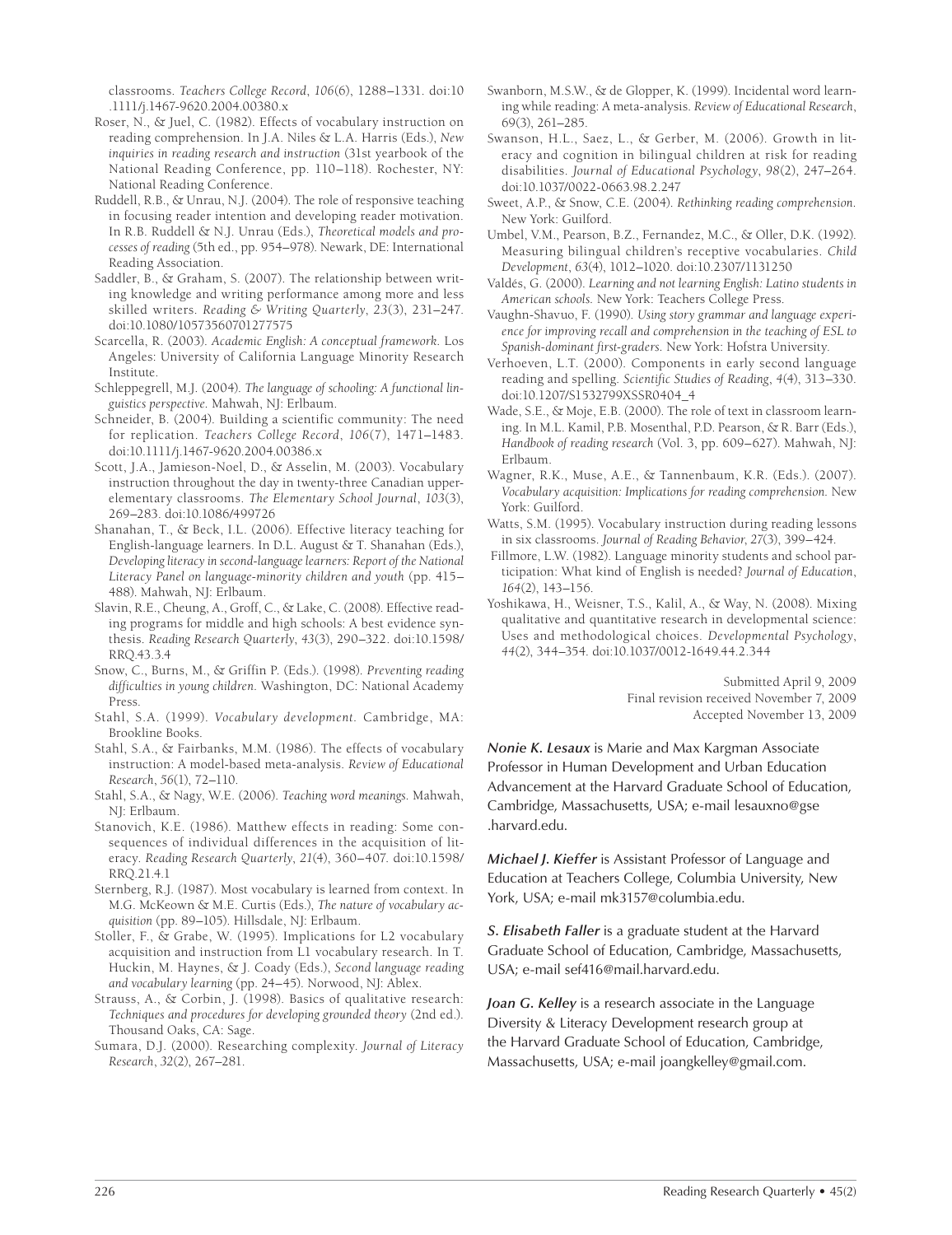classrooms. *Teachers College Record*, *106*(6), 1288–1331. doi:10.1111/j.1467-9620.2004.00380.x

Roser, N., & Juel, C. (1982). Effects of vocabulary instruction on reading comprehension. In J.A. Niles & L.A. Harris (Eds.), *New inquiries in reading research and instruction* (31st yearbook of the National Reading Conference, pp. 110–118). Rochester, NY: National Reading Conference.

Ruddell, R.B., & Unrau, N.J. (2004). The role of responsive teaching in focusing reader intention and developing reader motivation. In R.B. Ruddell & N.J. Unrau (Eds.), *Theoretical models and processes of reading* (5th ed., pp. 954–978). Newark, DE: International Reading Association.

Saddler, B., & Graham, S. (2007). The relationship between writing knowledge and writing performance among more and less skilled writers. *Reading & Writing Quarterly*, *23*(3), 231–247. doi:10.1080/10573560701277575

Scarcella, R. (2003). *Academic English: A conceptual framework*. Los Angeles: University of California Language Minority Research Institute.

Schleppegrell, M.J. (2004). *The language of schooling: A functional linguistics perspective*. Mahwah, NJ: Erlbaum.

Schneider, B. (2004). Building a scientific community: The need for replication. *Teachers College Record*, *106*(7), 1471–1483. doi:10.1111/j.1467-9620.2004.00386.x

Scott, J.A., Jamieson-Noel, D., & Asselin, M. (2003). Vocabulary instruction throughout the day in twenty-three Canadian upper-elementary classrooms. *The Elementary School Journal*, *103*(3), 269–283. doi:10.1086/499726

Shanahan, T., & Beck, I.L. (2006). Effective literacy teaching for English-language learners. In D.L. August & T. Shanahan (Eds.), *Developing literacy in second-language learners: Report of the National Literacy Panel on language-minority children and youth* (pp. 415–488). Mahwah, NJ: Erlbaum.

Slavin, R.E., Cheung, A., Groff, C., & Lake, C. (2008). Effective reading programs for middle and high schools: A best evidence synthesis. *Reading Research Quarterly*, *43*(3), 290–322. doi:10.1598/RRQ.43.3.4

Snow, C., Burns, M., & Griffin P. (Eds.). (1998). *Preventing reading difficulties in young children*. Washington, DC: National Academy Press.

Stahl, S.A. (1999). *Vocabulary development*. Cambridge, MA: Brookline Books.

Stahl, S.A., & Fairbanks, M.M. (1986). The effects of vocabulary instruction: A model-based meta-analysis. *Review of Educational Research*, *56*(1), 72–110.

Stahl, S.A., & Nagy, W.E. (2006). *Teaching word meanings*. Mahwah, NJ: Erlbaum.

Stanovich, K.E. (1986). Matthew effects in reading: Some consequences of individual differences in the acquisition of literacy. *Reading Research Quarterly*, *21*(4), 360–407. doi:10.1598/RRQ.21.4.1

Sternberg, R.J. (1987). Most vocabulary is learned from context. In M.G. McKeown & M.E. Curtis (Eds.), *The nature of vocabulary acquisition* (pp. 89–105). Hillsdale, NJ: Erlbaum.

Stoller, F., & Grabe, W. (1995). Implications for L2 vocabulary acquisition and instruction from L1 vocabulary research. In T. Huckin, M. Haynes, & J. Coady (Eds.), *Second language reading and vocabulary learning* (pp. 24–45). Norwood, NJ: Ablex.

Strauss, A., & Corbin, J. (1998). Basics of qualitative research: *Techniques and procedures for developing grounded theory* (2nd ed.). Thousand Oaks, CA: Sage.

Sumara, D.J. (2000). Researching complexity. *Journal of Literacy Research*, *32*(2), 267–281.

Swanborn, M.S.W., & de Glopper, K. (1999). Incidental word learning while reading: A meta-analysis. *Review of Educational Research*, 69(3), 261–285.

Swanson, H.L., Saez, L., & Gerber, M. (2006). Growth in literacy and cognition in bilingual children at risk for reading disabilities. *Journal of Educational Psychology*, *98*(2), 247–264. doi:10.1037/0022-0663.98.2.247

Sweet, A.P., & Snow, C.E. (2004). *Rethinking reading comprehension*. New York: Guilford.

Umbel, V.M., Pearson, B.Z., Fernandez, M.C., & Oller, D.K. (1992). Measuring bilingual children's receptive vocabularies. *Child Development*, *63*(4), 1012–1020. doi:10.2307/1131250

Valdés, G. (2000). *Learning and not learning English: Latino students in American schools*. New York: Teachers College Press.

Vaughn-Shavuo, F. (1990). *Using story grammar and language experience for improving recall and comprehension in the teaching of ESL to Spanish-dominant first-graders*. New York: Hofstra University.

Verhoeven, L.T. (2000). Components in early second language reading and spelling. *Scientific Studies of Reading*, *4*(4), 313–330. doi:10.1207/S1532799XSSR0404_4

Wade, S.E., & Moje, E.B. (2000). The role of text in classroom learning. In M.L. Kamil, P.B. Mosenthal, P.D. Pearson, & R. Barr (Eds.), *Handbook of reading research* (Vol. 3, pp. 609–627). Mahwah, NJ: Erlbaum.

Wagner, R.K., Muse, A.E., & Tannenbaum, K.R. (Eds.). (2007). *Vocabulary acquisition: Implications for reading comprehension*. New York: Guilford.

Watts, S.M. (1995). Vocabulary instruction during reading lessons in six classrooms. *Journal of Reading Behavior*, *27*(3), 399–424.

Fillmore, L.W. (1982). Language minority students and school participation: What kind of English is needed? *Journal of Education*, *164*(2), 143–156.

Yoshikawa, H., Weisner, T.S., Kalil, A., & Way, N. (2008). Mixing qualitative and quantitative research in developmental science: Uses and methodological choices. *Developmental Psychology*, *44*(2), 344–354. doi:10.1037/0012-1649.44.2.344

Submitted April 9, 2009
Final revision received November 7, 2009
Accepted November 13, 2009

***Nonie K. Lesaux*** is Marie and Max Kargman Associate Professor in Human Development and Urban Education Advancement at the Harvard Graduate School of Education, Cambridge, Massachusetts, USA; e-mail lesauxno@gse.harvard.edu.

***Michael J. Kieffer*** is Assistant Professor of Language and Education at Teachers College, Columbia University, New York, USA; e-mail mk3157@columbia.edu.

***S. Elisabeth Faller*** is a graduate student at the Harvard Graduate School of Education, Cambridge, Massachusetts, USA; e-mail sef416@mail.harvard.edu.

***Joan G. Kelley*** is a research associate in the Language Diversity & Literacy Development research group at the Harvard Graduate School of Education, Cambridge, Massachusetts, USA; e-mail joangkelley@gmail.com.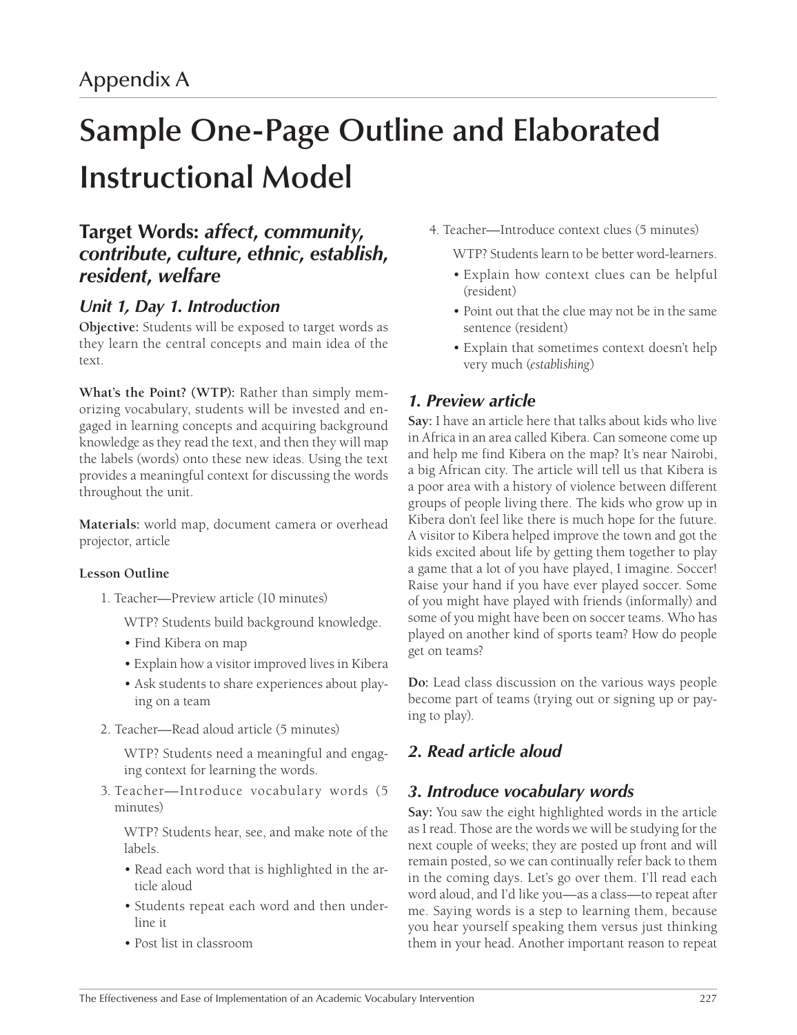## Appendix A

# Sample One-Page Outline and Elaborated Instructional Model

### Target Words: *affect, community, contribute, culture, ethnic, establish, resident, welfare*

### *Unit 1, Day 1. Introduction*

**Objective:** Students will be exposed to target words as they learn the central concepts and main idea of the text.

**What's the Point? (WTP):** Rather than simply memorizing vocabulary, students will be invested and engaged in learning concepts and acquiring background knowledge as they read the text, and then they will map the labels (words) onto these new ideas. Using the text provides a meaningful context for discussing the words throughout the unit.

**Materials:** world map, document camera or overhead projector, article

**Lesson Outline**

1. Teacher—Preview article (10 minutes)

   WTP? Students build background knowledge.

   - Find Kibera on map
   - Explain how a visitor improved lives in Kibera
   - Ask students to share experiences about playing on a team

2. Teacher—Read aloud article (5 minutes)

   WTP? Students need a meaningful and engaging context for learning the words.

3. Teacher—Introduce vocabulary words (5 minutes)

   WTP? Students hear, see, and make note of the labels.

   - Read each word that is highlighted in the article aloud
   - Students repeat each word and then underline it
   - Post list in classroom

4. Teacher—Introduce context clues (5 minutes)

   WTP? Students learn to be better word-learners.

   - Explain how context clues can be helpful (resident)
   - Point out that the clue may not be in the same sentence (resident)
   - Explain that sometimes context doesn't help very much (*establishing*)

### *1. Preview article*

**Say:** I have an article here that talks about kids who live in Africa in an area called Kibera. Can someone come up and help me find Kibera on the map? It's near Nairobi, a big African city. The article will tell us that Kibera is a poor area with a history of violence between different groups of people living there. The kids who grow up in Kibera don't feel like there is much hope for the future. A visitor to Kibera helped improve the town and got the kids excited about life by getting them together to play a game that a lot of you have played, I imagine. Soccer! Raise your hand if you have ever played soccer. Some of you might have played with friends (informally) and some of you might have been on soccer teams. Who has played on another kind of sports team? How do people get on teams?

**Do:** Lead class discussion on the various ways people become part of teams (trying out or signing up or paying to play).

### *2. Read article aloud*

### *3. Introduce vocabulary words*

**Say:** You saw the eight highlighted words in the article as I read. Those are the words we will be studying for the next couple of weeks; they are posted up front and will remain posted, so we can continually refer back to them in the coming days. Let's go over them. I'll read each word aloud, and I'd like you—as a class—to repeat after me. Saying words is a step to learning them, because you hear yourself speaking them versus just thinking them in your head. Another important reason to repeat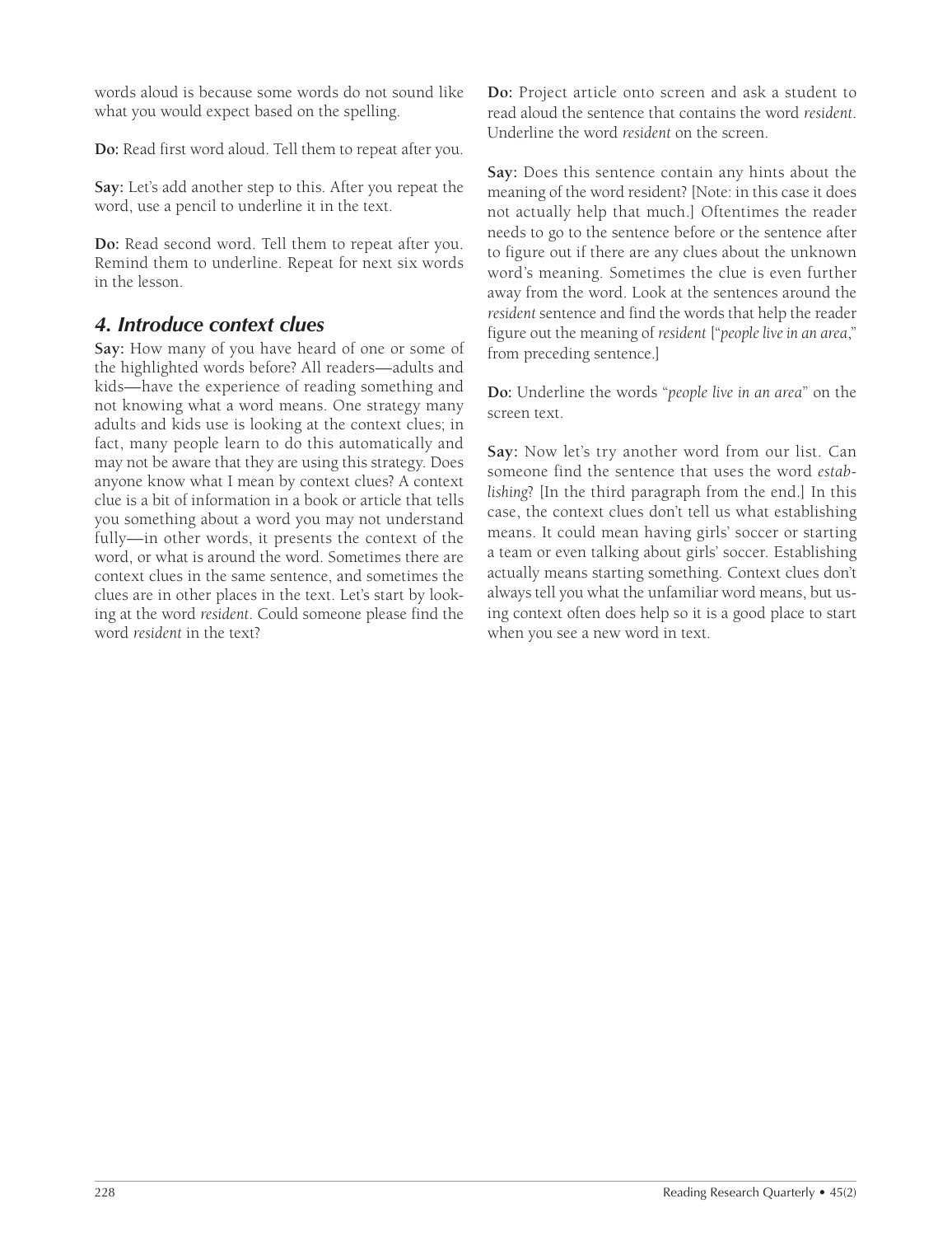words aloud is because some words do not sound like what you would expect based on the spelling.

**Do:** Read first word aloud. Tell them to repeat after you.

**Say:** Let's add another step to this. After you repeat the word, use a pencil to underline it in the text.

**Do:** Read second word. Tell them to repeat after you. Remind them to underline. Repeat for next six words in the lesson.

## *4. Introduce context clues*

**Say:** How many of you have heard of one or some of the highlighted words before? All readers—adults and kids—have the experience of reading something and not knowing what a word means. One strategy many adults and kids use is looking at the context clues; in fact, many people learn to do this automatically and may not be aware that they are using this strategy. Does anyone know what I mean by context clues? A context clue is a bit of information in a book or article that tells you something about a word you may not understand fully—in other words, it presents the context of the word, or what is around the word. Sometimes there are context clues in the same sentence, and sometimes the clues are in other places in the text. Let's start by looking at the word *resident*. Could someone please find the word *resident* in the text?

**Do:** Project article onto screen and ask a student to read aloud the sentence that contains the word *resident*. Underline the word *resident* on the screen.

**Say:** Does this sentence contain any hints about the meaning of the word resident? [Note: in this case it does not actually help that much.] Oftentimes the reader needs to go to the sentence before or the sentence after to figure out if there are any clues about the unknown word's meaning. Sometimes the clue is even further away from the word. Look at the sentences around the *resident* sentence and find the words that help the reader figure out the meaning of *resident* ["*people live in an area*," from preceding sentence.]

**Do:** Underline the words "*people live in an area*" on the screen text.

**Say:** Now let's try another word from our list. Can someone find the sentence that uses the word *establishing*? [In the third paragraph from the end.] In this case, the context clues don't tell us what establishing means. It could mean having girls' soccer or starting a team or even talking about girls' soccer. Establishing actually means starting something. Context clues don't always tell you what the unfamiliar word means, but using context often does help so it is a good place to start when you see a new word in text.